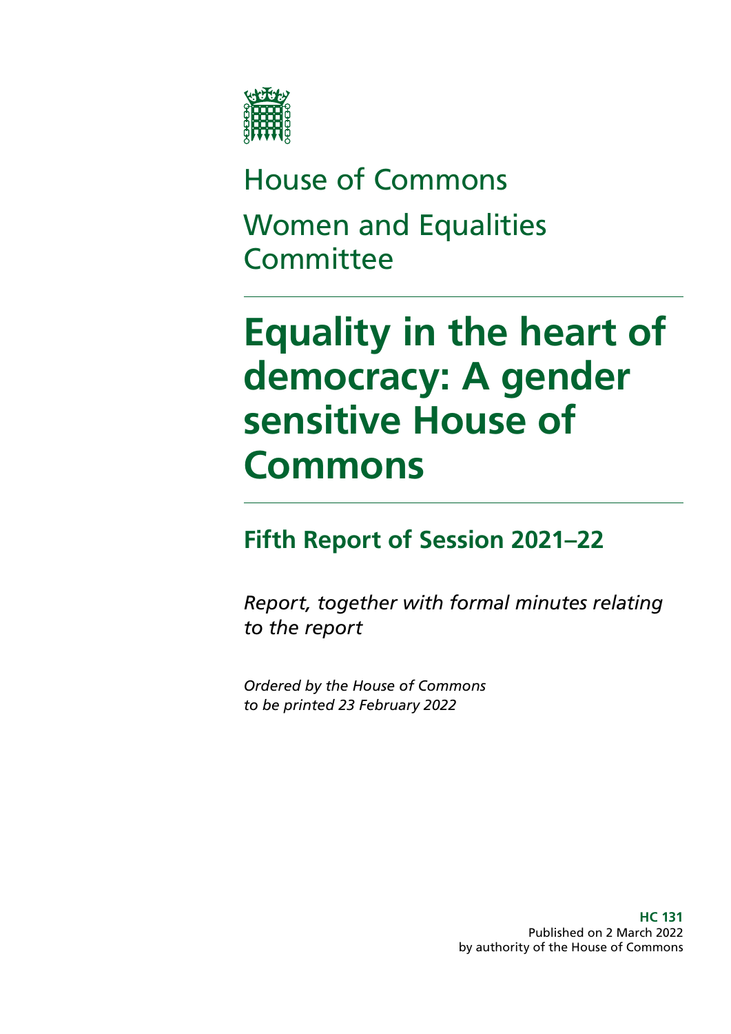House of Commons

Women and Equalities Committee

# Equality in the heart of democracy: A gender sensitive House of Commons

## Fifth Report of Session 2021–22

*Report, together with formal minutes relating to the report*

*Ordered by the House of Commons to be printed 23 February 2022*

**HC 131**
Published on 2 March 2022
by authority of the House of Commons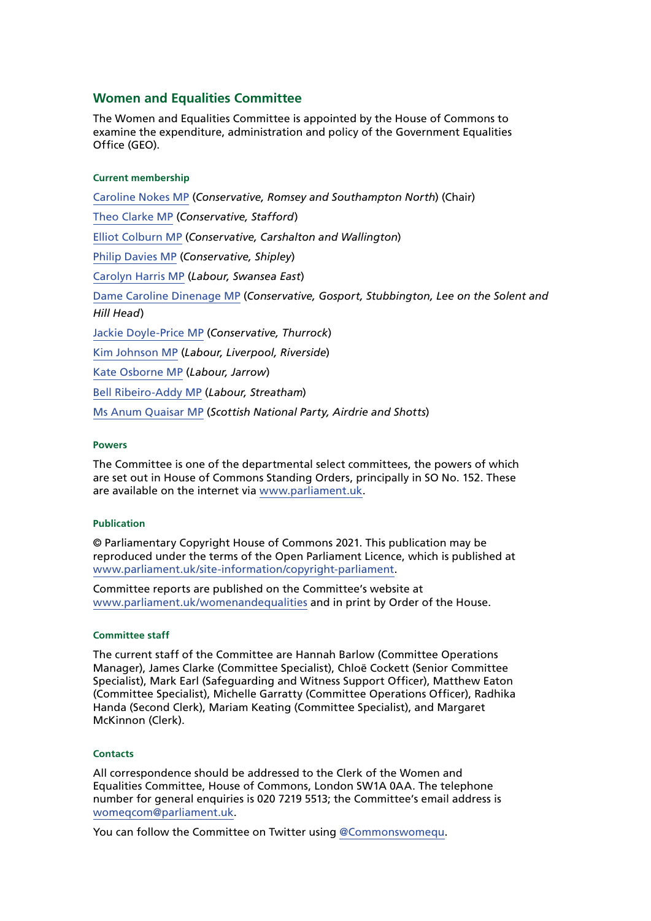## Women and Equalities Committee

The Women and Equalities Committee is appointed by the House of Commons to examine the expenditure, administration and policy of the Government Equalities Office (GEO).

#### Current membership

[Caroline Nokes MP](#) (*Conservative, Romsey and Southampton North*) (Chair)

[Theo Clarke MP](#) (*Conservative, Stafford*)

[Elliot Colburn MP](#) (*Conservative, Carshalton and Wallington*)

[Philip Davies MP](#) (*Conservative, Shipley*)

[Carolyn Harris MP](#) (*Labour, Swansea East*)

[Dame Caroline Dinenage MP](#) (*Conservative, Gosport, Stubbington, Lee on the Solent and Hill Head*)

[Jackie Doyle-Price MP](#) (*Conservative, Thurrock*)

[Kim Johnson MP](#) (*Labour, Liverpool, Riverside*)

[Kate Osborne MP](#) (*Labour, Jarrow*)

[Bell Ribeiro-Addy MP](#) (*Labour, Streatham*)

[Ms Anum Quaisar MP](#) (*Scottish National Party, Airdrie and Shotts*)

#### Powers

The Committee is one of the departmental select committees, the powers of which are set out in House of Commons Standing Orders, principally in SO No. 152. These are available on the internet via [www.parliament.uk](www.parliament.uk).

#### Publication

© Parliamentary Copyright House of Commons 2021. This publication may be reproduced under the terms of the Open Parliament Licence, which is published at [www.parliament.uk/site-information/copyright-parliament](www.parliament.uk/site-information/copyright-parliament).

Committee reports are published on the Committee's website at [www.parliament.uk/womenandequalities](www.parliament.uk/womenandequalities) and in print by Order of the House.

#### Committee staff

The current staff of the Committee are Hannah Barlow (Committee Operations Manager), James Clarke (Committee Specialist), Chloë Cockett (Senior Committee Specialist), Mark Earl (Safeguarding and Witness Support Officer), Matthew Eaton (Committee Specialist), Michelle Garratty (Committee Operations Officer), Radhika Handa (Second Clerk), Mariam Keating (Committee Specialist), and Margaret McKinnon (Clerk).

#### Contacts

All correspondence should be addressed to the Clerk of the Women and Equalities Committee, House of Commons, London SW1A 0AA. The telephone number for general enquiries is 020 7219 5513; the Committee's email address is [womeqcom@parliament.uk](mailto:womeqcom@parliament.uk).

You can follow the Committee on Twitter using [@Commonswomequ](#).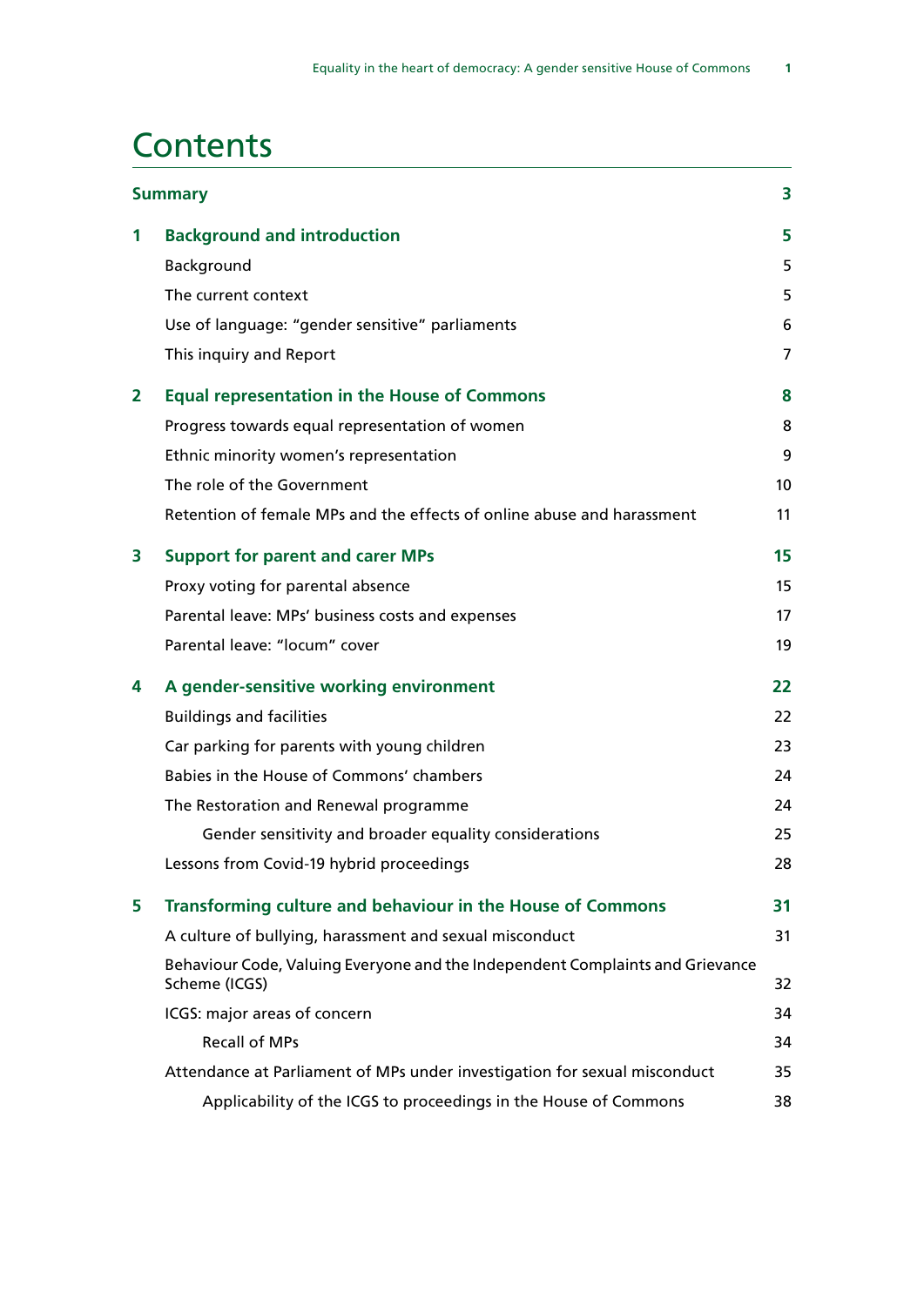# Contents

| | | |
|---|---|---|
| **Summary** | | **3** |
| **1** | **Background and introduction** | **5** |
| | Background | 5 |
| | The current context | 5 |
| | Use of language: “gender sensitive” parliaments | 6 |
| | This inquiry and Report | 7 |
| **2** | **Equal representation in the House of Commons** | **8** |
| | Progress towards equal representation of women | 8 |
| | Ethnic minority women’s representation | 9 |
| | The role of the Government | 10 |
| | Retention of female MPs and the effects of online abuse and harassment | 11 |
| **3** | **Support for parent and carer MPs** | **15** |
| | Proxy voting for parental absence | 15 |
| | Parental leave: MPs’ business costs and expenses | 17 |
| | Parental leave: “locum” cover | 19 |
| **4** | **A gender-sensitive working environment** | **22** |
| | Buildings and facilities | 22 |
| | Car parking for parents with young children | 23 |
| | Babies in the House of Commons’ chambers | 24 |
| | The Restoration and Renewal programme | 24 |
| | Gender sensitivity and broader equality considerations | 25 |
| | Lessons from Covid-19 hybrid proceedings | 28 |
| **5** | **Transforming culture and behaviour in the House of Commons** | **31** |
| | A culture of bullying, harassment and sexual misconduct | 31 |
| | Behaviour Code, Valuing Everyone and the Independent Complaints and Grievance Scheme (ICGS) | 32 |
| | ICGS: major areas of concern | 34 |
| | Recall of MPs | 34 |
| | Attendance at Parliament of MPs under investigation for sexual misconduct | 35 |
| | Applicability of the ICGS to proceedings in the House of Commons | 38 |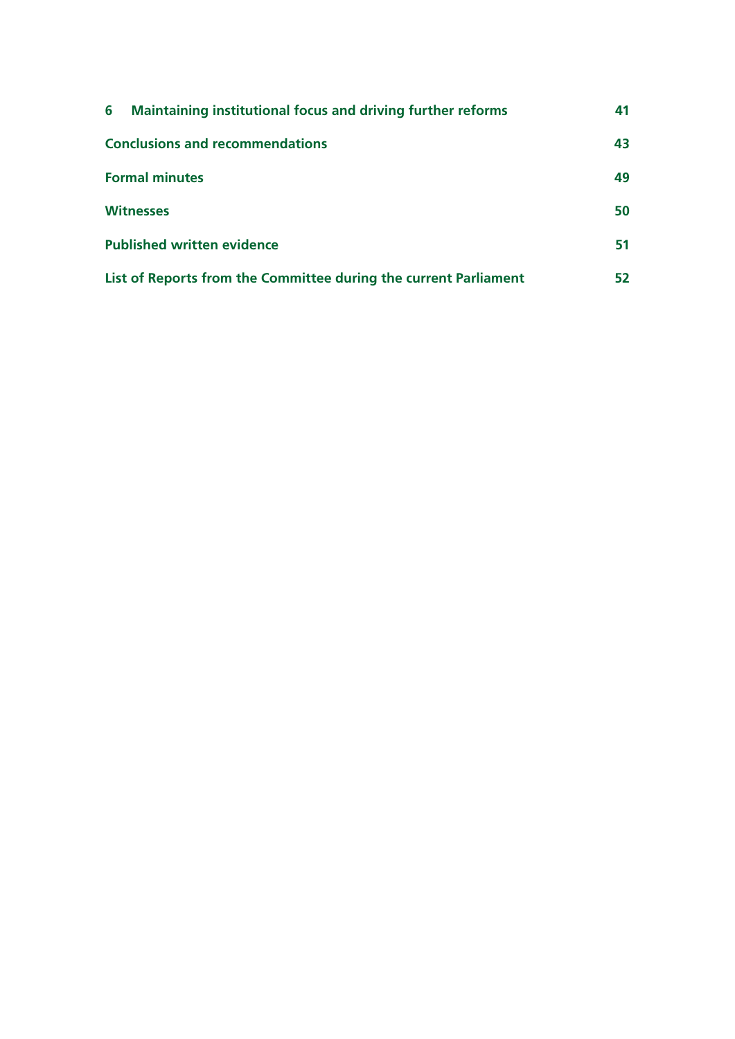| | |
|---|---|
| **6 Maintaining institutional focus and driving further reforms** | **41** |
| **Conclusions and recommendations** | **43** |
| **Formal minutes** | **49** |
| **Witnesses** | **50** |
| **Published written evidence** | **51** |
| **List of Reports from the Committee during the current Parliament** | **52** |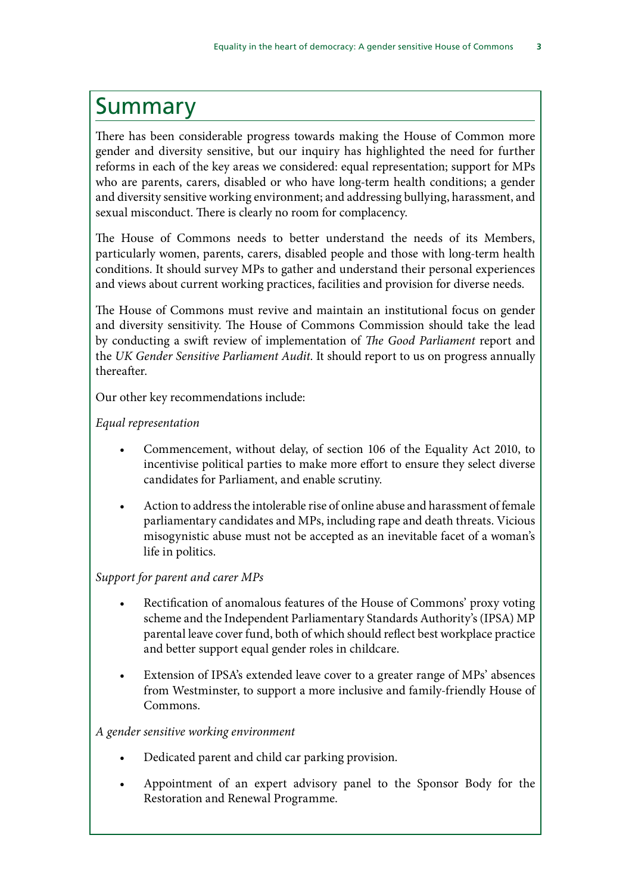# Summary

There has been considerable progress towards making the House of Common more gender and diversity sensitive, but our inquiry has highlighted the need for further reforms in each of the key areas we considered: equal representation; support for MPs who are parents, carers, disabled or who have long-term health conditions; a gender and diversity sensitive working environment; and addressing bullying, harassment, and sexual misconduct. There is clearly no room for complacency.

The House of Commons needs to better understand the needs of its Members, particularly women, parents, carers, disabled people and those with long-term health conditions. It should survey MPs to gather and understand their personal experiences and views about current working practices, facilities and provision for diverse needs.

The House of Commons must revive and maintain an institutional focus on gender and diversity sensitivity. The House of Commons Commission should take the lead by conducting a swift review of implementation of *The Good Parliament* report and the *UK Gender Sensitive Parliament Audit*. It should report to us on progress annually thereafter.

Our other key recommendations include:

*Equal representation*

- Commencement, without delay, of section 106 of the Equality Act 2010, to incentivise political parties to make more effort to ensure they select diverse candidates for Parliament, and enable scrutiny.
- Action to address the intolerable rise of online abuse and harassment of female parliamentary candidates and MPs, including rape and death threats. Vicious misogynistic abuse must not be accepted as an inevitable facet of a woman's life in politics.

*Support for parent and carer MPs*

- Rectification of anomalous features of the House of Commons' proxy voting scheme and the Independent Parliamentary Standards Authority's (IPSA) MP parental leave cover fund, both of which should reflect best workplace practice and better support equal gender roles in childcare.
- Extension of IPSA's extended leave cover to a greater range of MPs' absences from Westminster, to support a more inclusive and family-friendly House of Commons.

*A gender sensitive working environment*

- Dedicated parent and child car parking provision.
- Appointment of an expert advisory panel to the Sponsor Body for the Restoration and Renewal Programme.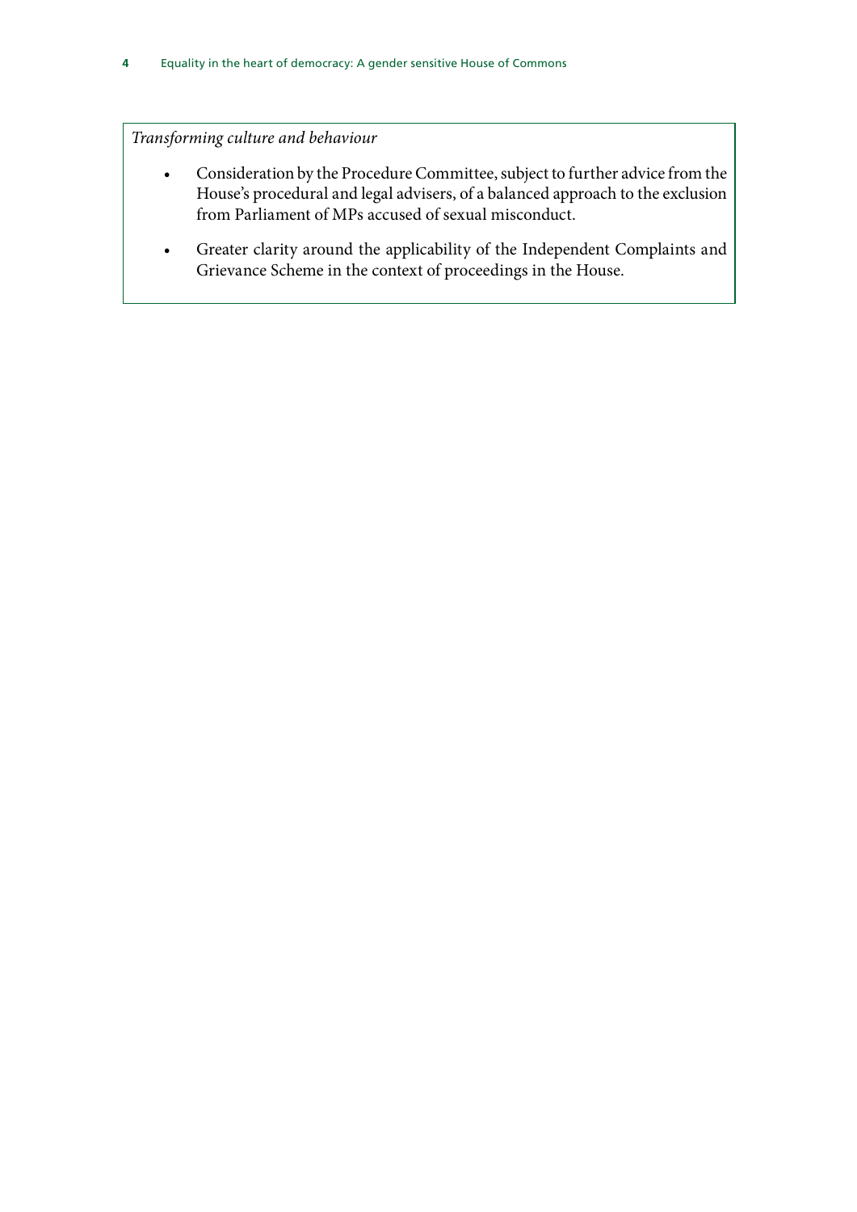*Transforming culture and behaviour*

- Consideration by the Procedure Committee, subject to further advice from the House's procedural and legal advisers, of a balanced approach to the exclusion from Parliament of MPs accused of sexual misconduct.
- Greater clarity around the applicability of the Independent Complaints and Grievance Scheme in the context of proceedings in the House.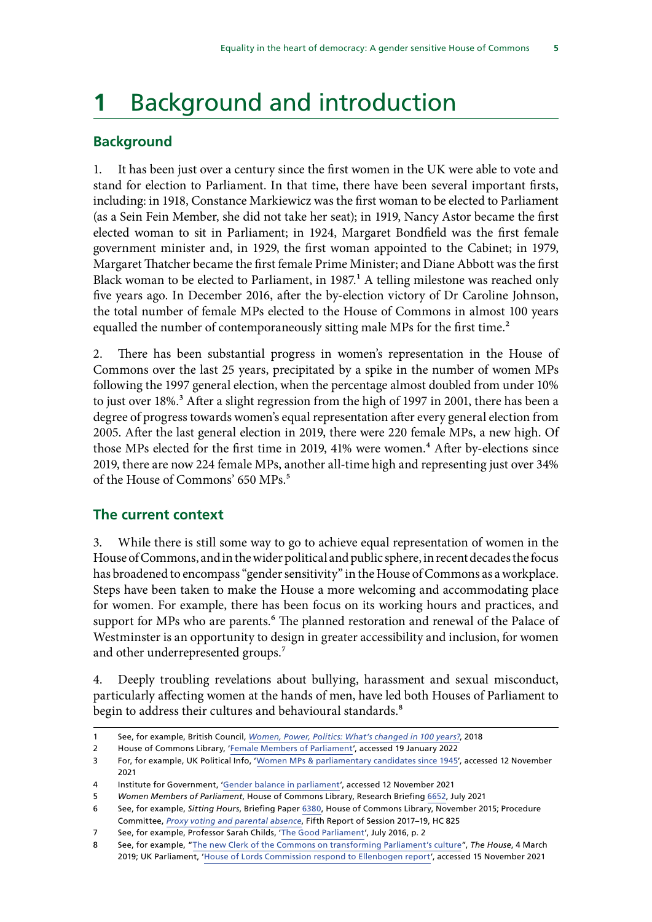# 1 Background and introduction

## Background

1. It has been just over a century since the first women in the UK were able to vote and stand for election to Parliament. In that time, there have been several important firsts, including: in 1918, Constance Markiewicz was the first woman to be elected to Parliament (as a Sein Fein Member, she did not take her seat); in 1919, Nancy Astor became the first elected woman to sit in Parliament; in 1924, Margaret Bondfield was the first female government minister and, in 1929, the first woman appointed to the Cabinet; in 1979, Margaret Thatcher became the first female Prime Minister; and Diane Abbott was the first Black woman to be elected to Parliament, in 1987.[1] A telling milestone was reached only five years ago. In December 2016, after the by-election victory of Dr Caroline Johnson, the total number of female MPs elected to the House of Commons in almost 100 years equalled the number of contemporaneously sitting male MPs for the first time.[2]

2. There has been substantial progress in women's representation in the House of Commons over the last 25 years, precipitated by a spike in the number of women MPs following the 1997 general election, when the percentage almost doubled from under 10% to just over 18%.[3] After a slight regression from the high of 1997 in 2001, there has been a degree of progress towards women's equal representation after every general election from 2005. After the last general election in 2019, there were 220 female MPs, a new high. Of those MPs elected for the first time in 2019, 41% were women.[4] After by-elections since 2019, there are now 224 female MPs, another all-time high and representing just over 34% of the House of Commons' 650 MPs.[5]

## The current context

3. While there is still some way to go to achieve equal representation of women in the House of Commons, and in the wider political and public sphere, in recent decades the focus has broadened to encompass "gender sensitivity" in the House of Commons as a workplace. Steps have been taken to make the House a more welcoming and accommodating place for women. For example, there has been focus on its working hours and practices, and support for MPs who are parents.[6] The planned restoration and renewal of the Palace of Westminster is an opportunity to design in greater accessibility and inclusion, for women and other underrepresented groups.[7]

4. Deeply troubling revelations about bullying, harassment and sexual misconduct, particularly affecting women at the hands of men, have led both Houses of Parliament to begin to address their cultures and behavioural standards.[8]

---

1 See, for example, British Council, *Women, Power, Politics: What's changed in 100 years?*, 2018

2 House of Commons Library, 'Female Members of Parliament', accessed 19 January 2022

3 For, for example, UK Political Info, 'Women MPs & parliamentary candidates since 1945', accessed 12 November 2021

4 Institute for Government, 'Gender balance in parliament', accessed 12 November 2021

5 *Women Members of Parliament*, House of Commons Library, Research Briefing 6652, July 2021

6 See, for example, *Sitting Hours*, Briefing Paper 6380, House of Commons Library, November 2015; Procedure Committee, *Proxy voting and parental absence*, Fifth Report of Session 2017–19, HC 825

7 See, for example, Professor Sarah Childs, 'The Good Parliament', July 2016, p. 2

8 See, for example, "The new Clerk of the Commons on transforming Parliament's culture", *The House*, 4 March 2019; UK Parliament, 'House of Lords Commission respond to Ellenbogen report', accessed 15 November 2021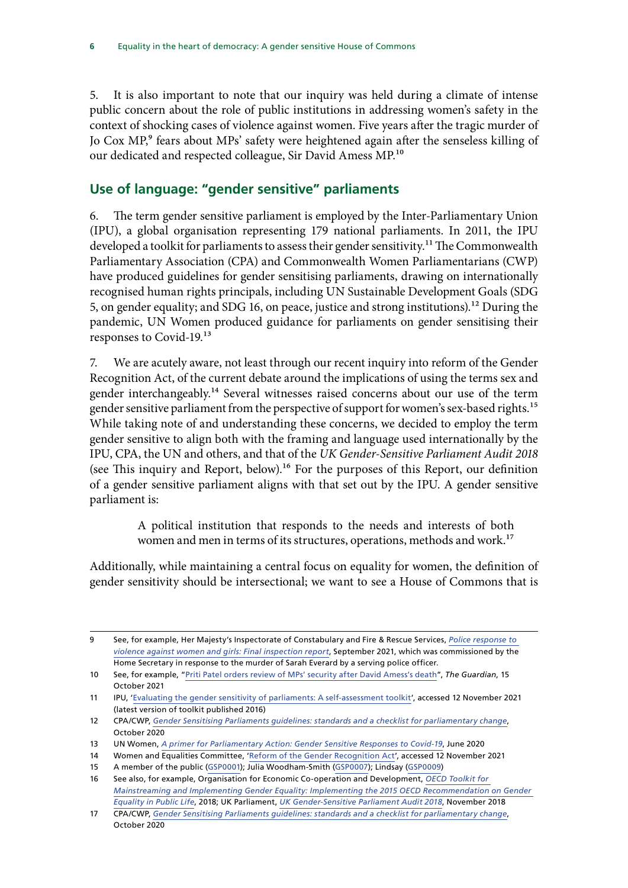5. It is also important to note that our inquiry was held during a climate of intense public concern about the role of public institutions in addressing women's safety in the context of shocking cases of violence against women. Five years after the tragic murder of Jo Cox MP,[9] fears about MPs' safety were heightened again after the senseless killing of our dedicated and respected colleague, Sir David Amess MP.[10]

## Use of language: "gender sensitive" parliaments

6. The term gender sensitive parliament is employed by the Inter-Parliamentary Union (IPU), a global organisation representing 179 national parliaments. In 2011, the IPU developed a toolkit for parliaments to assess their gender sensitivity.[11] The Commonwealth Parliamentary Association (CPA) and Commonwealth Women Parliamentarians (CWP) have produced guidelines for gender sensitising parliaments, drawing on internationally recognised human rights principals, including UN Sustainable Development Goals (SDG 5, on gender equality; and SDG 16, on peace, justice and strong institutions).[12] During the pandemic, UN Women produced guidance for parliaments on gender sensitising their responses to Covid-19.[13]

7. We are acutely aware, not least through our recent inquiry into reform of the Gender Recognition Act, of the current debate around the implications of using the terms sex and gender interchangeably.[14] Several witnesses raised concerns about our use of the term gender sensitive parliament from the perspective of support for women's sex-based rights.[15] While taking note of and understanding these concerns, we decided to employ the term gender sensitive to align both with the framing and language used internationally by the IPU, CPA, the UN and others, and that of the *UK Gender-Sensitive Parliament Audit 2018* (see This inquiry and Report, below).[16] For the purposes of this Report, our definition of a gender sensitive parliament aligns with that set out by the IPU. A gender sensitive parliament is:

> A political institution that responds to the needs and interests of both women and men in terms of its structures, operations, methods and work.[17]

Additionally, while maintaining a central focus on equality for women, the definition of gender sensitivity should be intersectional; we want to see a House of Commons that is

---

9 See, for example, Her Majesty's Inspectorate of Constabulary and Fire & Rescue Services, *Police response to violence against women and girls: Final inspection report*, September 2021, which was commissioned by the Home Secretary in response to the murder of Sarah Everard by a serving police officer.

10 See, for example, "Priti Patel orders review of MPs' security after David Amess's death", *The Guardian*, 15 October 2021

11 IPU, 'Evaluating the gender sensitivity of parliaments: A self-assessment toolkit', accessed 12 November 2021 (latest version of toolkit published 2016)

12 CPA/CWP, *Gender Sensitising Parliaments guidelines: standards and a checklist for parliamentary change*, October 2020

13 UN Women, *A primer for Parliamentary Action: Gender Sensitive Responses to Covid-19*, June 2020

14 Women and Equalities Committee, 'Reform of the Gender Recognition Act', accessed 12 November 2021

15 A member of the public (GSP0001); Julia Woodham-Smith (GSP0007); Lindsay (GSP0009)

16 See also, for example, Organisation for Economic Co-operation and Development, *OECD Toolkit for Mainstreaming and Implementing Gender Equality: Implementing the 2015 OECD Recommendation on Gender Equality in Public Life*, 2018; UK Parliament, *UK Gender-Sensitive Parliament Audit 2018*, November 2018

17 CPA/CWP, *Gender Sensitising Parliaments guidelines: standards and a checklist for parliamentary change*, October 2020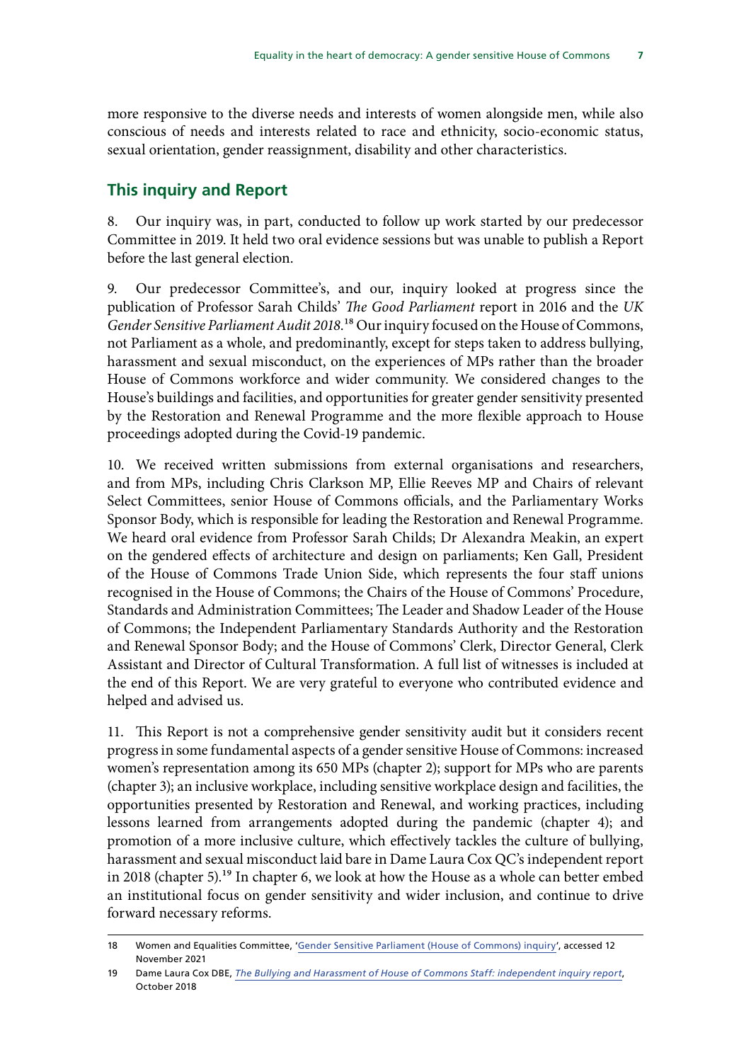more responsive to the diverse needs and interests of women alongside men, while also conscious of needs and interests related to race and ethnicity, socio-economic status, sexual orientation, gender reassignment, disability and other characteristics.

## This inquiry and Report

8. Our inquiry was, in part, conducted to follow up work started by our predecessor Committee in 2019. It held two oral evidence sessions but was unable to publish a Report before the last general election.

9. Our predecessor Committee's, and our, inquiry looked at progress since the publication of Professor Sarah Childs' *The Good Parliament* report in 2016 and the *UK Gender Sensitive Parliament Audit 2018*.[18] Our inquiry focused on the House of Commons, not Parliament as a whole, and predominantly, except for steps taken to address bullying, harassment and sexual misconduct, on the experiences of MPs rather than the broader House of Commons workforce and wider community. We considered changes to the House's buildings and facilities, and opportunities for greater gender sensitivity presented by the Restoration and Renewal Programme and the more flexible approach to House proceedings adopted during the Covid-19 pandemic.

10. We received written submissions from external organisations and researchers, and from MPs, including Chris Clarkson MP, Ellie Reeves MP and Chairs of relevant Select Committees, senior House of Commons officials, and the Parliamentary Works Sponsor Body, which is responsible for leading the Restoration and Renewal Programme. We heard oral evidence from Professor Sarah Childs; Dr Alexandra Meakin, an expert on the gendered effects of architecture and design on parliaments; Ken Gall, President of the House of Commons Trade Union Side, which represents the four staff unions recognised in the House of Commons; the Chairs of the House of Commons' Procedure, Standards and Administration Committees; The Leader and Shadow Leader of the House of Commons; the Independent Parliamentary Standards Authority and the Restoration and Renewal Sponsor Body; and the House of Commons' Clerk, Director General, Clerk Assistant and Director of Cultural Transformation. A full list of witnesses is included at the end of this Report. We are very grateful to everyone who contributed evidence and helped and advised us.

11. This Report is not a comprehensive gender sensitivity audit but it considers recent progress in some fundamental aspects of a gender sensitive House of Commons: increased women's representation among its 650 MPs (chapter 2); support for MPs who are parents (chapter 3); an inclusive workplace, including sensitive workplace design and facilities, the opportunities presented by Restoration and Renewal, and working practices, including lessons learned from arrangements adopted during the pandemic (chapter 4); and promotion of a more inclusive culture, which effectively tackles the culture of bullying, harassment and sexual misconduct laid bare in Dame Laura Cox QC's independent report in 2018 (chapter 5).[19] In chapter 6, we look at how the House as a whole can better embed an institutional focus on gender sensitivity and wider inclusion, and continue to drive forward necessary reforms.

---

18 Women and Equalities Committee, 'Gender Sensitive Parliament (House of Commons) inquiry', accessed 12 November 2021

19 Dame Laura Cox DBE, *The Bullying and Harassment of House of Commons Staff: independent inquiry report*, October 2018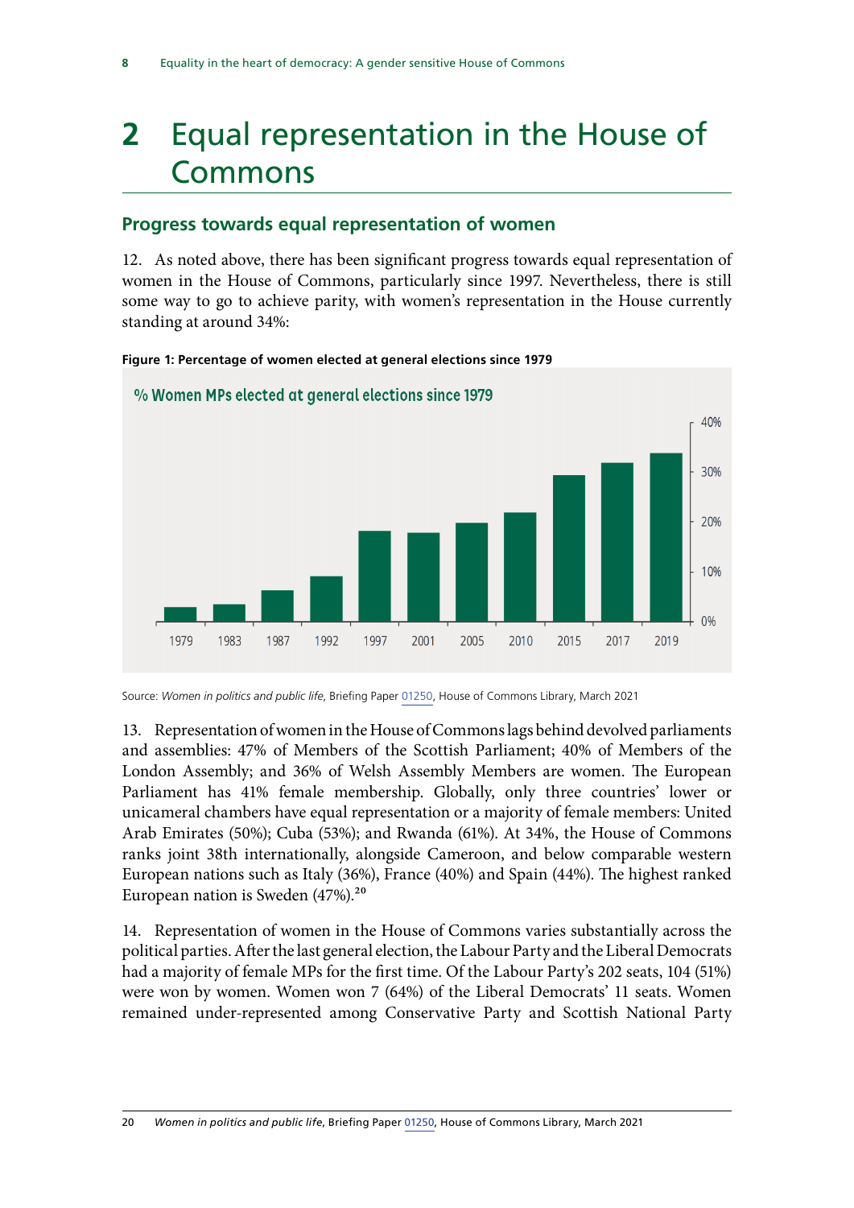# 2 Equal representation in the House of Commons

## Progress towards equal representation of women

12. As noted above, there has been significant progress towards equal representation of women in the House of Commons, particularly since 1997. Nevertheless, there is still some way to go to achieve parity, with women's representation in the House currently standing at around 34%:

**Figure 1: Percentage of women elected at general elections since 1979**

% Women MPs elected at general elections since 1979

Source: *Women in politics and public life*, Briefing Paper 01250, House of Commons Library, March 2021

13. Representation of women in the House of Commons lags behind devolved parliaments and assemblies: 47% of Members of the Scottish Parliament; 40% of Members of the London Assembly; and 36% of Welsh Assembly Members are women. The European Parliament has 41% female membership. Globally, only three countries' lower or unicameral chambers have equal representation or a majority of female members: United Arab Emirates (50%); Cuba (53%); and Rwanda (61%). At 34%, the House of Commons ranks joint 38th internationally, alongside Cameroon, and below comparable western European nations such as Italy (36%), France (40%) and Spain (44%). The highest ranked European nation is Sweden (47%).[20]

14. Representation of women in the House of Commons varies substantially across the political parties. After the last general election, the Labour Party and the Liberal Democrats had a majority of female MPs for the first time. Of the Labour Party's 202 seats, 104 (51%) were won by women. Women won 7 (64%) of the Liberal Democrats' 11 seats. Women remained under-represented among Conservative Party and Scottish National Party

20 *Women in politics and public life*, Briefing Paper 01250, House of Commons Library, March 2021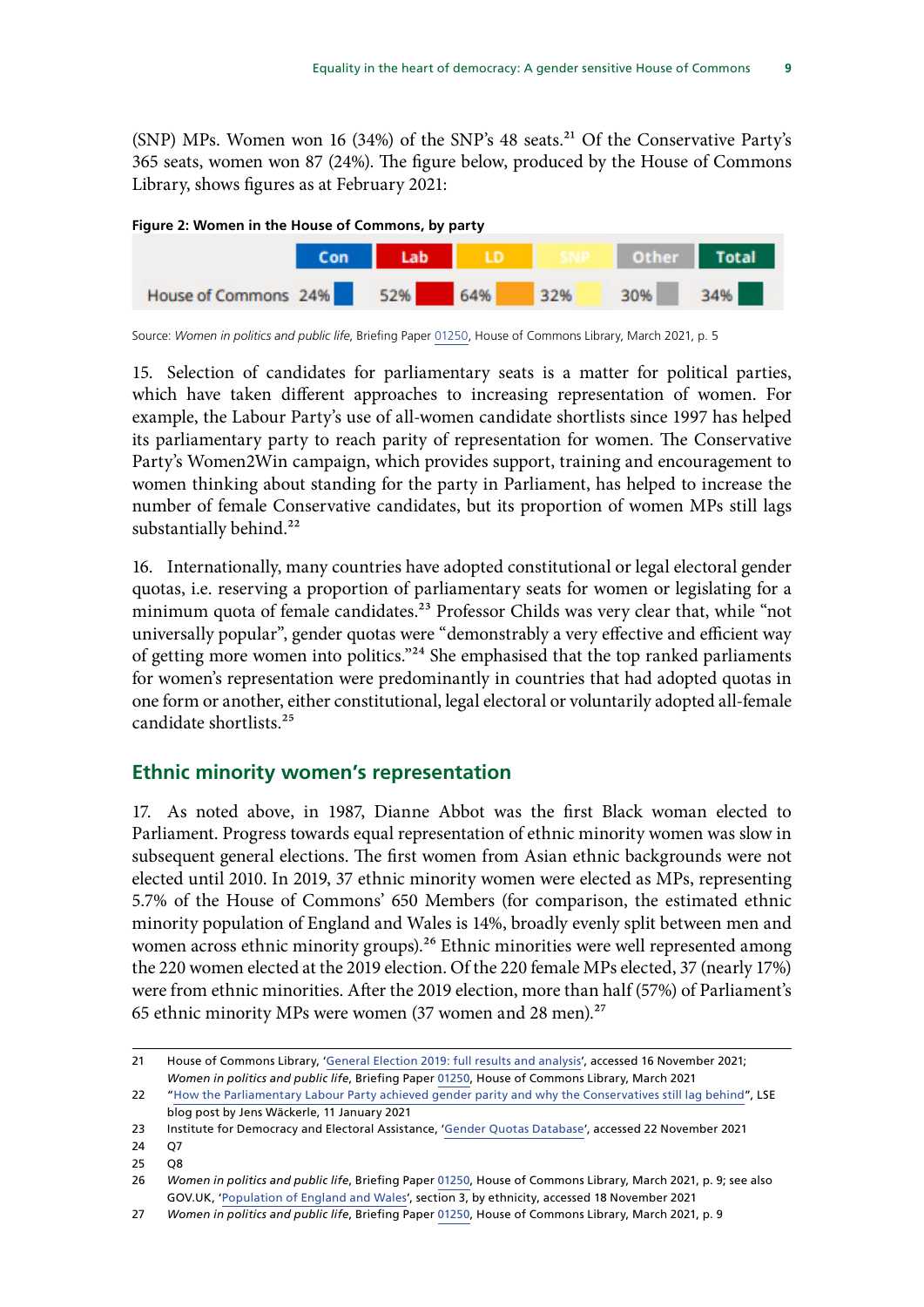(SNP) MPs. Women won 16 (34%) of the SNP's 48 seats.[21] Of the Conservative Party's 365 seats, women won 87 (24%). The figure below, produced by the House of Commons Library, shows figures as at February 2021:

**Figure 2: Women in the House of Commons, by party**

| | Con | Lab | LD | SNP | Other | Total |
|---|---|---|---|---|---|---|
| House of Commons | 24% | 52% | 64% | 32% | 30% | 34% |

Source: *Women in politics and public life*, Briefing Paper 01250, House of Commons Library, March 2021, p. 5

15. Selection of candidates for parliamentary seats is a matter for political parties, which have taken different approaches to increasing representation of women. For example, the Labour Party's use of all-women candidate shortlists since 1997 has helped its parliamentary party to reach parity of representation for women. The Conservative Party's Women2Win campaign, which provides support, training and encouragement to women thinking about standing for the party in Parliament, has helped to increase the number of female Conservative candidates, but its proportion of women MPs still lags substantially behind.[22]

16. Internationally, many countries have adopted constitutional or legal electoral gender quotas, i.e. reserving a proportion of parliamentary seats for women or legislating for a minimum quota of female candidates.[23] Professor Childs was very clear that, while "not universally popular", gender quotas were "demonstrably a very effective and efficient way of getting more women into politics."[24] She emphasised that the top ranked parliaments for women's representation were predominantly in countries that had adopted quotas in one form or another, either constitutional, legal electoral or voluntarily adopted all-female candidate shortlists.[25]

## Ethnic minority women's representation

17. As noted above, in 1987, Dianne Abbot was the first Black woman elected to Parliament. Progress towards equal representation of ethnic minority women was slow in subsequent general elections. The first women from Asian ethnic backgrounds were not elected until 2010. In 2019, 37 ethnic minority women were elected as MPs, representing 5.7% of the House of Commons' 650 Members (for comparison, the estimated ethnic minority population of England and Wales is 14%, broadly evenly split between men and women across ethnic minority groups).[26] Ethnic minorities were well represented among the 220 women elected at the 2019 election. Of the 220 female MPs elected, 37 (nearly 17%) were from ethnic minorities. After the 2019 election, more than half (57%) of Parliament's 65 ethnic minority MPs were women (37 women and 28 men).[27]

---

21 House of Commons Library, 'General Election 2019: full results and analysis', accessed 16 November 2021; *Women in politics and public life*, Briefing Paper 01250, House of Commons Library, March 2021

22 "How the Parliamentary Labour Party achieved gender parity and why the Conservatives still lag behind", LSE blog post by Jens Wäckerle, 11 January 2021

23 Institute for Democracy and Electoral Assistance, 'Gender Quotas Database', accessed 22 November 2021

24 Q7

25 Q8

26 *Women in politics and public life*, Briefing Paper 01250, House of Commons Library, March 2021, p. 9; see also GOV.UK, 'Population of England and Wales', section 3, by ethnicity, accessed 18 November 2021

27 *Women in politics and public life*, Briefing Paper 01250, House of Commons Library, March 2021, p. 9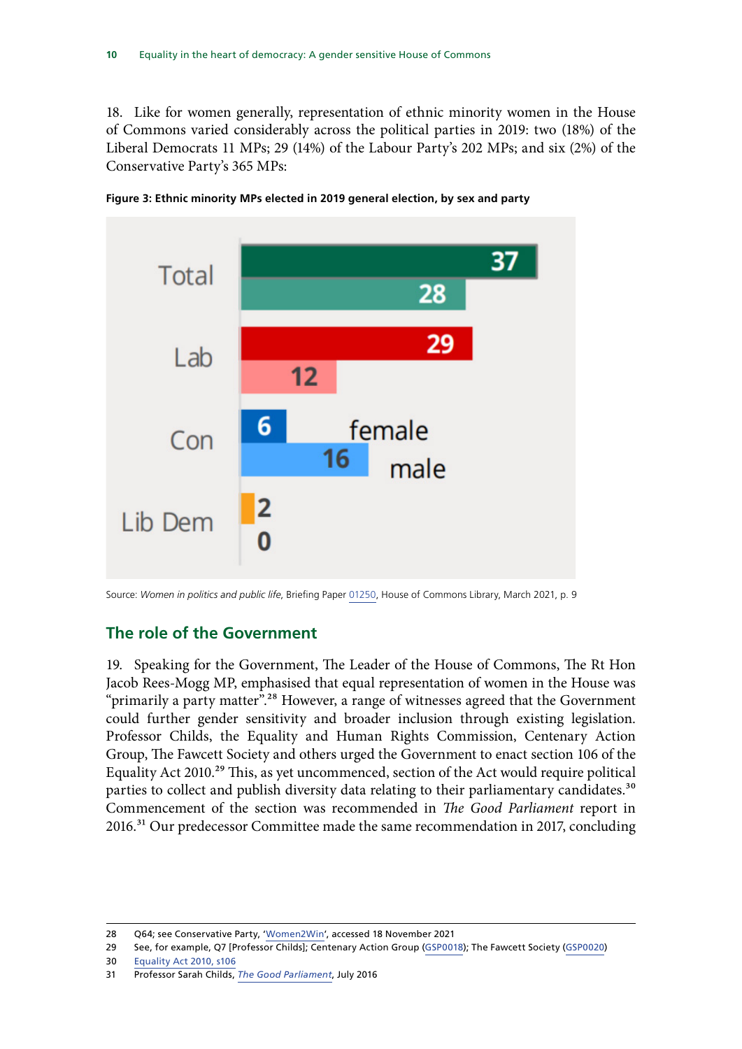18. Like for women generally, representation of ethnic minority women in the House of Commons varied considerably across the political parties in 2019: two (18%) of the Liberal Democrats 11 MPs; 29 (14%) of the Labour Party's 202 MPs; and six (2%) of the Conservative Party's 365 MPs:

**Figure 3: Ethnic minority MPs elected in 2019 general election, by sex and party**

| | female | male |
|---|---|---|
| Total | 37 | 28 |
| Lab | 29 | 12 |
| Con | 6 | 16 |
| Lib Dem | 2 | 0 |

Source: *Women in politics and public life*, Briefing Paper 01250, House of Commons Library, March 2021, p. 9

## The role of the Government

19. Speaking for the Government, The Leader of the House of Commons, The Rt Hon Jacob Rees-Mogg MP, emphasised that equal representation of women in the House was "primarily a party matter".[28] However, a range of witnesses agreed that the Government could further gender sensitivity and broader inclusion through existing legislation. Professor Childs, the Equality and Human Rights Commission, Centenary Action Group, The Fawcett Society and others urged the Government to enact section 106 of the Equality Act 2010.[29] This, as yet uncommenced, section of the Act would require political parties to collect and publish diversity data relating to their parliamentary candidates.[30] Commencement of the section was recommended in *The Good Parliament* report in 2016.[31] Our predecessor Committee made the same recommendation in 2017, concluding

28 Q64; see Conservative Party, 'Women2Win', accessed 18 November 2021

29 See, for example, Q7 [Professor Childs]; Centenary Action Group (GSP0018); The Fawcett Society (GSP0020)

30 Equality Act 2010, s106

31 Professor Sarah Childs, *The Good Parliament*, July 2016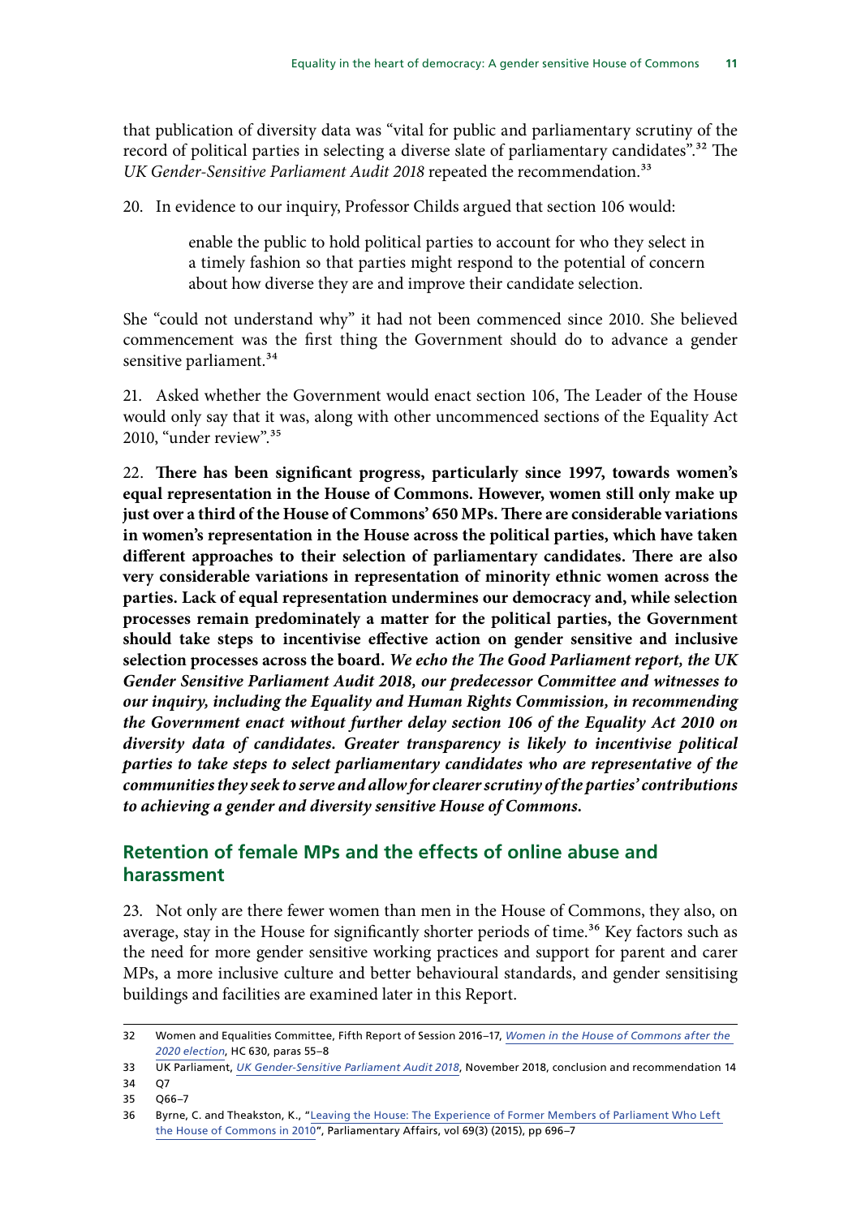that publication of diversity data was "vital for public and parliamentary scrutiny of the record of political parties in selecting a diverse slate of parliamentary candidates".[32] The *UK Gender-Sensitive Parliament Audit 2018* repeated the recommendation.[33]

20. In evidence to our inquiry, Professor Childs argued that section 106 would:

> enable the public to hold political parties to account for who they select in a timely fashion so that parties might respond to the potential of concern about how diverse they are and improve their candidate selection.

She "could not understand why" it had not been commenced since 2010. She believed commencement was the first thing the Government should do to advance a gender sensitive parliament.[34]

21. Asked whether the Government would enact section 106, The Leader of the House would only say that it was, along with other uncommenced sections of the Equality Act 2010, "under review".[35]

22. **There has been significant progress, particularly since 1997, towards women's equal representation in the House of Commons. However, women still only make up just over a third of the House of Commons' 650 MPs. There are considerable variations in women's representation in the House across the political parties, which have taken different approaches to their selection of parliamentary candidates. There are also very considerable variations in representation of minority ethnic women across the parties. Lack of equal representation undermines our democracy and, while selection processes remain predominately a matter for the political parties, the Government should take steps to incentivise effective action on gender sensitive and inclusive selection processes across the board.** ***We echo the The Good Parliament report, the UK Gender Sensitive Parliament Audit 2018, our predecessor Committee and witnesses to our inquiry, including the Equality and Human Rights Commission, in recommending the Government enact without further delay section 106 of the Equality Act 2010 on diversity data of candidates. Greater transparency is likely to incentivise political parties to take steps to select parliamentary candidates who are representative of the communities they seek to serve and allow for clearer scrutiny of the parties' contributions to achieving a gender and diversity sensitive House of Commons.***

## Retention of female MPs and the effects of online abuse and harassment

23. Not only are there fewer women than men in the House of Commons, they also, on average, stay in the House for significantly shorter periods of time.[36] Key factors such as the need for more gender sensitive working practices and support for parent and carer MPs, a more inclusive culture and better behavioural standards, and gender sensitising buildings and facilities are examined later in this Report.

---

32 Women and Equalities Committee, Fifth Report of Session 2016–17, *Women in the House of Commons after the 2020 election*, HC 630, paras 55–8

33 UK Parliament, *UK Gender-Sensitive Parliament Audit 2018*, November 2018, conclusion and recommendation 14

34 Q7

35 Q66–7

36 Byrne, C. and Theakston, K., "Leaving the House: The Experience of Former Members of Parliament Who Left the House of Commons in 2010", Parliamentary Affairs, vol 69(3) (2015), pp 696–7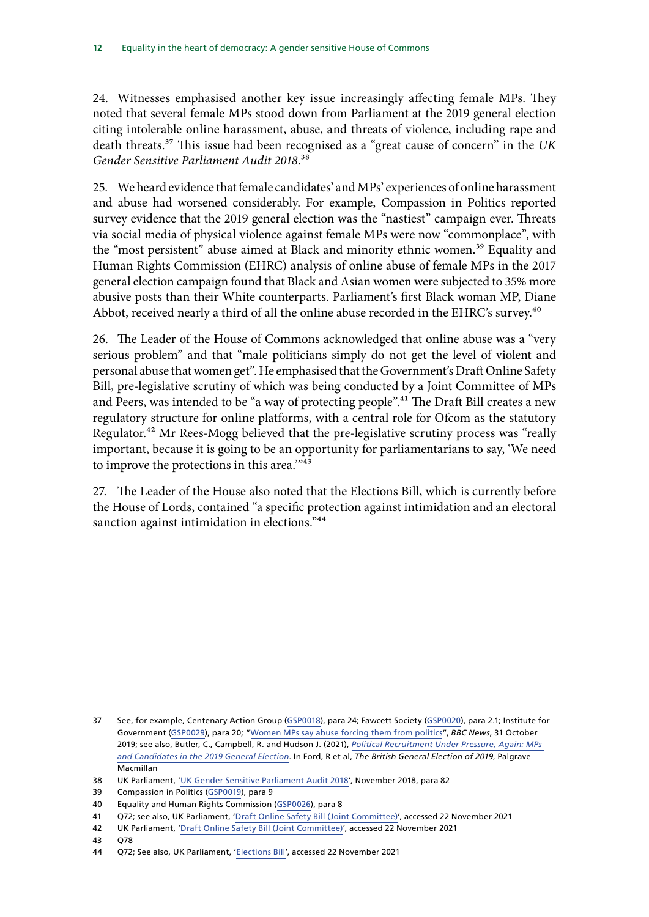24. Witnesses emphasised another key issue increasingly affecting female MPs. They noted that several female MPs stood down from Parliament at the 2019 general election citing intolerable online harassment, abuse, and threats of violence, including rape and death threats.[37] This issue had been recognised as a "great cause of concern" in the *UK Gender Sensitive Parliament Audit 2018*.[38]

25. We heard evidence that female candidates' and MPs' experiences of online harassment and abuse had worsened considerably. For example, Compassion in Politics reported survey evidence that the 2019 general election was the "nastiest" campaign ever. Threats via social media of physical violence against female MPs were now "commonplace", with the "most persistent" abuse aimed at Black and minority ethnic women.[39] Equality and Human Rights Commission (EHRC) analysis of online abuse of female MPs in the 2017 general election campaign found that Black and Asian women were subjected to 35% more abusive posts than their White counterparts. Parliament's first Black woman MP, Diane Abbot, received nearly a third of all the online abuse recorded in the EHRC's survey.[40]

26. The Leader of the House of Commons acknowledged that online abuse was a "very serious problem" and that "male politicians simply do not get the level of violent and personal abuse that women get". He emphasised that the Government's Draft Online Safety Bill, pre-legislative scrutiny of which was being conducted by a Joint Committee of MPs and Peers, was intended to be "a way of protecting people".[41] The Draft Bill creates a new regulatory structure for online platforms, with a central role for Ofcom as the statutory Regulator.[42] Mr Rees-Mogg believed that the pre-legislative scrutiny process was "really important, because it is going to be an opportunity for parliamentarians to say, 'We need to improve the protections in this area.'"[43]

27. The Leader of the House also noted that the Elections Bill, which is currently before the House of Lords, contained "a specific protection against intimidation and an electoral sanction against intimidation in elections."[44]

---

37 See, for example, Centenary Action Group (GSP0018), para 24; Fawcett Society (GSP0020), para 2.1; Institute for Government (GSP0029), para 20; "Women MPs say abuse forcing them from politics", *BBC News*, 31 October 2019; see also, Butler, C., Campbell, R. and Hudson J. (2021), *Political Recruitment Under Pressure, Again: MPs and Candidates in the 2019 General Election*. In Ford, R et al, *The British General Election of 2019*, Palgrave Macmillan

38 UK Parliament, 'UK Gender Sensitive Parliament Audit 2018', November 2018, para 82

39 Compassion in Politics (GSP0019), para 9

40 Equality and Human Rights Commission (GSP0026), para 8

41 Q72; see also, UK Parliament, 'Draft Online Safety Bill (Joint Committee)', accessed 22 November 2021

42 UK Parliament, 'Draft Online Safety Bill (Joint Committee)', accessed 22 November 2021

43 Q78

44 Q72; See also, UK Parliament, 'Elections Bill', accessed 22 November 2021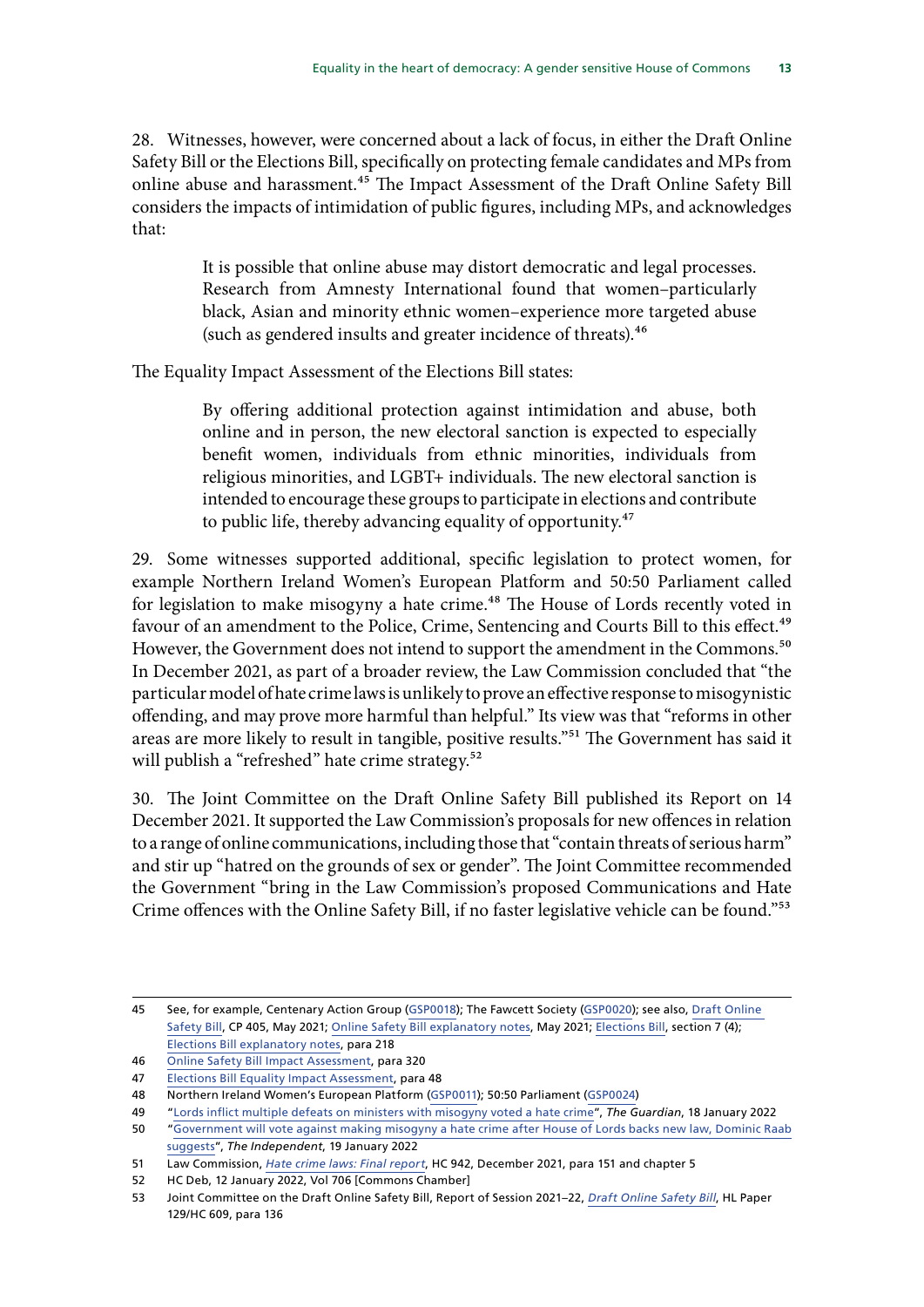28. Witnesses, however, were concerned about a lack of focus, in either the Draft Online Safety Bill or the Elections Bill, specifically on protecting female candidates and MPs from online abuse and harassment.[45] The Impact Assessment of the Draft Online Safety Bill considers the impacts of intimidation of public figures, including MPs, and acknowledges that:

> It is possible that online abuse may distort democratic and legal processes. Research from Amnesty International found that women–particularly black, Asian and minority ethnic women–experience more targeted abuse (such as gendered insults and greater incidence of threats).[46]

The Equality Impact Assessment of the Elections Bill states:

> By offering additional protection against intimidation and abuse, both online and in person, the new electoral sanction is expected to especially benefit women, individuals from ethnic minorities, individuals from religious minorities, and LGBT+ individuals. The new electoral sanction is intended to encourage these groups to participate in elections and contribute to public life, thereby advancing equality of opportunity.[47]

29. Some witnesses supported additional, specific legislation to protect women, for example Northern Ireland Women's European Platform and 50:50 Parliament called for legislation to make misogyny a hate crime.[48] The House of Lords recently voted in favour of an amendment to the Police, Crime, Sentencing and Courts Bill to this effect.[49] However, the Government does not intend to support the amendment in the Commons.[50] In December 2021, as part of a broader review, the Law Commission concluded that "the particular model of hate crime laws is unlikely to prove an effective response to misogynistic offending, and may prove more harmful than helpful." Its view was that "reforms in other areas are more likely to result in tangible, positive results."[51] The Government has said it will publish a "refreshed" hate crime strategy.[52]

30. The Joint Committee on the Draft Online Safety Bill published its Report on 14 December 2021. It supported the Law Commission's proposals for new offences in relation to a range of online communications, including those that "contain threats of serious harm" and stir up "hatred on the grounds of sex or gender". The Joint Committee recommended the Government "bring in the Law Commission's proposed Communications and Hate Crime offences with the Online Safety Bill, if no faster legislative vehicle can be found."[53]

---

45 See, for example, Centenary Action Group (GSP0018); The Fawcett Society (GSP0020); see also, Draft Online Safety Bill, CP 405, May 2021; Online Safety Bill explanatory notes, May 2021; Elections Bill, section 7 (4); Elections Bill explanatory notes, para 218

46 Online Safety Bill Impact Assessment, para 320

47 Elections Bill Equality Impact Assessment, para 48

48 Northern Ireland Women's European Platform (GSP0011); 50:50 Parliament (GSP0024)

49 "Lords inflict multiple defeats on ministers with misogyny voted a hate crime", *The Guardian*, 18 January 2022

50 "Government will vote against making misogyny a hate crime after House of Lords backs new law, Dominic Raab suggests", *The Independent*, 19 January 2022

51 Law Commission, *Hate crime laws: Final report*, HC 942, December 2021, para 151 and chapter 5

52 HC Deb, 12 January 2022, Vol 706 [Commons Chamber]

53 Joint Committee on the Draft Online Safety Bill, Report of Session 2021–22, *Draft Online Safety Bill*, HL Paper 129/HC 609, para 136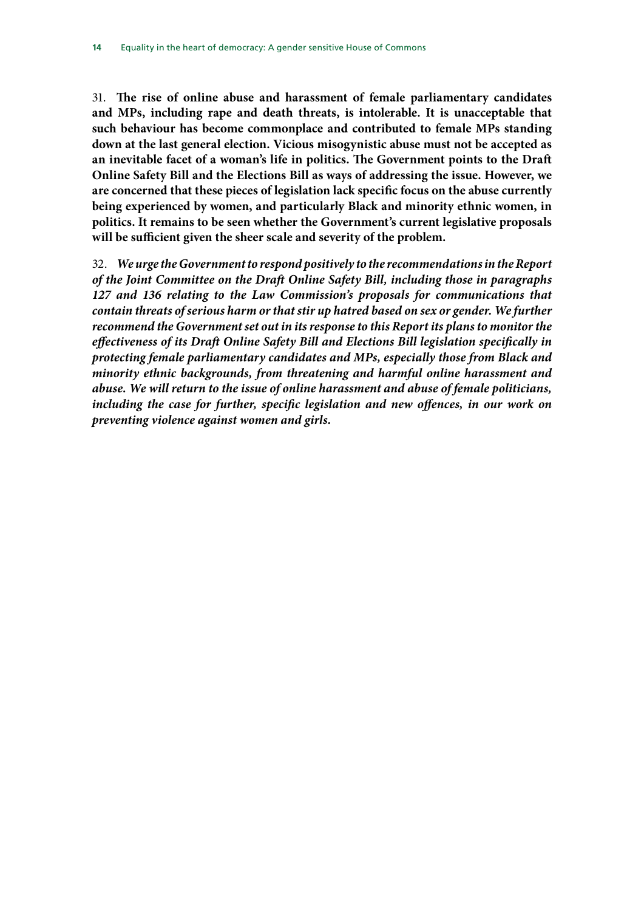31. **The rise of online abuse and harassment of female parliamentary candidates and MPs, including rape and death threats, is intolerable. It is unacceptable that such behaviour has become commonplace and contributed to female MPs standing down at the last general election. Vicious misogynistic abuse must not be accepted as an inevitable facet of a woman's life in politics. The Government points to the Draft Online Safety Bill and the Elections Bill as ways of addressing the issue. However, we are concerned that these pieces of legislation lack specific focus on the abuse currently being experienced by women, and particularly Black and minority ethnic women, in politics. It remains to be seen whether the Government's current legislative proposals will be sufficient given the sheer scale and severity of the problem.**

32. ***We urge the Government to respond positively to the recommendations in the Report of the Joint Committee on the Draft Online Safety Bill, including those in paragraphs 127 and 136 relating to the Law Commission's proposals for communications that contain threats of serious harm or that stir up hatred based on sex or gender. We further recommend the Government set out in its response to this Report its plans to monitor the effectiveness of its Draft Online Safety Bill and Elections Bill legislation specifically in protecting female parliamentary candidates and MPs, especially those from Black and minority ethnic backgrounds, from threatening and harmful online harassment and abuse. We will return to the issue of online harassment and abuse of female politicians, including the case for further, specific legislation and new offences, in our work on preventing violence against women and girls.***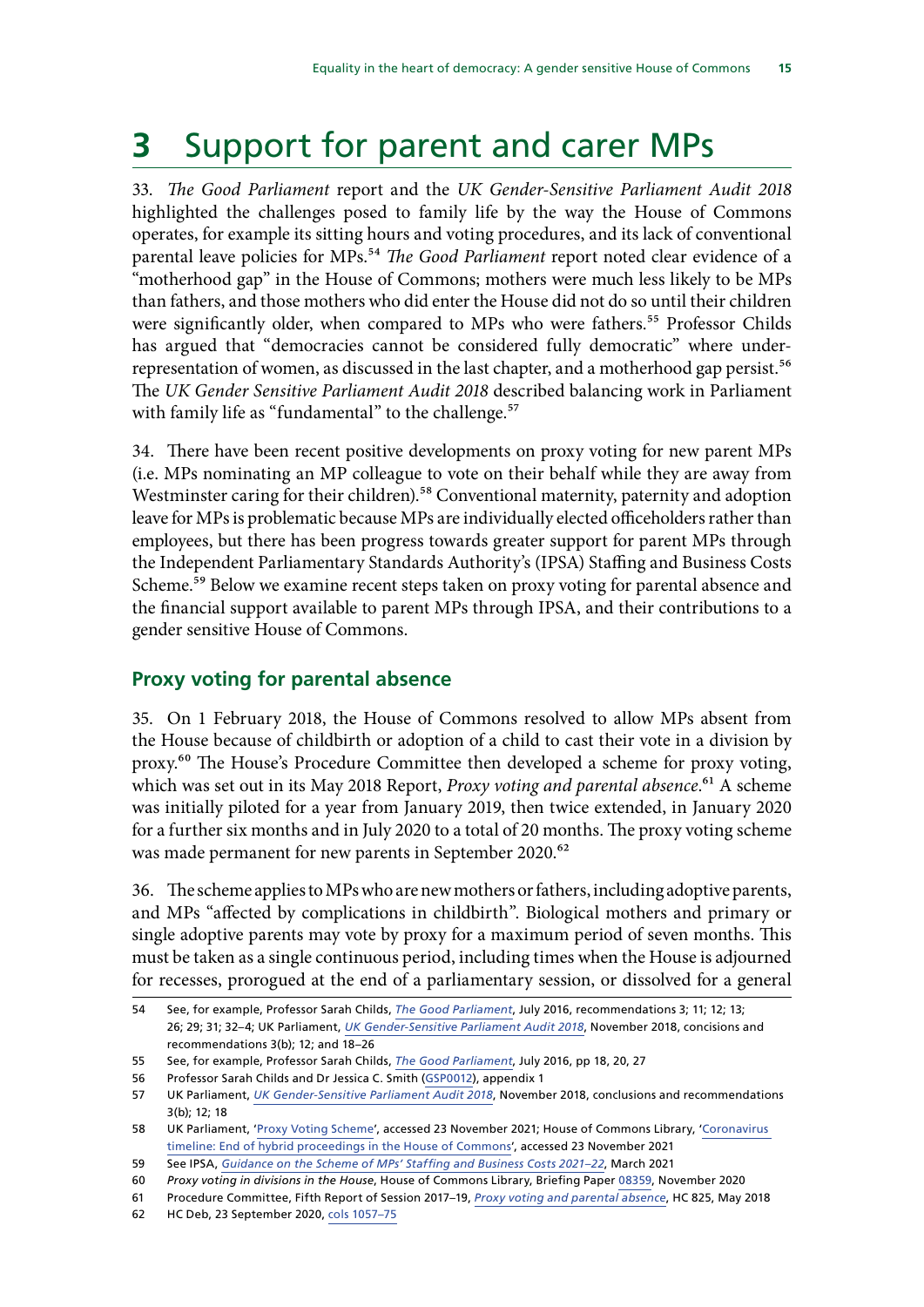# 3 Support for parent and carer MPs

33. *The Good Parliament* report and the *UK Gender-Sensitive Parliament Audit 2018* highlighted the challenges posed to family life by the way the House of Commons operates, for example its sitting hours and voting procedures, and its lack of conventional parental leave policies for MPs.[54] *The Good Parliament* report noted clear evidence of a "motherhood gap" in the House of Commons; mothers were much less likely to be MPs than fathers, and those mothers who did enter the House did not do so until their children were significantly older, when compared to MPs who were fathers.[55] Professor Childs has argued that "democracies cannot be considered fully democratic" where under-representation of women, as discussed in the last chapter, and a motherhood gap persist.[56] The *UK Gender Sensitive Parliament Audit 2018* described balancing work in Parliament with family life as "fundamental" to the challenge.[57]

34. There have been recent positive developments on proxy voting for new parent MPs (i.e. MPs nominating an MP colleague to vote on their behalf while they are away from Westminster caring for their children).[58] Conventional maternity, paternity and adoption leave for MPs is problematic because MPs are individually elected officeholders rather than employees, but there has been progress towards greater support for parent MPs through the Independent Parliamentary Standards Authority's (IPSA) Staffing and Business Costs Scheme.[59] Below we examine recent steps taken on proxy voting for parental absence and the financial support available to parent MPs through IPSA, and their contributions to a gender sensitive House of Commons.

## Proxy voting for parental absence

35. On 1 February 2018, the House of Commons resolved to allow MPs absent from the House because of childbirth or adoption of a child to cast their vote in a division by proxy.[60] The House's Procedure Committee then developed a scheme for proxy voting, which was set out in its May 2018 Report, *Proxy voting and parental absence*.[61] A scheme was initially piloted for a year from January 2019, then twice extended, in January 2020 for a further six months and in July 2020 to a total of 20 months. The proxy voting scheme was made permanent for new parents in September 2020.[62]

36. The scheme applies to MPs who are new mothers or fathers, including adoptive parents, and MPs "affected by complications in childbirth". Biological mothers and primary or single adoptive parents may vote by proxy for a maximum period of seven months. This must be taken as a single continuous period, including times when the House is adjourned for recesses, prorogued at the end of a parliamentary session, or dissolved for a general

---

54 See, for example, Professor Sarah Childs, *The Good Parliament*, July 2016, recommendations 3; 11; 12; 13; 26; 29; 31; 32–4; UK Parliament, *UK Gender-Sensitive Parliament Audit 2018*, November 2018, concisions and recommendations 3(b); 12; and 18–26

55 See, for example, Professor Sarah Childs, *The Good Parliament*, July 2016, pp 18, 20, 27

56 Professor Sarah Childs and Dr Jessica C. Smith (GSP0012), appendix 1

57 UK Parliament, *UK Gender-Sensitive Parliament Audit 2018*, November 2018, conclusions and recommendations 3(b); 12; 18

58 UK Parliament, 'Proxy Voting Scheme', accessed 23 November 2021; House of Commons Library, 'Coronavirus timeline: End of hybrid proceedings in the House of Commons', accessed 23 November 2021

59 See IPSA, *Guidance on the Scheme of MPs' Staffing and Business Costs 2021–22*, March 2021

60 *Proxy voting in divisions in the House*, House of Commons Library, Briefing Paper 08359, November 2020

61 Procedure Committee, Fifth Report of Session 2017–19, *Proxy voting and parental absence*, HC 825, May 2018

62 HC Deb, 23 September 2020, cols 1057–75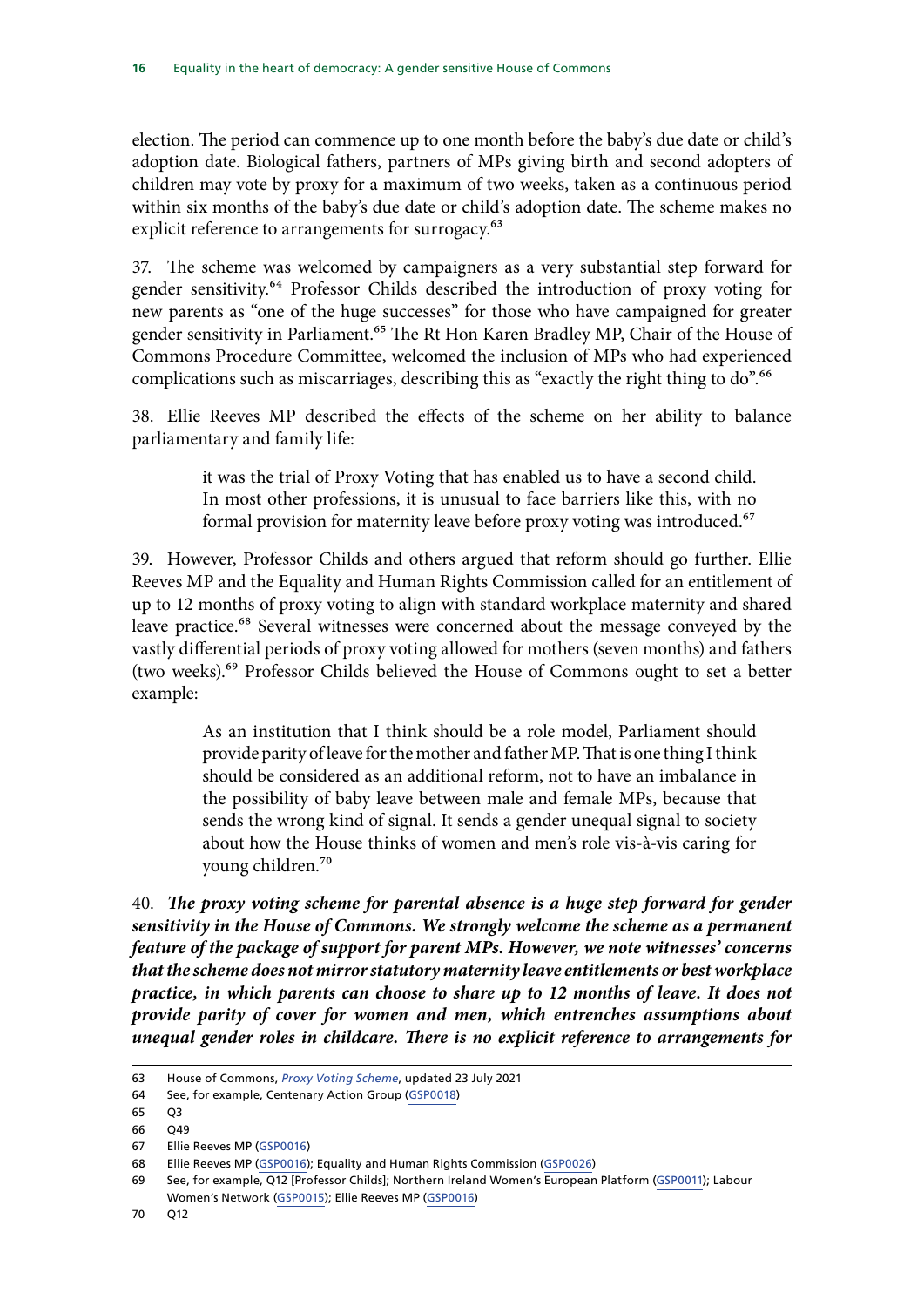election. The period can commence up to one month before the baby's due date or child's adoption date. Biological fathers, partners of MPs giving birth and second adopters of children may vote by proxy for a maximum of two weeks, taken as a continuous period within six months of the baby's due date or child's adoption date. The scheme makes no explicit reference to arrangements for surrogacy.[63]

37. The scheme was welcomed by campaigners as a very substantial step forward for gender sensitivity.[64] Professor Childs described the introduction of proxy voting for new parents as "one of the huge successes" for those who have campaigned for greater gender sensitivity in Parliament.[65] The Rt Hon Karen Bradley MP, Chair of the House of Commons Procedure Committee, welcomed the inclusion of MPs who had experienced complications such as miscarriages, describing this as "exactly the right thing to do".[66]

38. Ellie Reeves MP described the effects of the scheme on her ability to balance parliamentary and family life:

> it was the trial of Proxy Voting that has enabled us to have a second child. In most other professions, it is unusual to face barriers like this, with no formal provision for maternity leave before proxy voting was introduced.[67]

39. However, Professor Childs and others argued that reform should go further. Ellie Reeves MP and the Equality and Human Rights Commission called for an entitlement of up to 12 months of proxy voting to align with standard workplace maternity and shared leave practice.[68] Several witnesses were concerned about the message conveyed by the vastly differential periods of proxy voting allowed for mothers (seven months) and fathers (two weeks).[69] Professor Childs believed the House of Commons ought to set a better example:

> As an institution that I think should be a role model, Parliament should provide parity of leave for the mother and father MP. That is one thing I think should be considered as an additional reform, not to have an imbalance in the possibility of baby leave between male and female MPs, because that sends the wrong kind of signal. It sends a gender unequal signal to society about how the House thinks of women and men's role vis-à-vis caring for young children.[70]

40. ***The proxy voting scheme for parental absence is a huge step forward for gender sensitivity in the House of Commons. We strongly welcome the scheme as a permanent feature of the package of support for parent MPs. However, we note witnesses' concerns that the scheme does not mirror statutory maternity leave entitlements or best workplace practice, in which parents can choose to share up to 12 months of leave. It does not provide parity of cover for women and men, which entrenches assumptions about unequal gender roles in childcare. There is no explicit reference to arrangements for***

63 House of Commons, *Proxy Voting Scheme*, updated 23 July 2021
64 See, for example, Centenary Action Group (GSP0018)
65 Q3
66 Q49
67 Ellie Reeves MP (GSP0016)
68 Ellie Reeves MP (GSP0016); Equality and Human Rights Commission (GSP0026)
69 See, for example, Q12 [Professor Childs]; Northern Ireland Women's European Platform (GSP0011); Labour Women's Network (GSP0015); Ellie Reeves MP (GSP0016)
70 Q12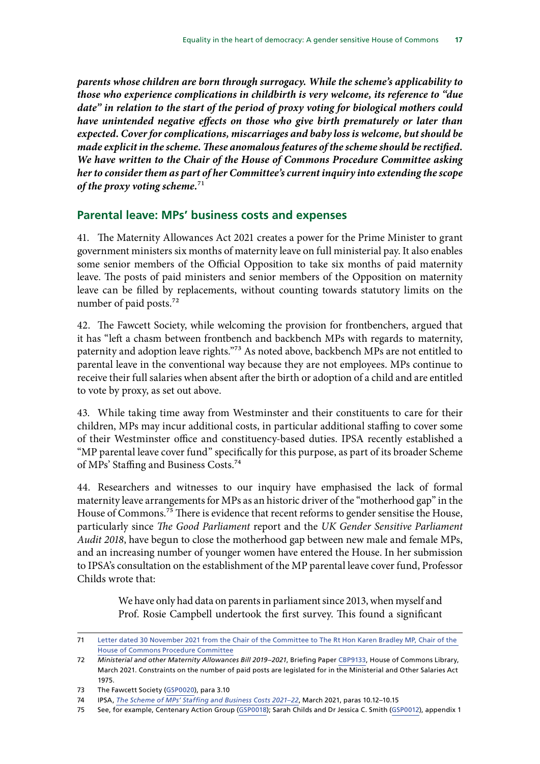***parents whose children are born through surrogacy. While the scheme's applicability to those who experience complications in childbirth is very welcome, its reference to "due date" in relation to the start of the period of proxy voting for biological mothers could have unintended negative effects on those who give birth prematurely or later than expected. Cover for complications, miscarriages and baby loss is welcome, but should be made explicit in the scheme. These anomalous features of the scheme should be rectified. We have written to the Chair of the House of Commons Procedure Committee asking her to consider them as part of her Committee's current inquiry into extending the scope of the proxy voting scheme.***[71]

## Parental leave: MPs' business costs and expenses

41. The Maternity Allowances Act 2021 creates a power for the Prime Minister to grant government ministers six months of maternity leave on full ministerial pay. It also enables some senior members of the Official Opposition to take six months of paid maternity leave. The posts of paid ministers and senior members of the Opposition on maternity leave can be filled by replacements, without counting towards statutory limits on the number of paid posts.[72]

42. The Fawcett Society, while welcoming the provision for frontbenchers, argued that it has "left a chasm between frontbench and backbench MPs with regards to maternity, paternity and adoption leave rights."[73] As noted above, backbench MPs are not entitled to parental leave in the conventional way because they are not employees. MPs continue to receive their full salaries when absent after the birth or adoption of a child and are entitled to vote by proxy, as set out above.

43. While taking time away from Westminster and their constituents to care for their children, MPs may incur additional costs, in particular additional staffing to cover some of their Westminster office and constituency-based duties. IPSA recently established a "MP parental leave cover fund" specifically for this purpose, as part of its broader Scheme of MPs' Staffing and Business Costs.[74]

44. Researchers and witnesses to our inquiry have emphasised the lack of formal maternity leave arrangements for MPs as an historic driver of the "motherhood gap" in the House of Commons.[75] There is evidence that recent reforms to gender sensitise the House, particularly since *The Good Parliament* report and the *UK Gender Sensitive Parliament Audit 2018*, have begun to close the motherhood gap between new male and female MPs, and an increasing number of younger women have entered the House. In her submission to IPSA's consultation on the establishment of the MP parental leave cover fund, Professor Childs wrote that:

> We have only had data on parents in parliament since 2013, when myself and Prof. Rosie Campbell undertook the first survey. This found a significant

---

71 Letter dated 30 November 2021 from the Chair of the Committee to The Rt Hon Karen Bradley MP, Chair of the House of Commons Procedure Committee

72 *Ministerial and other Maternity Allowances Bill 2019–2021*, Briefing Paper CBP9133, House of Commons Library, March 2021. Constraints on the number of paid posts are legislated for in the Ministerial and Other Salaries Act 1975.

73 The Fawcett Society (GSP0020), para 3.10

74 IPSA, *The Scheme of MPs' Staffing and Business Costs 2021–22*, March 2021, paras 10.12–10.15

75 See, for example, Centenary Action Group (GSP0018); Sarah Childs and Dr Jessica C. Smith (GSP0012), appendix 1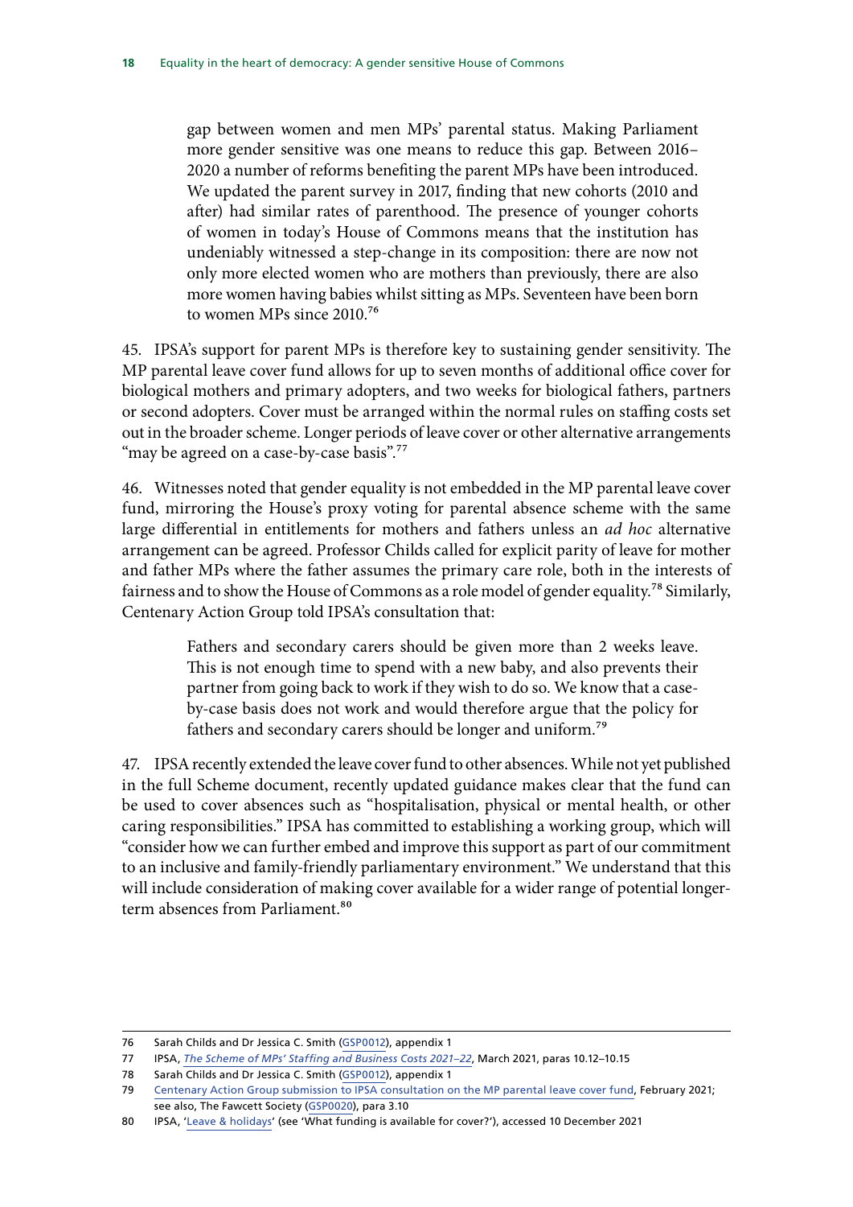> gap between women and men MPs' parental status. Making Parliament more gender sensitive was one means to reduce this gap. Between 2016–2020 a number of reforms benefiting the parent MPs have been introduced. We updated the parent survey in 2017, finding that new cohorts (2010 and after) had similar rates of parenthood. The presence of younger cohorts of women in today's House of Commons means that the institution has undeniably witnessed a step-change in its composition: there are now not only more elected women who are mothers than previously, there are also more women having babies whilst sitting as MPs. Seventeen have been born to women MPs since 2010.[76]

45. IPSA's support for parent MPs is therefore key to sustaining gender sensitivity. The MP parental leave cover fund allows for up to seven months of additional office cover for biological mothers and primary adopters, and two weeks for biological fathers, partners or second adopters. Cover must be arranged within the normal rules on staffing costs set out in the broader scheme. Longer periods of leave cover or other alternative arrangements "may be agreed on a case-by-case basis".[77]

46. Witnesses noted that gender equality is not embedded in the MP parental leave cover fund, mirroring the House's proxy voting for parental absence scheme with the same large differential in entitlements for mothers and fathers unless an *ad hoc* alternative arrangement can be agreed. Professor Childs called for explicit parity of leave for mother and father MPs where the father assumes the primary care role, both in the interests of fairness and to show the House of Commons as a role model of gender equality.[78] Similarly, Centenary Action Group told IPSA's consultation that:

> Fathers and secondary carers should be given more than 2 weeks leave. This is not enough time to spend with a new baby, and also prevents their partner from going back to work if they wish to do so. We know that a case-by-case basis does not work and would therefore argue that the policy for fathers and secondary carers should be longer and uniform.[79]

47. IPSA recently extended the leave cover fund to other absences. While not yet published in the full Scheme document, recently updated guidance makes clear that the fund can be used to cover absences such as "hospitalisation, physical or mental health, or other caring responsibilities." IPSA has committed to establishing a working group, which will "consider how we can further embed and improve this support as part of our commitment to an inclusive and family-friendly parliamentary environment." We understand that this will include consideration of making cover available for a wider range of potential longer-term absences from Parliament.[80]

---

76 Sarah Childs and Dr Jessica C. Smith (GSP0012), appendix 1

77 IPSA, *The Scheme of MPs' Staffing and Business Costs 2021–22*, March 2021, paras 10.12–10.15

78 Sarah Childs and Dr Jessica C. Smith (GSP0012), appendix 1

79 Centenary Action Group submission to IPSA consultation on the MP parental leave cover fund, February 2021; see also, The Fawcett Society (GSP0020), para 3.10

80 IPSA, 'Leave & holidays' (see 'What funding is available for cover?'), accessed 10 December 2021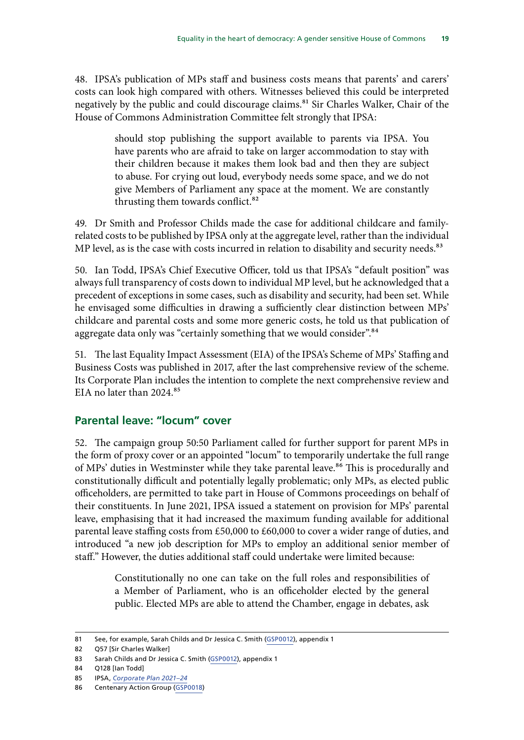48. IPSA's publication of MPs staff and business costs means that parents' and carers' costs can look high compared with others. Witnesses believed this could be interpreted negatively by the public and could discourage claims.[81] Sir Charles Walker, Chair of the House of Commons Administration Committee felt strongly that IPSA:

> should stop publishing the support available to parents via IPSA. You have parents who are afraid to take on larger accommodation to stay with their children because it makes them look bad and then they are subject to abuse. For crying out loud, everybody needs some space, and we do not give Members of Parliament any space at the moment. We are constantly thrusting them towards conflict.[82]

49. Dr Smith and Professor Childs made the case for additional childcare and family-related costs to be published by IPSA only at the aggregate level, rather than the individual MP level, as is the case with costs incurred in relation to disability and security needs.[83]

50. Ian Todd, IPSA's Chief Executive Officer, told us that IPSA's "default position" was always full transparency of costs down to individual MP level, but he acknowledged that a precedent of exceptions in some cases, such as disability and security, had been set. While he envisaged some difficulties in drawing a sufficiently clear distinction between MPs' childcare and parental costs and some more generic costs, he told us that publication of aggregate data only was "certainly something that we would consider".[84]

51. The last Equality Impact Assessment (EIA) of the IPSA's Scheme of MPs' Staffing and Business Costs was published in 2017, after the last comprehensive review of the scheme. Its Corporate Plan includes the intention to complete the next comprehensive review and EIA no later than 2024.[85]

## Parental leave: "locum" cover

52. The campaign group 50:50 Parliament called for further support for parent MPs in the form of proxy cover or an appointed "locum" to temporarily undertake the full range of MPs' duties in Westminster while they take parental leave.[86] This is procedurally and constitutionally difficult and potentially legally problematic; only MPs, as elected public officeholders, are permitted to take part in House of Commons proceedings on behalf of their constituents. In June 2021, IPSA issued a statement on provision for MPs' parental leave, emphasising that it had increased the maximum funding available for additional parental leave staffing costs from £50,000 to £60,000 to cover a wider range of duties, and introduced "a new job description for MPs to employ an additional senior member of staff." However, the duties additional staff could undertake were limited because:

> Constitutionally no one can take on the full roles and responsibilities of a Member of Parliament, who is an officeholder elected by the general public. Elected MPs are able to attend the Chamber, engage in debates, ask

---

81 See, for example, Sarah Childs and Dr Jessica C. Smith (GSP0012), appendix 1

82 Q57 [Sir Charles Walker]

83 Sarah Childs and Dr Jessica C. Smith (GSP0012), appendix 1

84 Q128 [Ian Todd]

85 IPSA, *Corporate Plan 2021–24*

86 Centenary Action Group (GSP0018)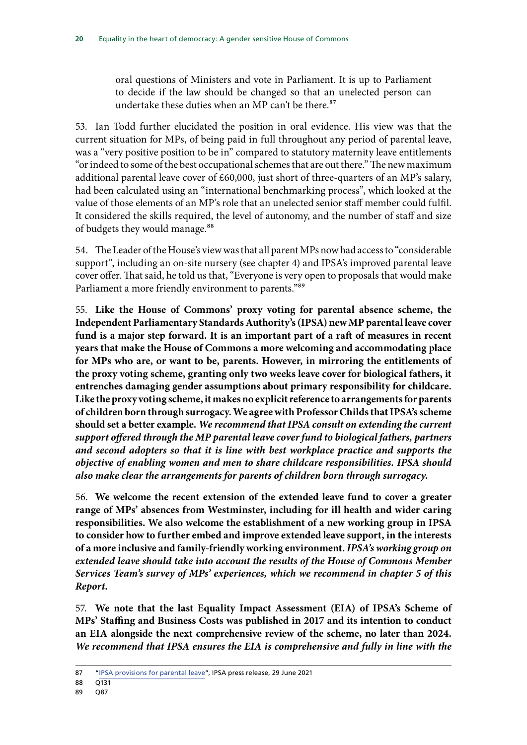oral questions of Ministers and vote in Parliament. It is up to Parliament to decide if the law should be changed so that an unelected person can undertake these duties when an MP can't be there.[87]

53. Ian Todd further elucidated the position in oral evidence. His view was that the current situation for MPs, of being paid in full throughout any period of parental leave, was a "very positive position to be in" compared to statutory maternity leave entitlements "or indeed to some of the best occupational schemes that are out there." The new maximum additional parental leave cover of £60,000, just short of three-quarters of an MP's salary, had been calculated using an "international benchmarking process", which looked at the value of those elements of an MP's role that an unelected senior staff member could fulfil. It considered the skills required, the level of autonomy, and the number of staff and size of budgets they would manage.[88]

54. The Leader of the House's view was that all parent MPs now had access to "considerable support", including an on-site nursery (see chapter 4) and IPSA's improved parental leave cover offer. That said, he told us that, "Everyone is very open to proposals that would make Parliament a more friendly environment to parents."[89]

55. **Like the House of Commons' proxy voting for parental absence scheme, the Independent Parliamentary Standards Authority's (IPSA) new MP parental leave cover fund is a major step forward. It is an important part of a raft of measures in recent years that make the House of Commons a more welcoming and accommodating place for MPs who are, or want to be, parents. However, in mirroring the entitlements of the proxy voting scheme, granting only two weeks leave cover for biological fathers, it entrenches damaging gender assumptions about primary responsibility for childcare. Like the proxy voting scheme, it makes no explicit reference to arrangements for parents of children born through surrogacy. We agree with Professor Childs that IPSA's scheme should set a better example.** ***We recommend that IPSA consult on extending the current support offered through the MP parental leave cover fund to biological fathers, partners and second adopters so that it is line with best workplace practice and supports the objective of enabling women and men to share childcare responsibilities. IPSA should also make clear the arrangements for parents of children born through surrogacy.***

56. **We welcome the recent extension of the extended leave fund to cover a greater range of MPs' absences from Westminster, including for ill health and wider caring responsibilities. We also welcome the establishment of a new working group in IPSA to consider how to further embed and improve extended leave support, in the interests of a more inclusive and family-friendly working environment.** ***IPSA's working group on extended leave should take into account the results of the House of Commons Member Services Team's survey of MPs' experiences, which we recommend in chapter 5 of this Report.***

57. **We note that the last Equality Impact Assessment (EIA) of IPSA's Scheme of MPs' Staffing and Business Costs was published in 2017 and its intention to conduct an EIA alongside the next comprehensive review of the scheme, no later than 2024.** ***We recommend that IPSA ensures the EIA is comprehensive and fully in line with the***

87 "IPSA provisions for parental leave", IPSA press release, 29 June 2021

88 Q131

89 Q87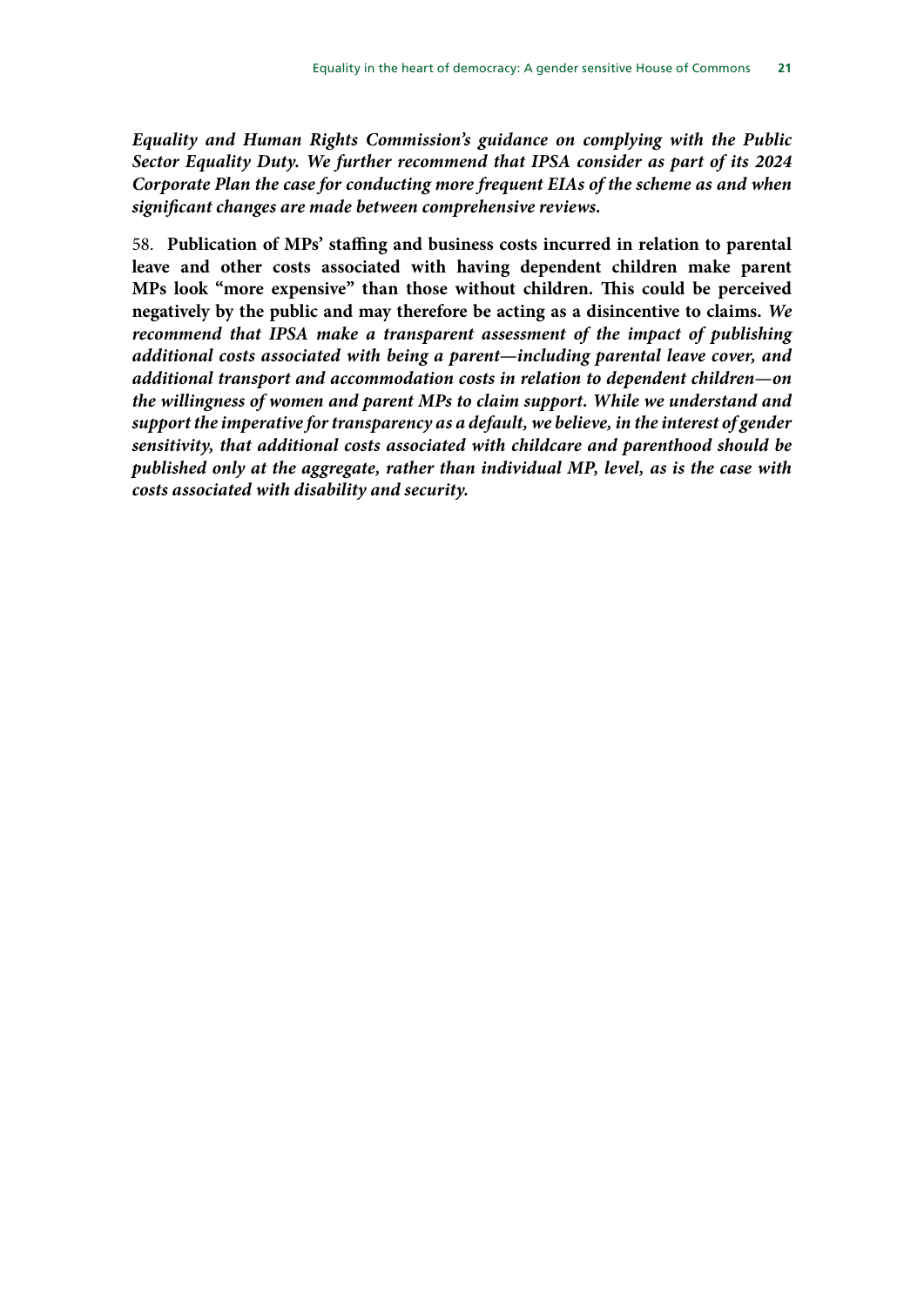***Equality and Human Rights Commission's guidance on complying with the Public Sector Equality Duty. We further recommend that IPSA consider as part of its 2024 Corporate Plan the case for conducting more frequent EIAs of the scheme as and when significant changes are made between comprehensive reviews.***

58. **Publication of MPs' staffing and business costs incurred in relation to parental leave and other costs associated with having dependent children make parent MPs look "more expensive" than those without children. This could be perceived negatively by the public and may therefore be acting as a disincentive to claims.** ***We recommend that IPSA make a transparent assessment of the impact of publishing additional costs associated with being a parent—including parental leave cover, and additional transport and accommodation costs in relation to dependent children—on the willingness of women and parent MPs to claim support. While we understand and support the imperative for transparency as a default, we believe, in the interest of gender sensitivity, that additional costs associated with childcare and parenthood should be published only at the aggregate, rather than individual MP, level, as is the case with costs associated with disability and security.***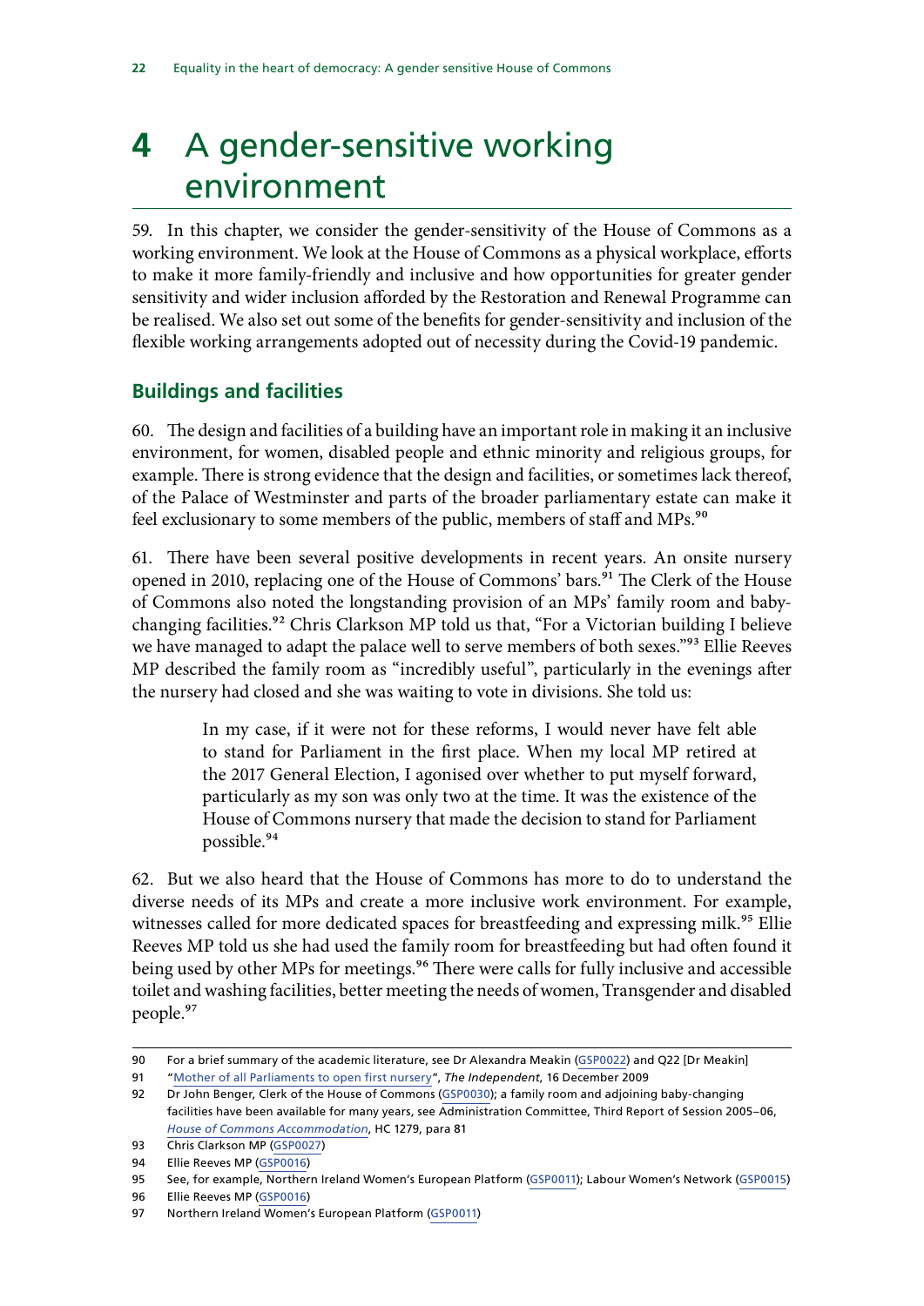# 4 A gender-sensitive working environment

59. In this chapter, we consider the gender-sensitivity of the House of Commons as a working environment. We look at the House of Commons as a physical workplace, efforts to make it more family-friendly and inclusive and how opportunities for greater gender sensitivity and wider inclusion afforded by the Restoration and Renewal Programme can be realised. We also set out some of the benefits for gender-sensitivity and inclusion of the flexible working arrangements adopted out of necessity during the Covid-19 pandemic.

## Buildings and facilities

60. The design and facilities of a building have an important role in making it an inclusive environment, for women, disabled people and ethnic minority and religious groups, for example. There is strong evidence that the design and facilities, or sometimes lack thereof, of the Palace of Westminster and parts of the broader parliamentary estate can make it feel exclusionary to some members of the public, members of staff and MPs.[90]

61. There have been several positive developments in recent years. An onsite nursery opened in 2010, replacing one of the House of Commons' bars.[91] The Clerk of the House of Commons also noted the longstanding provision of an MPs' family room and baby-changing facilities.[92] Chris Clarkson MP told us that, "For a Victorian building I believe we have managed to adapt the palace well to serve members of both sexes."[93] Ellie Reeves MP described the family room as "incredibly useful", particularly in the evenings after the nursery had closed and she was waiting to vote in divisions. She told us:

> In my case, if it were not for these reforms, I would never have felt able to stand for Parliament in the first place. When my local MP retired at the 2017 General Election, I agonised over whether to put myself forward, particularly as my son was only two at the time. It was the existence of the House of Commons nursery that made the decision to stand for Parliament possible.[94]

62. But we also heard that the House of Commons has more to do to understand the diverse needs of its MPs and create a more inclusive work environment. For example, witnesses called for more dedicated spaces for breastfeeding and expressing milk.[95] Ellie Reeves MP told us she had used the family room for breastfeeding but had often found it being used by other MPs for meetings.[96] There were calls for fully inclusive and accessible toilet and washing facilities, better meeting the needs of women, Transgender and disabled people.[97]

---

90 For a brief summary of the academic literature, see Dr Alexandra Meakin (GSP0022) and Q22 [Dr Meakin]

91 "Mother of all Parliaments to open first nursery", *The Independent*, 16 December 2009

92 Dr John Benger, Clerk of the House of Commons (GSP0030); a family room and adjoining baby-changing facilities have been available for many years, see Administration Committee, Third Report of Session 2005–06, *House of Commons Accommodation*, HC 1279, para 81

93 Chris Clarkson MP (GSP0027)

94 Ellie Reeves MP (GSP0016)

95 See, for example, Northern Ireland Women's European Platform (GSP0011); Labour Women's Network (GSP0015)

96 Ellie Reeves MP (GSP0016)

97 Northern Ireland Women's European Platform (GSP0011)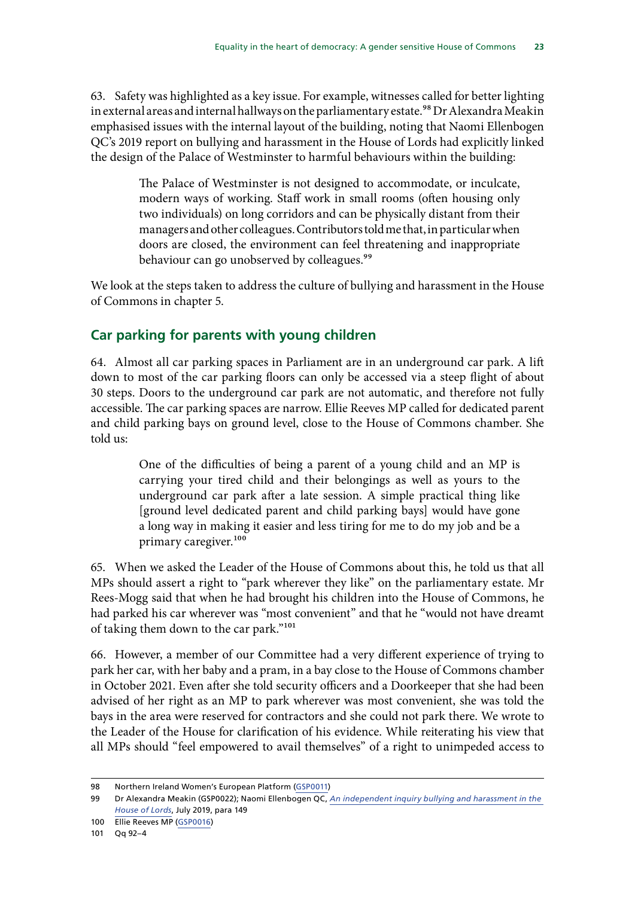63. Safety was highlighted as a key issue. For example, witnesses called for better lighting in external areas and internal hallways on the parliamentary estate.[98] Dr Alexandra Meakin emphasised issues with the internal layout of the building, noting that Naomi Ellenbogen QC's 2019 report on bullying and harassment in the House of Lords had explicitly linked the design of the Palace of Westminster to harmful behaviours within the building:

> The Palace of Westminster is not designed to accommodate, or inculcate, modern ways of working. Staff work in small rooms (often housing only two individuals) on long corridors and can be physically distant from their managers and other colleagues. Contributors told me that, in particular when doors are closed, the environment can feel threatening and inappropriate behaviour can go unobserved by colleagues.[99]

We look at the steps taken to address the culture of bullying and harassment in the House of Commons in chapter 5.

## Car parking for parents with young children

64. Almost all car parking spaces in Parliament are in an underground car park. A lift down to most of the car parking floors can only be accessed via a steep flight of about 30 steps. Doors to the underground car park are not automatic, and therefore not fully accessible. The car parking spaces are narrow. Ellie Reeves MP called for dedicated parent and child parking bays on ground level, close to the House of Commons chamber. She told us:

> One of the difficulties of being a parent of a young child and an MP is carrying your tired child and their belongings as well as yours to the underground car park after a late session. A simple practical thing like [ground level dedicated parent and child parking bays] would have gone a long way in making it easier and less tiring for me to do my job and be a primary caregiver.[100]

65. When we asked the Leader of the House of Commons about this, he told us that all MPs should assert a right to "park wherever they like" on the parliamentary estate. Mr Rees-Mogg said that when he had brought his children into the House of Commons, he had parked his car wherever was "most convenient" and that he "would not have dreamt of taking them down to the car park."[101]

66. However, a member of our Committee had a very different experience of trying to park her car, with her baby and a pram, in a bay close to the House of Commons chamber in October 2021. Even after she told security officers and a Doorkeeper that she had been advised of her right as an MP to park wherever was most convenient, she was told the bays in the area were reserved for contractors and she could not park there. We wrote to the Leader of the House for clarification of his evidence. While reiterating his view that all MPs should "feel empowered to avail themselves" of a right to unimpeded access to

---

98 Northern Ireland Women's European Platform (GSP0011)

99 Dr Alexandra Meakin (GSP0022); Naomi Ellenbogen QC, *An independent inquiry bullying and harassment in the House of Lords*, July 2019, para 149

100 Ellie Reeves MP (GSP0016)

101 Qq 92–4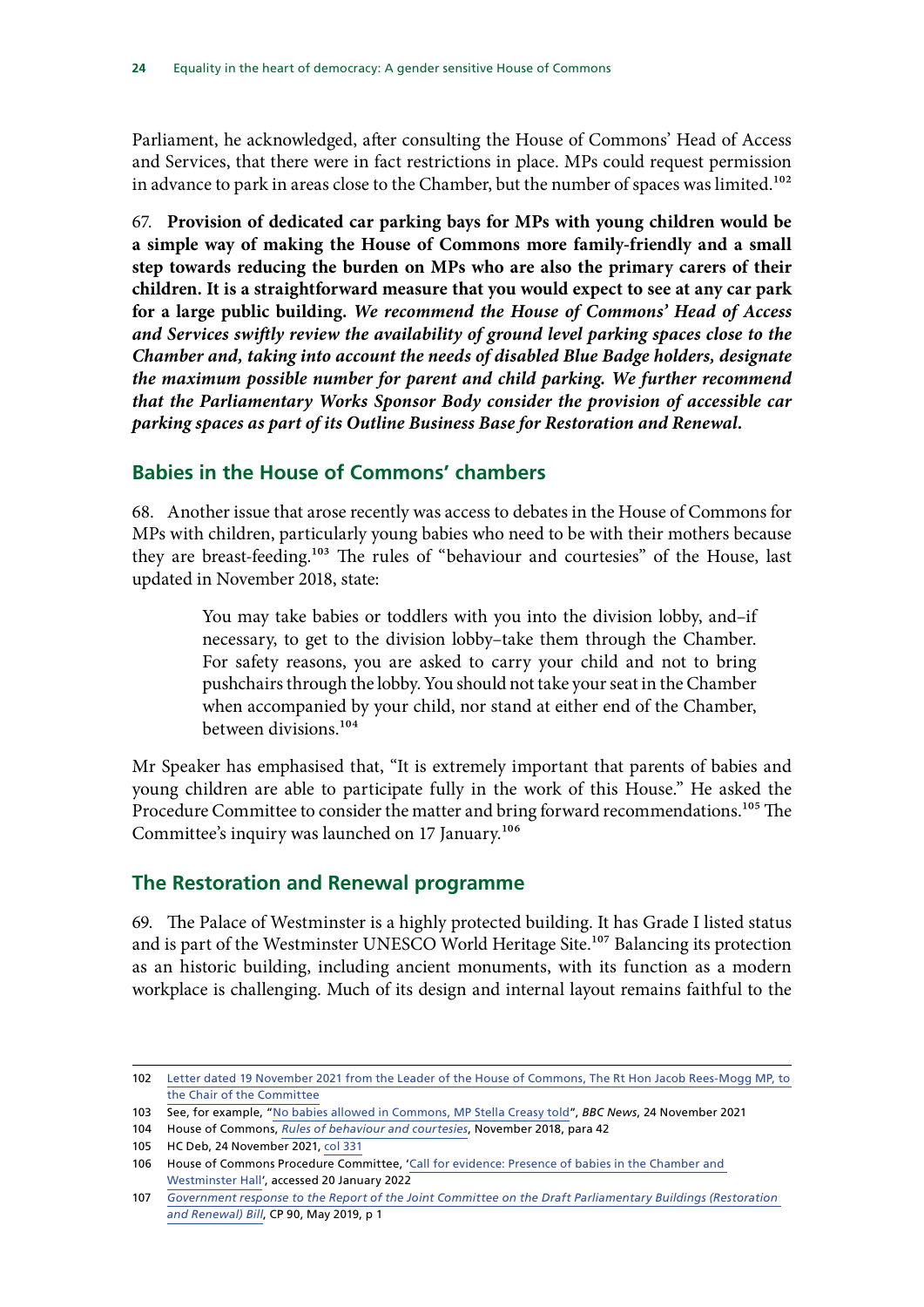Parliament, he acknowledged, after consulting the House of Commons' Head of Access and Services, that there were in fact restrictions in place. MPs could request permission in advance to park in areas close to the Chamber, but the number of spaces was limited.[102]

67. **Provision of dedicated car parking bays for MPs with young children would be a simple way of making the House of Commons more family-friendly and a small step towards reducing the burden on MPs who are also the primary carers of their children. It is a straightforward measure that you would expect to see at any car park for a large public building.** ***We recommend the House of Commons' Head of Access and Services swiftly review the availability of ground level parking spaces close to the Chamber and, taking into account the needs of disabled Blue Badge holders, designate the maximum possible number for parent and child parking. We further recommend that the Parliamentary Works Sponsor Body consider the provision of accessible car parking spaces as part of its Outline Business Base for Restoration and Renewal.***

## Babies in the House of Commons' chambers

68. Another issue that arose recently was access to debates in the House of Commons for MPs with children, particularly young babies who need to be with their mothers because they are breast-feeding.[103] The rules of "behaviour and courtesies" of the House, last updated in November 2018, state:

> You may take babies or toddlers with you into the division lobby, and–if necessary, to get to the division lobby–take them through the Chamber. For safety reasons, you are asked to carry your child and not to bring pushchairs through the lobby. You should not take your seat in the Chamber when accompanied by your child, nor stand at either end of the Chamber, between divisions.[104]

Mr Speaker has emphasised that, "It is extremely important that parents of babies and young children are able to participate fully in the work of this House." He asked the Procedure Committee to consider the matter and bring forward recommendations.[105] The Committee's inquiry was launched on 17 January.[106]

## The Restoration and Renewal programme

69. The Palace of Westminster is a highly protected building. It has Grade I listed status and is part of the Westminster UNESCO World Heritage Site.[107] Balancing its protection as an historic building, including ancient monuments, with its function as a modern workplace is challenging. Much of its design and internal layout remains faithful to the

---

102 Letter dated 19 November 2021 from the Leader of the House of Commons, The Rt Hon Jacob Rees-Mogg MP, to the Chair of the Committee

103 See, for example, "No babies allowed in Commons, MP Stella Creasy told", *BBC News*, 24 November 2021

104 House of Commons, *Rules of behaviour and courtesies*, November 2018, para 42

105 HC Deb, 24 November 2021, col 331

106 House of Commons Procedure Committee, 'Call for evidence: Presence of babies in the Chamber and Westminster Hall', accessed 20 January 2022

107 *Government response to the Report of the Joint Committee on the Draft Parliamentary Buildings (Restoration and Renewal) Bill*, CP 90, May 2019, p 1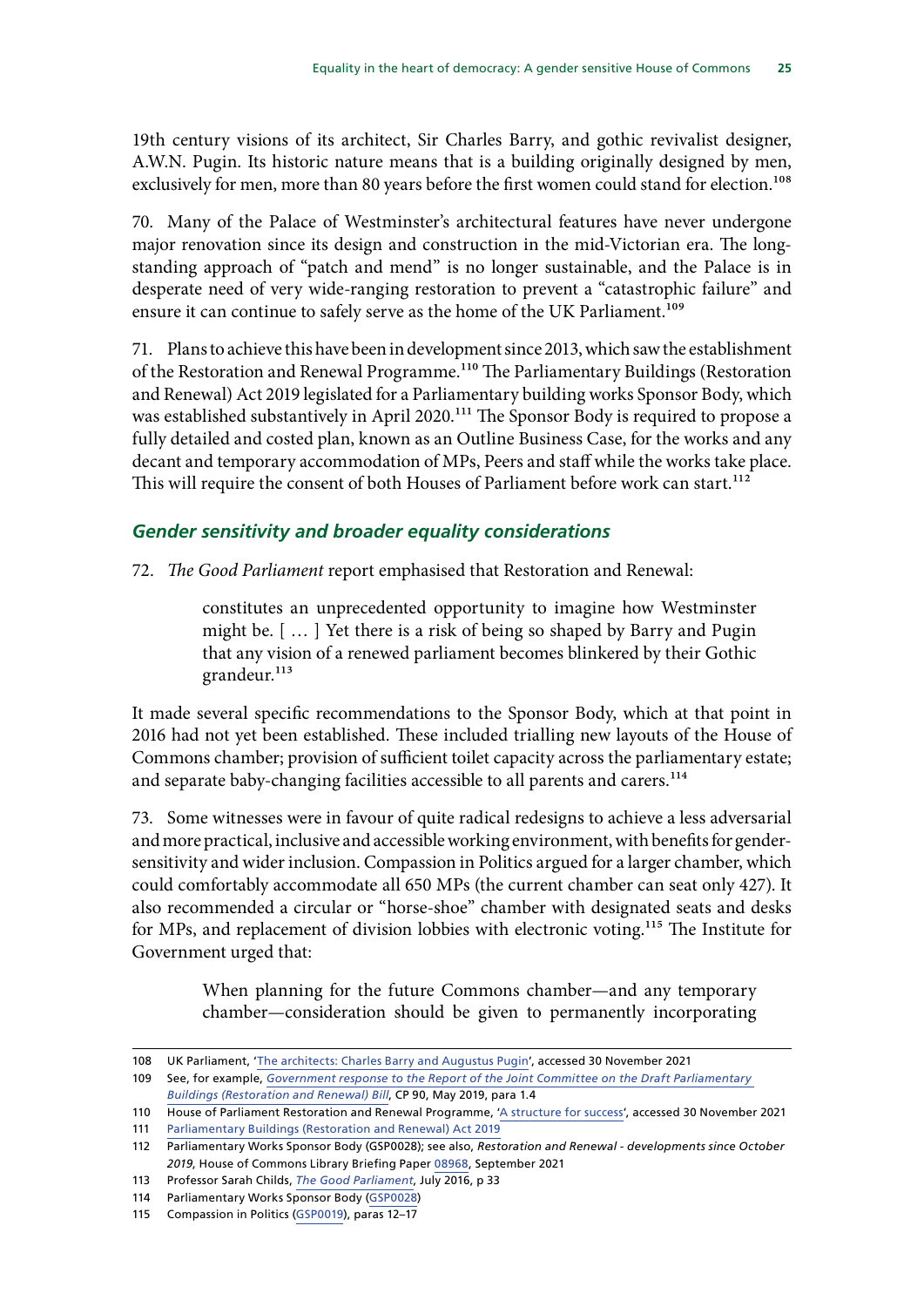19th century visions of its architect, Sir Charles Barry, and gothic revivalist designer, A.W.N. Pugin. Its historic nature means that is a building originally designed by men, exclusively for men, more than 80 years before the first women could stand for election.[108]

70. Many of the Palace of Westminster's architectural features have never undergone major renovation since its design and construction in the mid-Victorian era. The long-standing approach of "patch and mend" is no longer sustainable, and the Palace is in desperate need of very wide-ranging restoration to prevent a "catastrophic failure" and ensure it can continue to safely serve as the home of the UK Parliament.[109]

71. Plans to achieve this have been in development since 2013, which saw the establishment of the Restoration and Renewal Programme.[110] The Parliamentary Buildings (Restoration and Renewal) Act 2019 legislated for a Parliamentary building works Sponsor Body, which was established substantively in April 2020.[111] The Sponsor Body is required to propose a fully detailed and costed plan, known as an Outline Business Case, for the works and any decant and temporary accommodation of MPs, Peers and staff while the works take place. This will require the consent of both Houses of Parliament before work can start.[112]

### *Gender sensitivity and broader equality considerations*

72. *The Good Parliament* report emphasised that Restoration and Renewal:

> constitutes an unprecedented opportunity to imagine how Westminster might be. [ … ] Yet there is a risk of being so shaped by Barry and Pugin that any vision of a renewed parliament becomes blinkered by their Gothic grandeur.[113]

It made several specific recommendations to the Sponsor Body, which at that point in 2016 had not yet been established. These included trialling new layouts of the House of Commons chamber; provision of sufficient toilet capacity across the parliamentary estate; and separate baby-changing facilities accessible to all parents and carers.[114]

73. Some witnesses were in favour of quite radical redesigns to achieve a less adversarial and more practical, inclusive and accessible working environment, with benefits for gender-sensitivity and wider inclusion. Compassion in Politics argued for a larger chamber, which could comfortably accommodate all 650 MPs (the current chamber can seat only 427). It also recommended a circular or "horse-shoe" chamber with designated seats and desks for MPs, and replacement of division lobbies with electronic voting.[115] The Institute for Government urged that:

> When planning for the future Commons chamber—and any temporary chamber—consideration should be given to permanently incorporating

---

108 UK Parliament, 'The architects: Charles Barry and Augustus Pugin', accessed 30 November 2021

109 See, for example, *Government response to the Report of the Joint Committee on the Draft Parliamentary Buildings (Restoration and Renewal) Bill*, CP 90, May 2019, para 1.4

110 House of Parliament Restoration and Renewal Programme, 'A structure for success', accessed 30 November 2021

111 Parliamentary Buildings (Restoration and Renewal) Act 2019

112 Parliamentary Works Sponsor Body (GSP0028); see also, *Restoration and Renewal - developments since October 2019*, House of Commons Library Briefing Paper 08968, September 2021

113 Professor Sarah Childs, *The Good Parliament*, July 2016, p 33

114 Parliamentary Works Sponsor Body (GSP0028)

115 Compassion in Politics (GSP0019), paras 12–17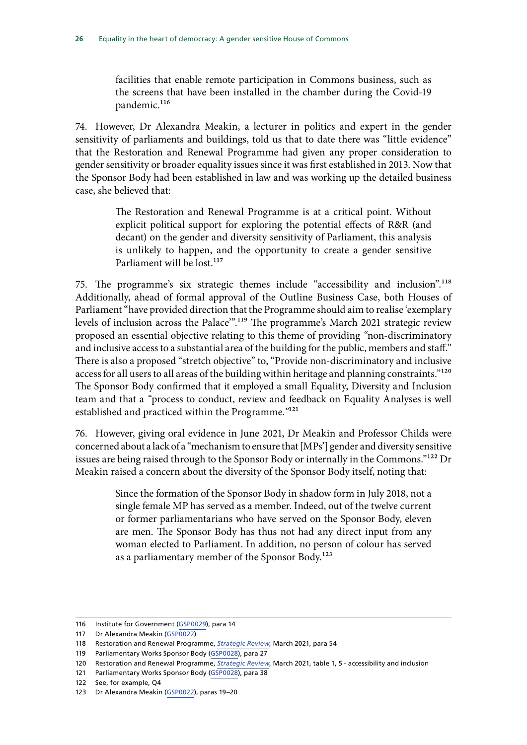> facilities that enable remote participation in Commons business, such as the screens that have been installed in the chamber during the Covid-19 pandemic.[116]

74. However, Dr Alexandra Meakin, a lecturer in politics and expert in the gender sensitivity of parliaments and buildings, told us that to date there was "little evidence" that the Restoration and Renewal Programme had given any proper consideration to gender sensitivity or broader equality issues since it was first established in 2013. Now that the Sponsor Body had been established in law and was working up the detailed business case, she believed that:

> The Restoration and Renewal Programme is at a critical point. Without explicit political support for exploring the potential effects of R&R (and decant) on the gender and diversity sensitivity of Parliament, this analysis is unlikely to happen, and the opportunity to create a gender sensitive Parliament will be lost.[117]

75. The programme's six strategic themes include "accessibility and inclusion".[118] Additionally, ahead of formal approval of the Outline Business Case, both Houses of Parliament "have provided direction that the Programme should aim to realise 'exemplary levels of inclusion across the Palace'".[119] The programme's March 2021 strategic review proposed an essential objective relating to this theme of providing "non-discriminatory and inclusive access to a substantial area of the building for the public, members and staff." There is also a proposed "stretch objective" to, "Provide non-discriminatory and inclusive access for all users to all areas of the building within heritage and planning constraints."[120] The Sponsor Body confirmed that it employed a small Equality, Diversity and Inclusion team and that a "process to conduct, review and feedback on Equality Analyses is well established and practiced within the Programme."[121]

76. However, giving oral evidence in June 2021, Dr Meakin and Professor Childs were concerned about a lack of a "mechanism to ensure that [MPs'] gender and diversity sensitive issues are being raised through to the Sponsor Body or internally in the Commons."[122] Dr Meakin raised a concern about the diversity of the Sponsor Body itself, noting that:

> Since the formation of the Sponsor Body in shadow form in July 2018, not a single female MP has served as a member. Indeed, out of the twelve current or former parliamentarians who have served on the Sponsor Body, eleven are men. The Sponsor Body has thus not had any direct input from any woman elected to Parliament. In addition, no person of colour has served as a parliamentary member of the Sponsor Body.[123]

---

116 Institute for Government (GSP0029), para 14

117 Dr Alexandra Meakin (GSP0022)

118 Restoration and Renewal Programme, *Strategic Review*, March 2021, para 54

119 Parliamentary Works Sponsor Body (GSP0028), para 27

120 Restoration and Renewal Programme, *Strategic Review*, March 2021, table 1, 5 - accessibility and inclusion

121 Parliamentary Works Sponsor Body (GSP0028), para 38

122 See, for example, Q4

123 Dr Alexandra Meakin (GSP0022), paras 19–20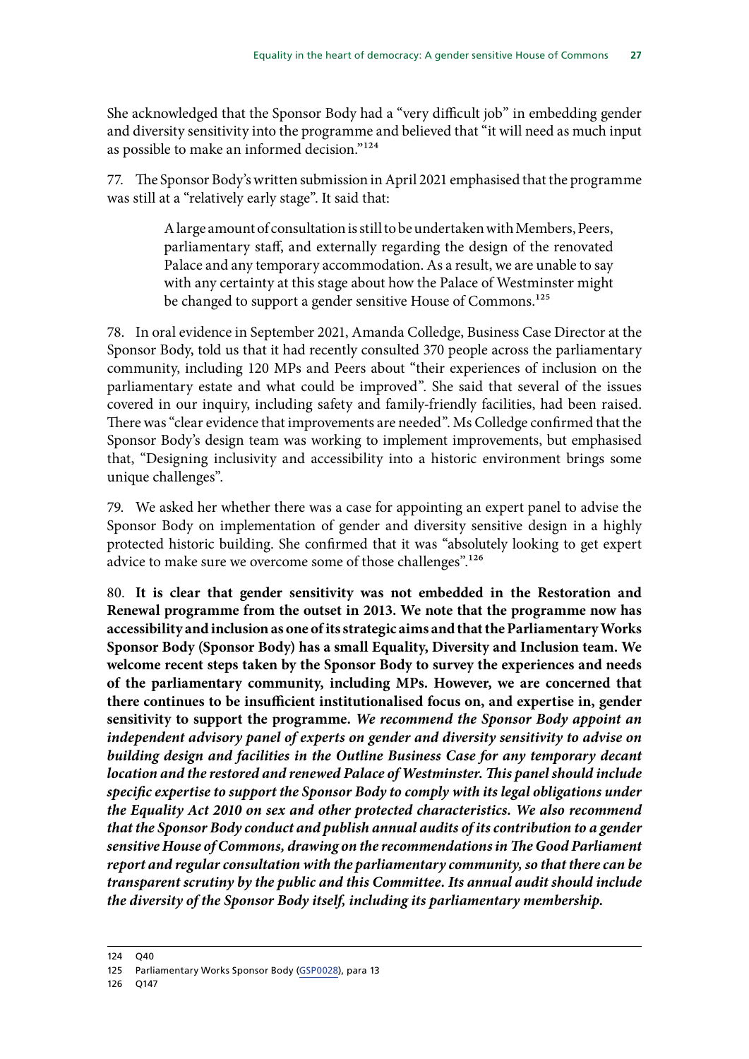She acknowledged that the Sponsor Body had a "very difficult job" in embedding gender and diversity sensitivity into the programme and believed that "it will need as much input as possible to make an informed decision."[124]

77. The Sponsor Body's written submission in April 2021 emphasised that the programme was still at a "relatively early stage". It said that:

> A large amount of consultation is still to be undertaken with Members, Peers, parliamentary staff, and externally regarding the design of the renovated Palace and any temporary accommodation. As a result, we are unable to say with any certainty at this stage about how the Palace of Westminster might be changed to support a gender sensitive House of Commons.[125]

78. In oral evidence in September 2021, Amanda Colledge, Business Case Director at the Sponsor Body, told us that it had recently consulted 370 people across the parliamentary community, including 120 MPs and Peers about "their experiences of inclusion on the parliamentary estate and what could be improved". She said that several of the issues covered in our inquiry, including safety and family-friendly facilities, had been raised. There was "clear evidence that improvements are needed". Ms Colledge confirmed that the Sponsor Body's design team was working to implement improvements, but emphasised that, "Designing inclusivity and accessibility into a historic environment brings some unique challenges".

79. We asked her whether there was a case for appointing an expert panel to advise the Sponsor Body on implementation of gender and diversity sensitive design in a highly protected historic building. She confirmed that it was "absolutely looking to get expert advice to make sure we overcome some of those challenges".[126]

80. **It is clear that gender sensitivity was not embedded in the Restoration and Renewal programme from the outset in 2013. We note that the programme now has accessibility and inclusion as one of its strategic aims and that the Parliamentary Works Sponsor Body (Sponsor Body) has a small Equality, Diversity and Inclusion team. We welcome recent steps taken by the Sponsor Body to survey the experiences and needs of the parliamentary community, including MPs. However, we are concerned that there continues to be insufficient institutionalised focus on, and expertise in, gender sensitivity to support the programme.** ***We recommend the Sponsor Body appoint an independent advisory panel of experts on gender and diversity sensitivity to advise on building design and facilities in the Outline Business Case for any temporary decant location and the restored and renewed Palace of Westminster. This panel should include specific expertise to support the Sponsor Body to comply with its legal obligations under the Equality Act 2010 on sex and other protected characteristics. We also recommend that the Sponsor Body conduct and publish annual audits of its contribution to a gender sensitive House of Commons, drawing on the recommendations in The Good Parliament report and regular consultation with the parliamentary community, so that there can be transparent scrutiny by the public and this Committee. Its annual audit should include the diversity of the Sponsor Body itself, including its parliamentary membership.***

---

124 Q40

125 Parliamentary Works Sponsor Body (GSP0028), para 13

126 Q147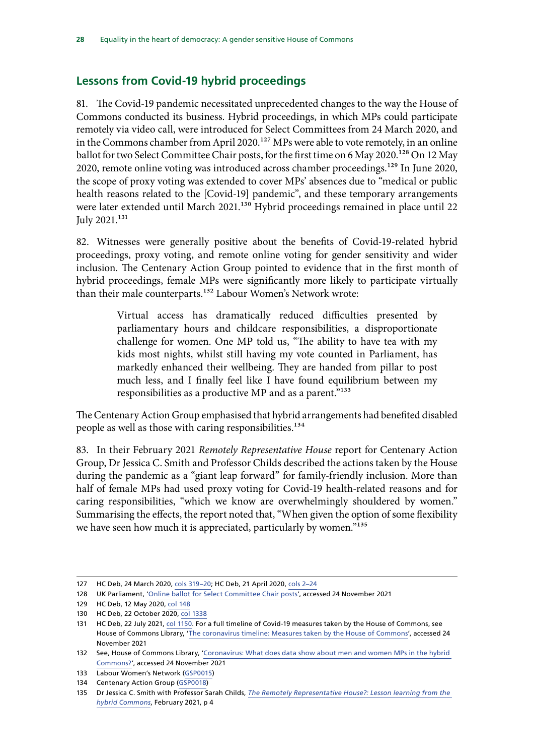## Lessons from Covid-19 hybrid proceedings

81. The Covid-19 pandemic necessitated unprecedented changes to the way the House of Commons conducted its business. Hybrid proceedings, in which MPs could participate remotely via video call, were introduced for Select Committees from 24 March 2020, and in the Commons chamber from April 2020.[127] MPs were able to vote remotely, in an online ballot for two Select Committee Chair posts, for the first time on 6 May 2020.[128] On 12 May 2020, remote online voting was introduced across chamber proceedings.[129] In June 2020, the scope of proxy voting was extended to cover MPs' absences due to "medical or public health reasons related to the [Covid-19] pandemic", and these temporary arrangements were later extended until March 2021.[130] Hybrid proceedings remained in place until 22 July 2021.[131]

82. Witnesses were generally positive about the benefits of Covid-19-related hybrid proceedings, proxy voting, and remote online voting for gender sensitivity and wider inclusion. The Centenary Action Group pointed to evidence that in the first month of hybrid proceedings, female MPs were significantly more likely to participate virtually than their male counterparts.[132] Labour Women's Network wrote:

> Virtual access has dramatically reduced difficulties presented by parliamentary hours and childcare responsibilities, a disproportionate challenge for women. One MP told us, "The ability to have tea with my kids most nights, whilst still having my vote counted in Parliament, has markedly enhanced their wellbeing. They are handed from pillar to post much less, and I finally feel like I have found equilibrium between my responsibilities as a productive MP and as a parent."[133]

The Centenary Action Group emphasised that hybrid arrangements had benefited disabled people as well as those with caring responsibilities.[134]

83. In their February 2021 *Remotely Representative House* report for Centenary Action Group, Dr Jessica C. Smith and Professor Childs described the actions taken by the House during the pandemic as a "giant leap forward" for family-friendly inclusion. More than half of female MPs had used proxy voting for Covid-19 health-related reasons and for caring responsibilities, "which we know are overwhelmingly shouldered by women." Summarising the effects, the report noted that, "When given the option of some flexibility we have seen how much it is appreciated, particularly by women."[135]

---

127 HC Deb, 24 March 2020, cols 319–20; HC Deb, 21 April 2020, cols 2–24

128 UK Parliament, 'Online ballot for Select Committee Chair posts', accessed 24 November 2021

129 HC Deb, 12 May 2020, col 148

130 HC Deb, 22 October 2020, col 1338

131 HC Deb, 22 July 2021, col 1150. For a full timeline of Covid-19 measures taken by the House of Commons, see House of Commons Library, 'The coronavirus timeline: Measures taken by the House of Commons', accessed 24 November 2021

132 See, House of Commons Library, 'Coronavirus: What does data show about men and women MPs in the hybrid Commons?', accessed 24 November 2021

133 Labour Women's Network (GSP0015)

134 Centenary Action Group (GSP0018)

135 Dr Jessica C. Smith with Professor Sarah Childs, *The Remotely Representative House?: Lesson learning from the hybrid Commons*, February 2021, p 4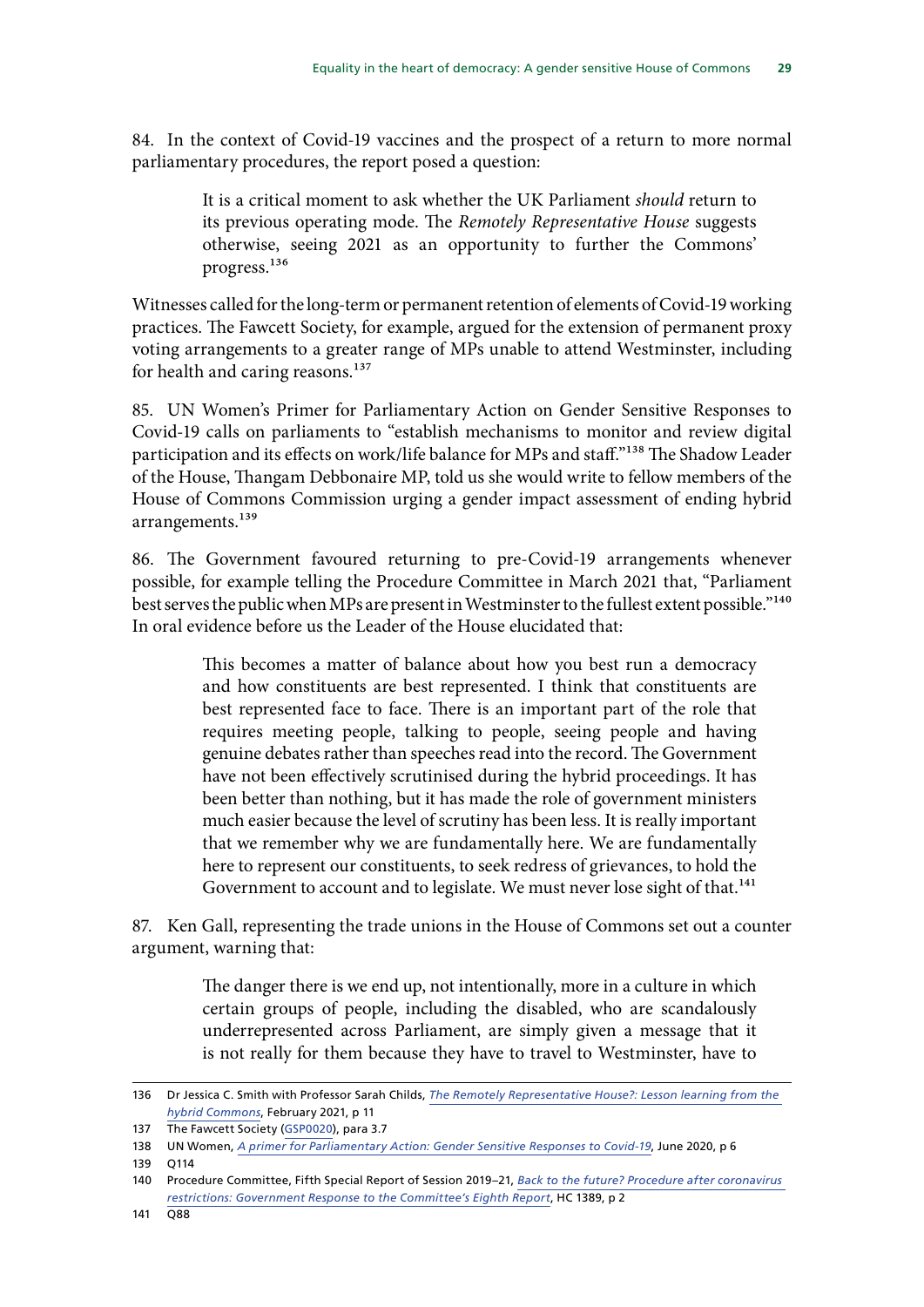84. In the context of Covid-19 vaccines and the prospect of a return to more normal parliamentary procedures, the report posed a question:

> It is a critical moment to ask whether the UK Parliament *should* return to its previous operating mode. The *Remotely Representative House* suggests otherwise, seeing 2021 as an opportunity to further the Commons' progress.[136]

Witnesses called for the long-term or permanent retention of elements of Covid-19 working practices. The Fawcett Society, for example, argued for the extension of permanent proxy voting arrangements to a greater range of MPs unable to attend Westminster, including for health and caring reasons.[137]

85. UN Women's Primer for Parliamentary Action on Gender Sensitive Responses to Covid-19 calls on parliaments to "establish mechanisms to monitor and review digital participation and its effects on work/life balance for MPs and staff."[138] The Shadow Leader of the House, Thangam Debbonaire MP, told us she would write to fellow members of the House of Commons Commission urging a gender impact assessment of ending hybrid arrangements.[139]

86. The Government favoured returning to pre-Covid-19 arrangements whenever possible, for example telling the Procedure Committee in March 2021 that, "Parliament best serves the public when MPs are present in Westminster to the fullest extent possible."[140] In oral evidence before us the Leader of the House elucidated that:

> This becomes a matter of balance about how you best run a democracy and how constituents are best represented. I think that constituents are best represented face to face. There is an important part of the role that requires meeting people, talking to people, seeing people and having genuine debates rather than speeches read into the record. The Government have not been effectively scrutinised during the hybrid proceedings. It has been better than nothing, but it has made the role of government ministers much easier because the level of scrutiny has been less. It is really important that we remember why we are fundamentally here. We are fundamentally here to represent our constituents, to seek redress of grievances, to hold the Government to account and to legislate. We must never lose sight of that.[141]

87. Ken Gall, representing the trade unions in the House of Commons set out a counter argument, warning that:

> The danger there is we end up, not intentionally, more in a culture in which certain groups of people, including the disabled, who are scandalously underrepresented across Parliament, are simply given a message that it is not really for them because they have to travel to Westminster, have to

---

136 Dr Jessica C. Smith with Professor Sarah Childs, *The Remotely Representative House?: Lesson learning from the hybrid Commons*, February 2021, p 11

137 The Fawcett Society (GSP0020), para 3.7

138 UN Women, *A primer for Parliamentary Action: Gender Sensitive Responses to Covid-19*, June 2020, p 6

139 Q114

140 Procedure Committee, Fifth Special Report of Session 2019–21, *Back to the future? Procedure after coronavirus restrictions: Government Response to the Committee's Eighth Report*, HC 1389, p 2

141 Q88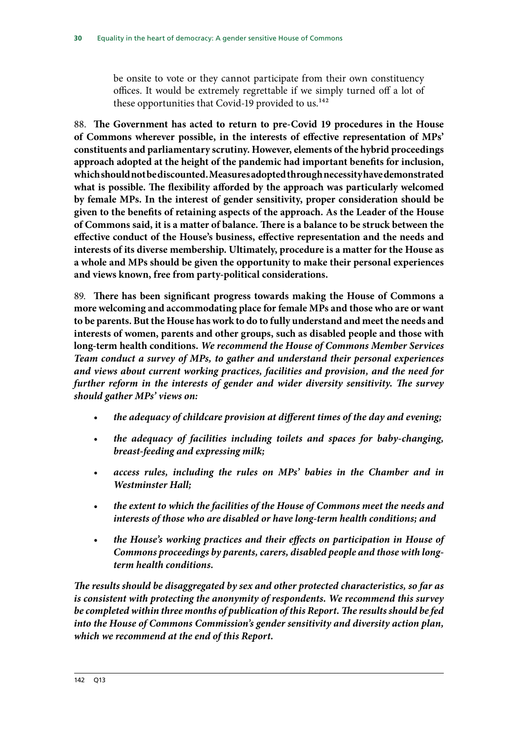be onsite to vote or they cannot participate from their own constituency offices. It would be extremely regrettable if we simply turned off a lot of these opportunities that Covid-19 provided to us.[142]

88. **The Government has acted to return to pre-Covid 19 procedures in the House of Commons wherever possible, in the interests of effective representation of MPs' constituents and parliamentary scrutiny. However, elements of the hybrid proceedings approach adopted at the height of the pandemic had important benefits for inclusion, which should not be discounted. Measures adopted through necessity have demonstrated what is possible. The flexibility afforded by the approach was particularly welcomed by female MPs. In the interest of gender sensitivity, proper consideration should be given to the benefits of retaining aspects of the approach. As the Leader of the House of Commons said, it is a matter of balance. There is a balance to be struck between the effective conduct of the House's business, effective representation and the needs and interests of its diverse membership. Ultimately, procedure is a matter for the House as a whole and MPs should be given the opportunity to make their personal experiences and views known, free from party-political considerations.**

89. **There has been significant progress towards making the House of Commons a more welcoming and accommodating place for female MPs and those who are or want to be parents. But the House has work to do to fully understand and meet the needs and interests of women, parents and other groups, such as disabled people and those with long-term health conditions.** ***We recommend the House of Commons Member Services Team conduct a survey of MPs, to gather and understand their personal experiences and views about current working practices, facilities and provision, and the need for further reform in the interests of gender and wider diversity sensitivity. The survey should gather MPs' views on:***

- ***the adequacy of childcare provision at different times of the day and evening;***
- ***the adequacy of facilities including toilets and spaces for baby-changing, breast-feeding and expressing milk;***
- ***access rules, including the rules on MPs' babies in the Chamber and in Westminster Hall;***
- ***the extent to which the facilities of the House of Commons meet the needs and interests of those who are disabled or have long-term health conditions; and***
- ***the House's working practices and their effects on participation in House of Commons proceedings by parents, carers, disabled people and those with long-term health conditions.***

***The results should be disaggregated by sex and other protected characteristics, so far as is consistent with protecting the anonymity of respondents. We recommend this survey be completed within three months of publication of this Report. The results should be fed into the House of Commons Commission's gender sensitivity and diversity action plan, which we recommend at the end of this Report.***

142 Q13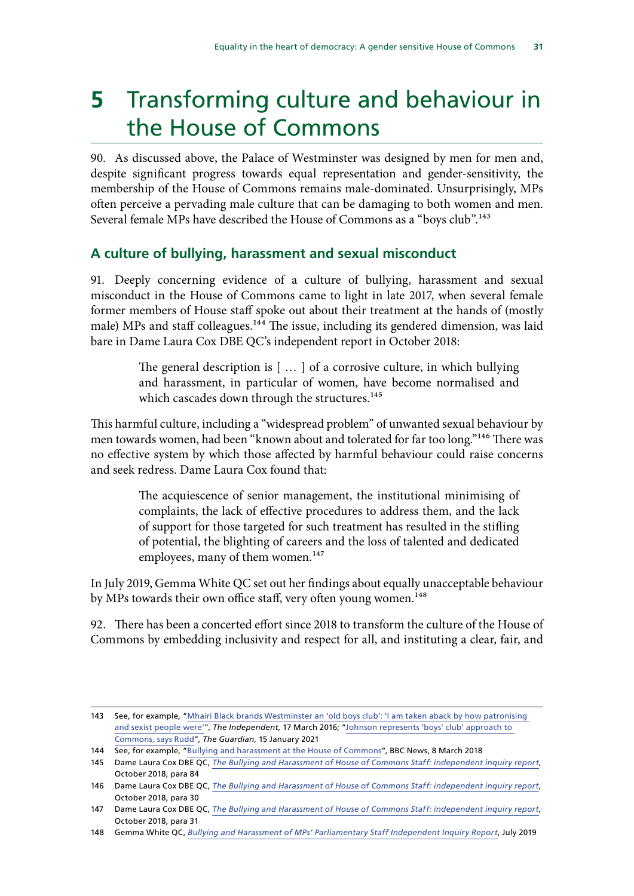# 5 Transforming culture and behaviour in the House of Commons

90. As discussed above, the Palace of Westminster was designed by men for men and, despite significant progress towards equal representation and gender-sensitivity, the membership of the House of Commons remains male-dominated. Unsurprisingly, MPs often perceive a pervading male culture that can be damaging to both women and men. Several female MPs have described the House of Commons as a "boys club".[143]

## A culture of bullying, harassment and sexual misconduct

91. Deeply concerning evidence of a culture of bullying, harassment and sexual misconduct in the House of Commons came to light in late 2017, when several female former members of House staff spoke out about their treatment at the hands of (mostly male) MPs and staff colleagues.[144] The issue, including its gendered dimension, was laid bare in Dame Laura Cox DBE QC's independent report in October 2018:

> The general description is [ … ] of a corrosive culture, in which bullying and harassment, in particular of women, have become normalised and which cascades down through the structures.[145]

This harmful culture, including a "widespread problem" of unwanted sexual behaviour by men towards women, had been "known about and tolerated for far too long."[146] There was no effective system by which those affected by harmful behaviour could raise concerns and seek redress. Dame Laura Cox found that:

> The acquiescence of senior management, the institutional minimising of complaints, the lack of effective procedures to address them, and the lack of support for those targeted for such treatment has resulted in the stifling of potential, the blighting of careers and the loss of talented and dedicated employees, many of them women.[147]

In July 2019, Gemma White QC set out her findings about equally unacceptable behaviour by MPs towards their own office staff, very often young women.[148]

92. There has been a concerted effort since 2018 to transform the culture of the House of Commons by embedding inclusivity and respect for all, and instituting a clear, fair, and

---

143 See, for example, "Mhairi Black brands Westminster an 'old boys club': 'I am taken aback by how patronising and sexist people were'", *The Independent*, 17 March 2016; "Johnson represents 'boys' club' approach to Commons, says Rudd", *The Guardian*, 15 January 2021

144 See, for example, "Bullying and harassment at the House of Commons", BBC News, 8 March 2018

145 Dame Laura Cox DBE QC, *The Bullying and Harassment of House of Commons Staff: independent inquiry report*, October 2018, para 84

146 Dame Laura Cox DBE QC, *The Bullying and Harassment of House of Commons Staff: independent inquiry report*, October 2018, para 30

147 Dame Laura Cox DBE QC, *The Bullying and Harassment of House of Commons Staff: independent inquiry report*, October 2018, para 31

148 Gemma White QC, *Bullying and Harassment of MPs' Parliamentary Staff Independent Inquiry Report*, July 2019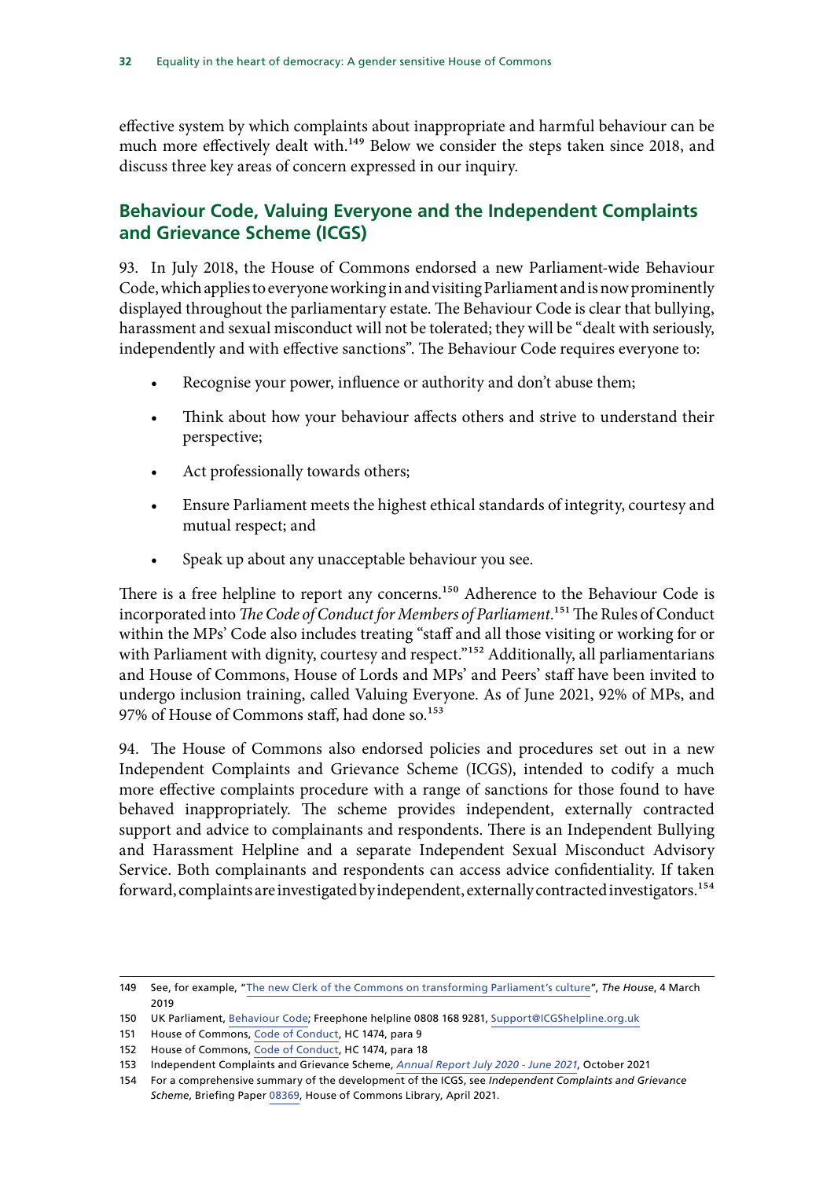effective system by which complaints about inappropriate and harmful behaviour can be much more effectively dealt with.[149] Below we consider the steps taken since 2018, and discuss three key areas of concern expressed in our inquiry.

## Behaviour Code, Valuing Everyone and the Independent Complaints and Grievance Scheme (ICGS)

93. In July 2018, the House of Commons endorsed a new Parliament-wide Behaviour Code, which applies to everyone working in and visiting Parliament and is now prominently displayed throughout the parliamentary estate. The Behaviour Code is clear that bullying, harassment and sexual misconduct will not be tolerated; they will be "dealt with seriously, independently and with effective sanctions". The Behaviour Code requires everyone to:

- Recognise your power, influence or authority and don't abuse them;
- Think about how your behaviour affects others and strive to understand their perspective;
- Act professionally towards others;
- Ensure Parliament meets the highest ethical standards of integrity, courtesy and mutual respect; and
- Speak up about any unacceptable behaviour you see.

There is a free helpline to report any concerns.[150] Adherence to the Behaviour Code is incorporated into *The Code of Conduct for Members of Parliament*.[151] The Rules of Conduct within the MPs' Code also includes treating "staff and all those visiting or working for or with Parliament with dignity, courtesy and respect."[152] Additionally, all parliamentarians and House of Commons, House of Lords and MPs' and Peers' staff have been invited to undergo inclusion training, called Valuing Everyone. As of June 2021, 92% of MPs, and 97% of House of Commons staff, had done so.[153]

94. The House of Commons also endorsed policies and procedures set out in a new Independent Complaints and Grievance Scheme (ICGS), intended to codify a much more effective complaints procedure with a range of sanctions for those found to have behaved inappropriately. The scheme provides independent, externally contracted support and advice to complainants and respondents. There is an Independent Bullying and Harassment Helpline and a separate Independent Sexual Misconduct Advisory Service. Both complainants and respondents can access advice confidentiality. If taken forward, complaints are investigated by independent, externally contracted investigators.[154]

---

149 See, for example, "The new Clerk of the Commons on transforming Parliament's culture", *The House*, 4 March 2019

150 UK Parliament, Behaviour Code; Freephone helpline 0808 168 9281, Support@ICGShelpline.org.uk

151 House of Commons, Code of Conduct, HC 1474, para 9

152 House of Commons, Code of Conduct, HC 1474, para 18

153 Independent Complaints and Grievance Scheme, *Annual Report July 2020 - June 2021*, October 2021

154 For a comprehensive summary of the development of the ICGS, see *Independent Complaints and Grievance Scheme*, Briefing Paper 08369, House of Commons Library, April 2021.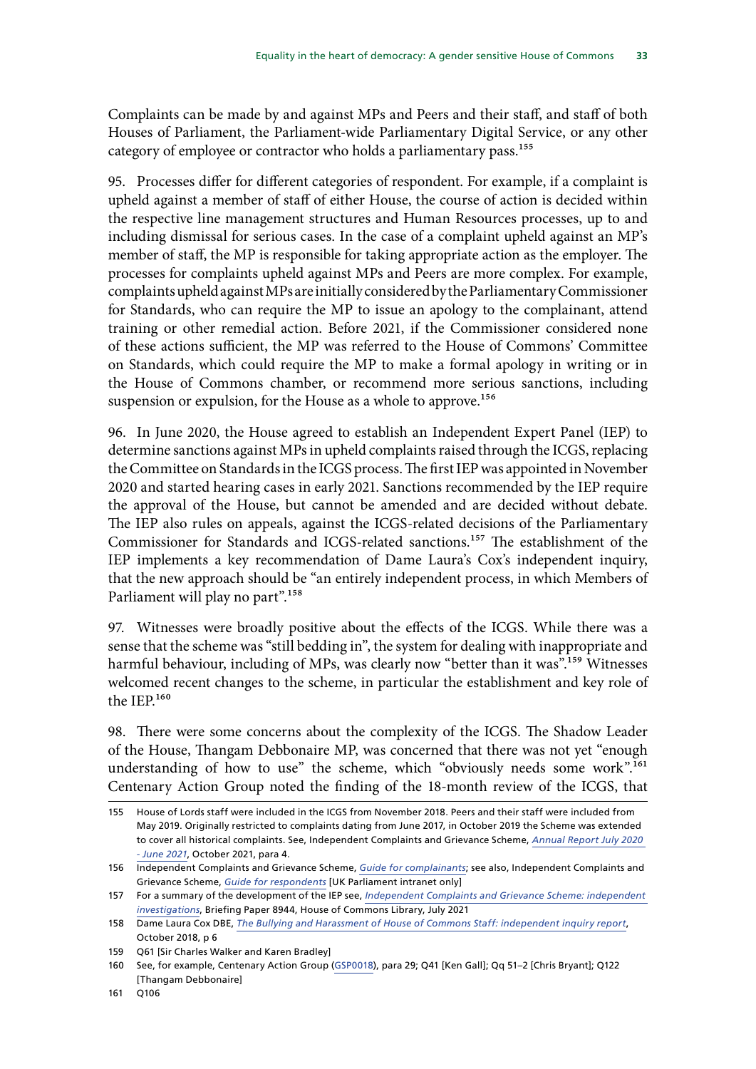Complaints can be made by and against MPs and Peers and their staff, and staff of both Houses of Parliament, the Parliament-wide Parliamentary Digital Service, or any other category of employee or contractor who holds a parliamentary pass.[155]

95. Processes differ for different categories of respondent. For example, if a complaint is upheld against a member of staff of either House, the course of action is decided within the respective line management structures and Human Resources processes, up to and including dismissal for serious cases. In the case of a complaint upheld against an MP's member of staff, the MP is responsible for taking appropriate action as the employer. The processes for complaints upheld against MPs and Peers are more complex. For example, complaints upheld against MPs are initially considered by the Parliamentary Commissioner for Standards, who can require the MP to issue an apology to the complainant, attend training or other remedial action. Before 2021, if the Commissioner considered none of these actions sufficient, the MP was referred to the House of Commons' Committee on Standards, which could require the MP to make a formal apology in writing or in the House of Commons chamber, or recommend more serious sanctions, including suspension or expulsion, for the House as a whole to approve.[156]

96. In June 2020, the House agreed to establish an Independent Expert Panel (IEP) to determine sanctions against MPs in upheld complaints raised through the ICGS, replacing the Committee on Standards in the ICGS process. The first IEP was appointed in November 2020 and started hearing cases in early 2021. Sanctions recommended by the IEP require the approval of the House, but cannot be amended and are decided without debate. The IEP also rules on appeals, against the ICGS-related decisions of the Parliamentary Commissioner for Standards and ICGS-related sanctions.[157] The establishment of the IEP implements a key recommendation of Dame Laura's Cox's independent inquiry, that the new approach should be "an entirely independent process, in which Members of Parliament will play no part".[158]

97. Witnesses were broadly positive about the effects of the ICGS. While there was a sense that the scheme was "still bedding in", the system for dealing with inappropriate and harmful behaviour, including of MPs, was clearly now "better than it was".[159] Witnesses welcomed recent changes to the scheme, in particular the establishment and key role of the IEP.[160]

98. There were some concerns about the complexity of the ICGS. The Shadow Leader of the House, Thangam Debbonaire MP, was concerned that there was not yet "enough understanding of how to use" the scheme, which "obviously needs some work".[161] Centenary Action Group noted the finding of the 18-month review of the ICGS, that

---

155 House of Lords staff were included in the ICGS from November 2018. Peers and their staff were included from May 2019. Originally restricted to complaints dating from June 2017, in October 2019 the Scheme was extended to cover all historical complaints. See, Independent Complaints and Grievance Scheme, *Annual Report July 2020 - June 2021*, October 2021, para 4.

156 Independent Complaints and Grievance Scheme, *Guide for complainants*; see also, Independent Complaints and Grievance Scheme, *Guide for respondents* [UK Parliament intranet only]

157 For a summary of the development of the IEP see, *Independent Complaints and Grievance Scheme: independent investigations*, Briefing Paper 8944, House of Commons Library, July 2021

158 Dame Laura Cox DBE, *The Bullying and Harassment of House of Commons Staff: independent inquiry report*, October 2018, p 6

159 Q61 [Sir Charles Walker and Karen Bradley]

160 See, for example, Centenary Action Group (GSP0018), para 29; Q41 [Ken Gall]; Qq 51–2 [Chris Bryant]; Q122 [Thangam Debbonaire]

161 Q106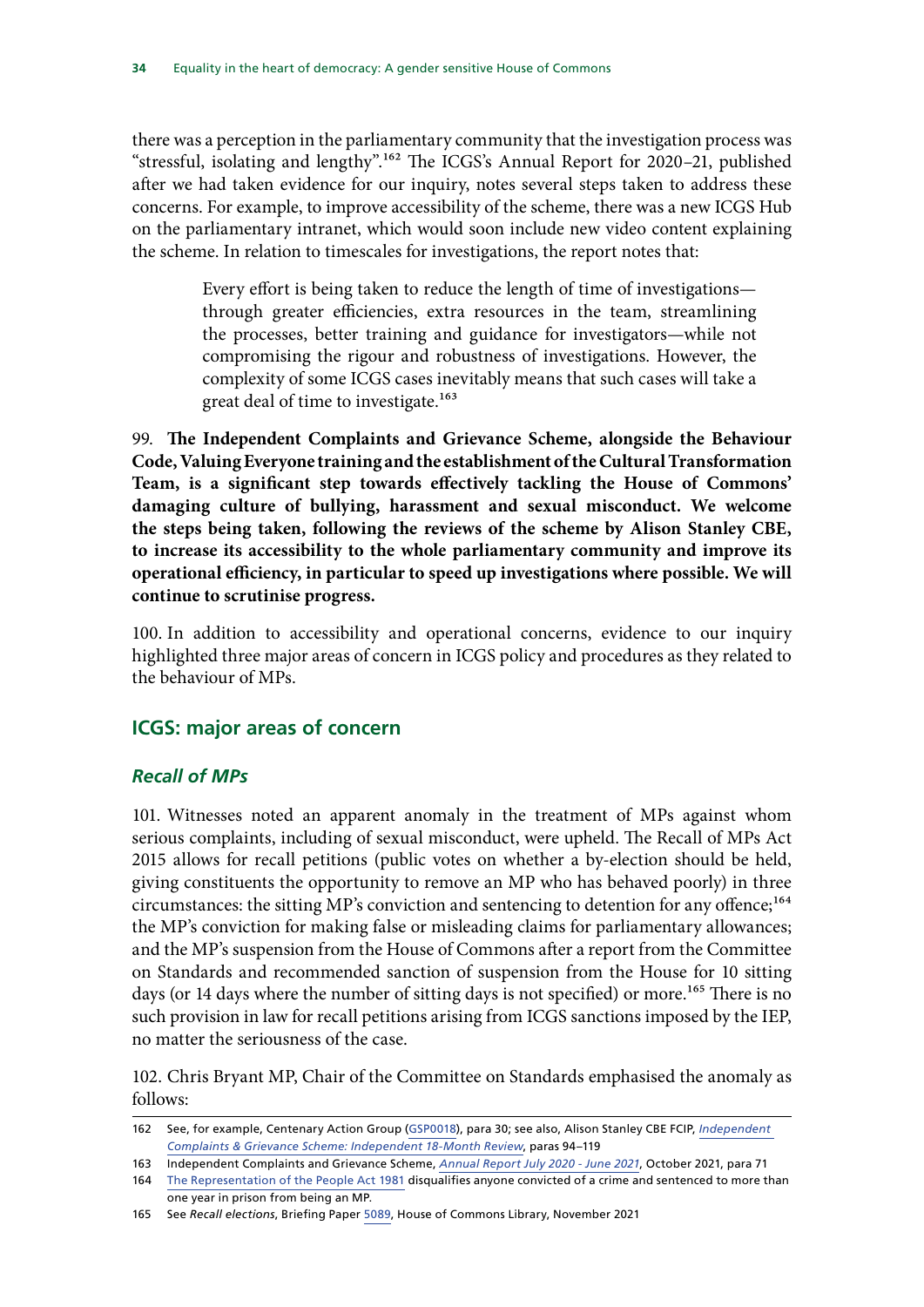there was a perception in the parliamentary community that the investigation process was "stressful, isolating and lengthy".[162] The ICGS's Annual Report for 2020–21, published after we had taken evidence for our inquiry, notes several steps taken to address these concerns. For example, to improve accessibility of the scheme, there was a new ICGS Hub on the parliamentary intranet, which would soon include new video content explaining the scheme. In relation to timescales for investigations, the report notes that:

> Every effort is being taken to reduce the length of time of investigations—through greater efficiencies, extra resources in the team, streamlining the processes, better training and guidance for investigators—while not compromising the rigour and robustness of investigations. However, the complexity of some ICGS cases inevitably means that such cases will take a great deal of time to investigate.[163]

99. **The Independent Complaints and Grievance Scheme, alongside the Behaviour Code, Valuing Everyone training and the establishment of the Cultural Transformation Team, is a significant step towards effectively tackling the House of Commons' damaging culture of bullying, harassment and sexual misconduct. We welcome the steps being taken, following the reviews of the scheme by Alison Stanley CBE, to increase its accessibility to the whole parliamentary community and improve its operational efficiency, in particular to speed up investigations where possible. We will continue to scrutinise progress.**

100. In addition to accessibility and operational concerns, evidence to our inquiry highlighted three major areas of concern in ICGS policy and procedures as they related to the behaviour of MPs.

## ICGS: major areas of concern

### *Recall of MPs*

101. Witnesses noted an apparent anomaly in the treatment of MPs against whom serious complaints, including of sexual misconduct, were upheld. The Recall of MPs Act 2015 allows for recall petitions (public votes on whether a by-election should be held, giving constituents the opportunity to remove an MP who has behaved poorly) in three circumstances: the sitting MP's conviction and sentencing to detention for any offence;[164] the MP's conviction for making false or misleading claims for parliamentary allowances; and the MP's suspension from the House of Commons after a report from the Committee on Standards and recommended sanction of suspension from the House for 10 sitting days (or 14 days where the number of sitting days is not specified) or more.[165] There is no such provision in law for recall petitions arising from ICGS sanctions imposed by the IEP, no matter the seriousness of the case.

102. Chris Bryant MP, Chair of the Committee on Standards emphasised the anomaly as follows:

---

162 See, for example, Centenary Action Group (GSP0018), para 30; see also, Alison Stanley CBE FCIP, *Independent Complaints & Grievance Scheme: Independent 18-Month Review*, paras 94–119

163 Independent Complaints and Grievance Scheme, *Annual Report July 2020 - June 2021*, October 2021, para 71

164 The Representation of the People Act 1981 disqualifies anyone convicted of a crime and sentenced to more than one year in prison from being an MP.

165 See *Recall elections*, Briefing Paper 5089, House of Commons Library, November 2021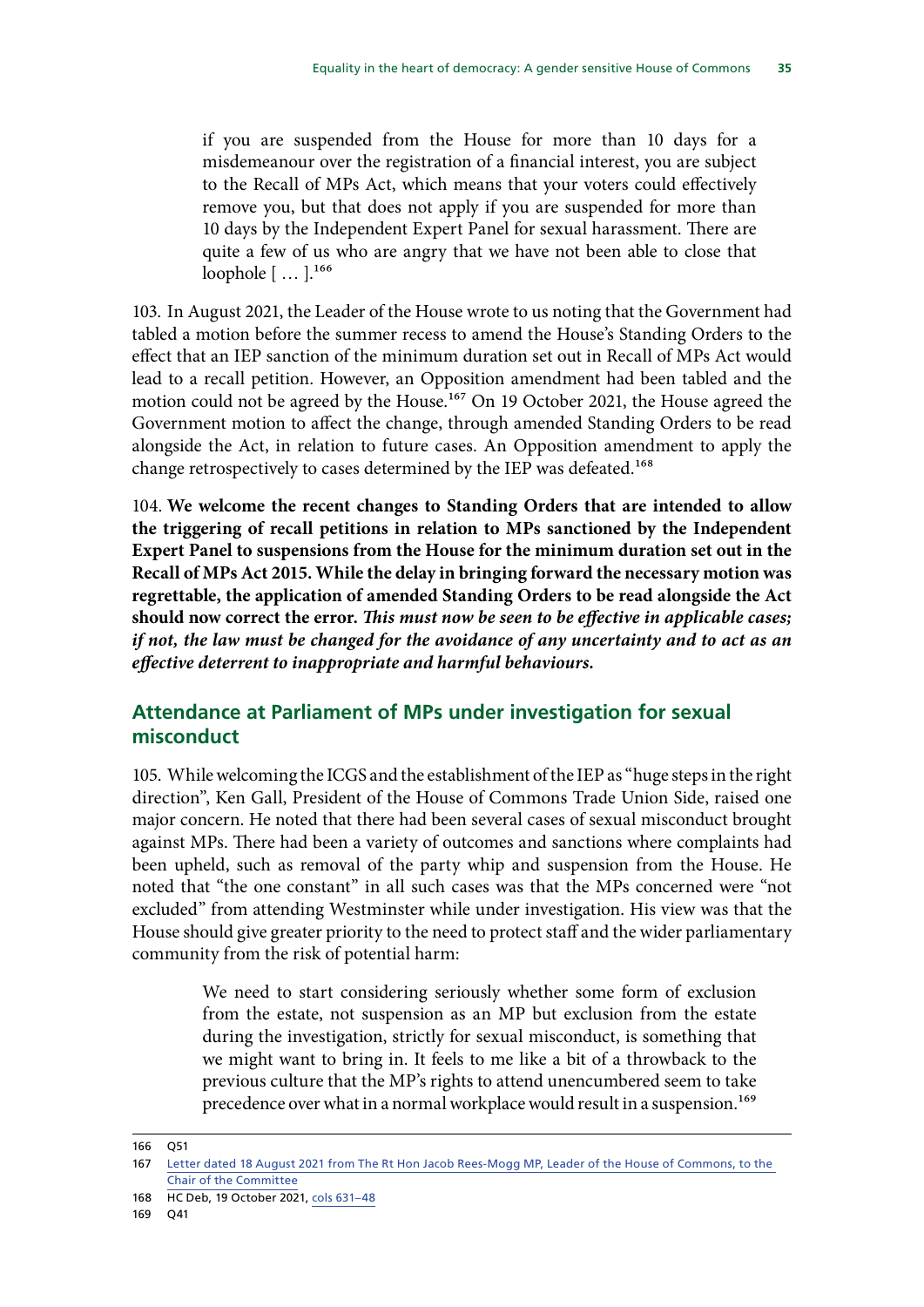> if you are suspended from the House for more than 10 days for a misdemeanour over the registration of a financial interest, you are subject to the Recall of MPs Act, which means that your voters could effectively remove you, but that does not apply if you are suspended for more than 10 days by the Independent Expert Panel for sexual harassment. There are quite a few of us who are angry that we have not been able to close that loophole [ … ].[166]

103. In August 2021, the Leader of the House wrote to us noting that the Government had tabled a motion before the summer recess to amend the House's Standing Orders to the effect that an IEP sanction of the minimum duration set out in Recall of MPs Act would lead to a recall petition. However, an Opposition amendment had been tabled and the motion could not be agreed by the House.[167] On 19 October 2021, the House agreed the Government motion to affect the change, through amended Standing Orders to be read alongside the Act, in relation to future cases. An Opposition amendment to apply the change retrospectively to cases determined by the IEP was defeated.[168]

104. **We welcome the recent changes to Standing Orders that are intended to allow the triggering of recall petitions in relation to MPs sanctioned by the Independent Expert Panel to suspensions from the House for the minimum duration set out in the Recall of MPs Act 2015. While the delay in bringing forward the necessary motion was regrettable, the application of amended Standing Orders to be read alongside the Act should now correct the error.** ***This must now be seen to be effective in applicable cases; if not, the law must be changed for the avoidance of any uncertainty and to act as an effective deterrent to inappropriate and harmful behaviours.***

## Attendance at Parliament of MPs under investigation for sexual misconduct

105. While welcoming the ICGS and the establishment of the IEP as "huge steps in the right direction", Ken Gall, President of the House of Commons Trade Union Side, raised one major concern. He noted that there had been several cases of sexual misconduct brought against MPs. There had been a variety of outcomes and sanctions where complaints had been upheld, such as removal of the party whip and suspension from the House. He noted that "the one constant" in all such cases was that the MPs concerned were "not excluded" from attending Westminster while under investigation. His view was that the House should give greater priority to the need to protect staff and the wider parliamentary community from the risk of potential harm:

> We need to start considering seriously whether some form of exclusion from the estate, not suspension as an MP but exclusion from the estate during the investigation, strictly for sexual misconduct, is something that we might want to bring in. It feels to me like a bit of a throwback to the previous culture that the MP's rights to attend unencumbered seem to take precedence over what in a normal workplace would result in a suspension.[169]

---

166 Q51

167 Letter dated 18 August 2021 from The Rt Hon Jacob Rees-Mogg MP, Leader of the House of Commons, to the Chair of the Committee

168 HC Deb, 19 October 2021, cols 631–48

169 Q41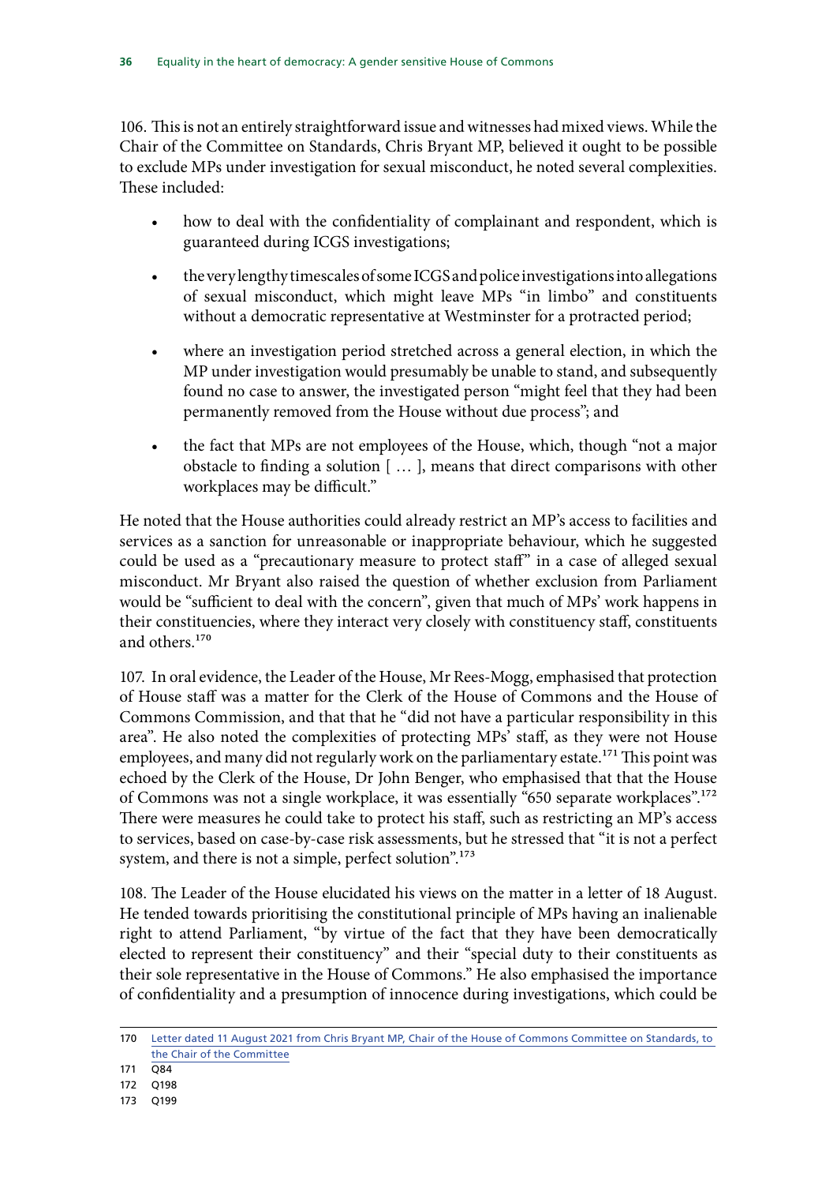106. This is not an entirely straightforward issue and witnesses had mixed views. While the Chair of the Committee on Standards, Chris Bryant MP, believed it ought to be possible to exclude MPs under investigation for sexual misconduct, he noted several complexities. These included:

- how to deal with the confidentiality of complainant and respondent, which is guaranteed during ICGS investigations;
- the very lengthy timescales of some ICGS and police investigations into allegations of sexual misconduct, which might leave MPs "in limbo" and constituents without a democratic representative at Westminster for a protracted period;
- where an investigation period stretched across a general election, in which the MP under investigation would presumably be unable to stand, and subsequently found no case to answer, the investigated person "might feel that they had been permanently removed from the House without due process"; and
- the fact that MPs are not employees of the House, which, though "not a major obstacle to finding a solution [ … ], means that direct comparisons with other workplaces may be difficult."

He noted that the House authorities could already restrict an MP's access to facilities and services as a sanction for unreasonable or inappropriate behaviour, which he suggested could be used as a "precautionary measure to protect staff" in a case of alleged sexual misconduct. Mr Bryant also raised the question of whether exclusion from Parliament would be "sufficient to deal with the concern", given that much of MPs' work happens in their constituencies, where they interact very closely with constituency staff, constituents and others.[170]

107. In oral evidence, the Leader of the House, Mr Rees-Mogg, emphasised that protection of House staff was a matter for the Clerk of the House of Commons and the House of Commons Commission, and that that he "did not have a particular responsibility in this area". He also noted the complexities of protecting MPs' staff, as they were not House employees, and many did not regularly work on the parliamentary estate.[171] This point was echoed by the Clerk of the House, Dr John Benger, who emphasised that that the House of Commons was not a single workplace, it was essentially "650 separate workplaces".[172] There were measures he could take to protect his staff, such as restricting an MP's access to services, based on case-by-case risk assessments, but he stressed that "it is not a perfect system, and there is not a simple, perfect solution".[173]

108. The Leader of the House elucidated his views on the matter in a letter of 18 August. He tended towards prioritising the constitutional principle of MPs having an inalienable right to attend Parliament, "by virtue of the fact that they have been democratically elected to represent their constituency" and their "special duty to their constituents as their sole representative in the House of Commons." He also emphasised the importance of confidentiality and a presumption of innocence during investigations, which could be

---

170 Letter dated 11 August 2021 from Chris Bryant MP, Chair of the House of Commons Committee on Standards, to the Chair of the Committee

171 Q84

172 Q198

173 Q199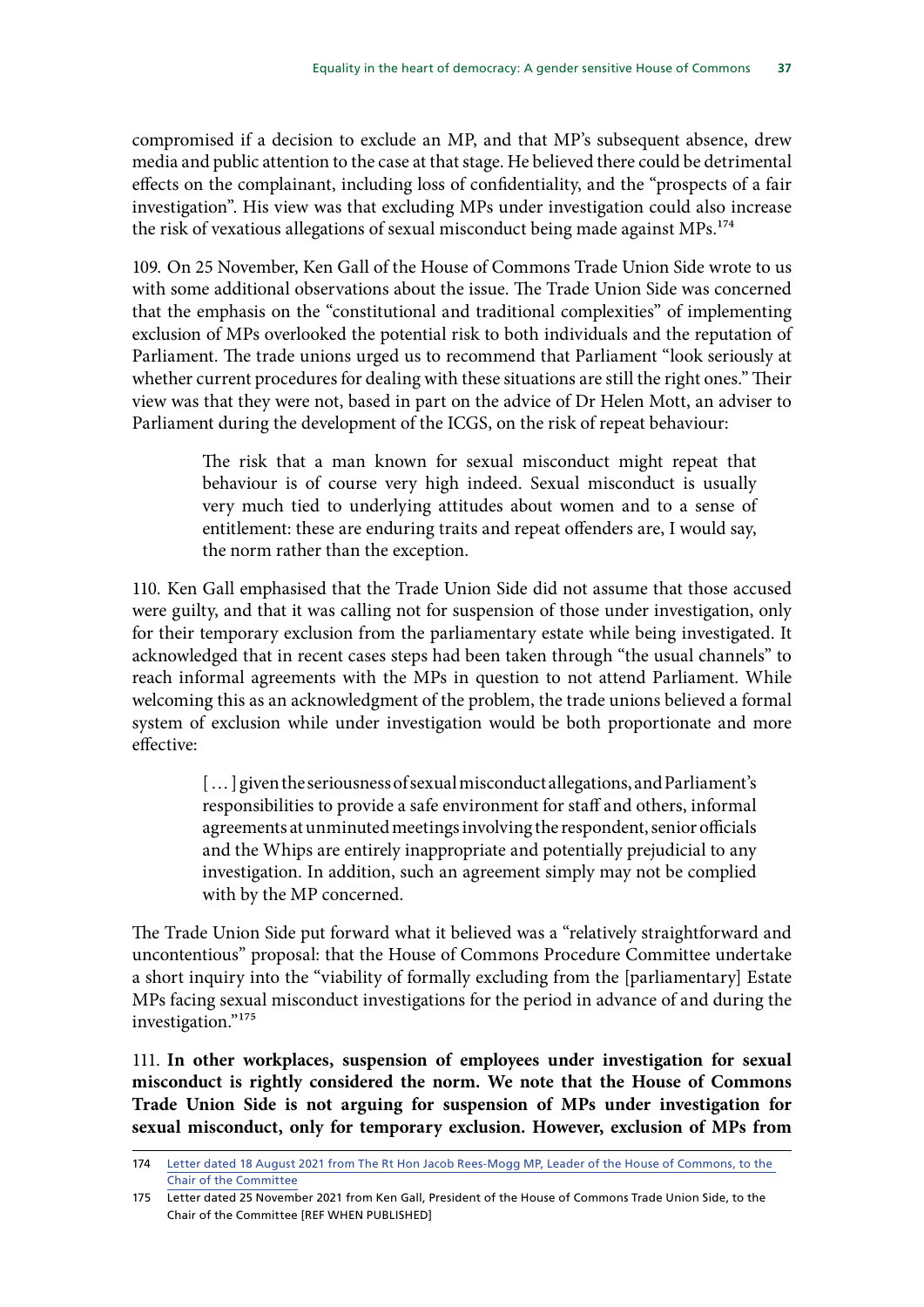compromised if a decision to exclude an MP, and that MP's subsequent absence, drew media and public attention to the case at that stage. He believed there could be detrimental effects on the complainant, including loss of confidentiality, and the "prospects of a fair investigation". His view was that excluding MPs under investigation could also increase the risk of vexatious allegations of sexual misconduct being made against MPs.[174]

109. On 25 November, Ken Gall of the House of Commons Trade Union Side wrote to us with some additional observations about the issue. The Trade Union Side was concerned that the emphasis on the "constitutional and traditional complexities" of implementing exclusion of MPs overlooked the potential risk to both individuals and the reputation of Parliament. The trade unions urged us to recommend that Parliament "look seriously at whether current procedures for dealing with these situations are still the right ones." Their view was that they were not, based in part on the advice of Dr Helen Mott, an adviser to Parliament during the development of the ICGS, on the risk of repeat behaviour:

> The risk that a man known for sexual misconduct might repeat that behaviour is of course very high indeed. Sexual misconduct is usually very much tied to underlying attitudes about women and to a sense of entitlement: these are enduring traits and repeat offenders are, I would say, the norm rather than the exception.

110. Ken Gall emphasised that the Trade Union Side did not assume that those accused were guilty, and that it was calling not for suspension of those under investigation, only for their temporary exclusion from the parliamentary estate while being investigated. It acknowledged that in recent cases steps had been taken through "the usual channels" to reach informal agreements with the MPs in question to not attend Parliament. While welcoming this as an acknowledgment of the problem, the trade unions believed a formal system of exclusion while under investigation would be both proportionate and more effective:

> [...] given the seriousness of sexual misconduct allegations, and Parliament's responsibilities to provide a safe environment for staff and others, informal agreements at unminuted meetings involving the respondent, senior officials and the Whips are entirely inappropriate and potentially prejudicial to any investigation. In addition, such an agreement simply may not be complied with by the MP concerned.

The Trade Union Side put forward what it believed was a "relatively straightforward and uncontentious" proposal: that the House of Commons Procedure Committee undertake a short inquiry into the "viability of formally excluding from the [parliamentary] Estate MPs facing sexual misconduct investigations for the period in advance of and during the investigation."[175]

111. **In other workplaces, suspension of employees under investigation for sexual misconduct is rightly considered the norm. We note that the House of Commons Trade Union Side is not arguing for suspension of MPs under investigation for sexual misconduct, only for temporary exclusion. However, exclusion of MPs from**

174 Letter dated 18 August 2021 from The Rt Hon Jacob Rees-Mogg MP, Leader of the House of Commons, to the Chair of the Committee

175 Letter dated 25 November 2021 from Ken Gall, President of the House of Commons Trade Union Side, to the Chair of the Committee [REF WHEN PUBLISHED]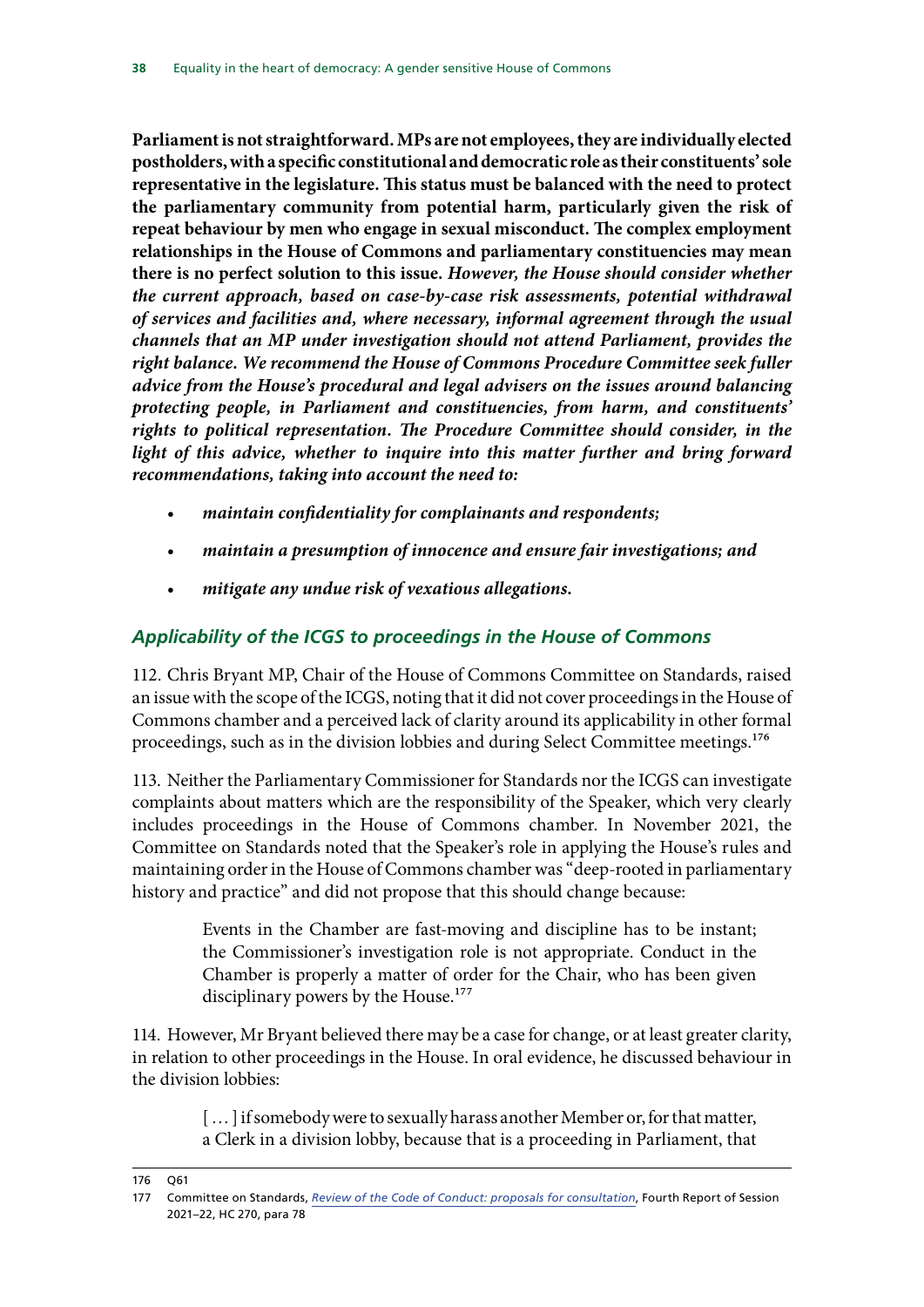**Parliament is not straightforward. MPs are not employees, they are individually elected postholders, with a specific constitutional and democratic role as their constituents' sole representative in the legislature. This status must be balanced with the need to protect the parliamentary community from potential harm, particularly given the risk of repeat behaviour by men who engage in sexual misconduct. The complex employment relationships in the House of Commons and parliamentary constituencies may mean there is no perfect solution to this issue.** ***However, the House should consider whether the current approach, based on case-by-case risk assessments, potential withdrawal of services and facilities and, where necessary, informal agreement through the usual channels that an MP under investigation should not attend Parliament, provides the right balance. We recommend the House of Commons Procedure Committee seek fuller advice from the House's procedural and legal advisers on the issues around balancing protecting people, in Parliament and constituencies, from harm, and constituents' rights to political representation. The Procedure Committee should consider, in the light of this advice, whether to inquire into this matter further and bring forward recommendations, taking into account the need to:***

- ***maintain confidentiality for complainants and respondents;***
- ***maintain a presumption of innocence and ensure fair investigations; and***
- ***mitigate any undue risk of vexatious allegations.***

### *Applicability of the ICGS to proceedings in the House of Commons*

112. Chris Bryant MP, Chair of the House of Commons Committee on Standards, raised an issue with the scope of the ICGS, noting that it did not cover proceedings in the House of Commons chamber and a perceived lack of clarity around its applicability in other formal proceedings, such as in the division lobbies and during Select Committee meetings.[176]

113. Neither the Parliamentary Commissioner for Standards nor the ICGS can investigate complaints about matters which are the responsibility of the Speaker, which very clearly includes proceedings in the House of Commons chamber. In November 2021, the Committee on Standards noted that the Speaker's role in applying the House's rules and maintaining order in the House of Commons chamber was "deep-rooted in parliamentary history and practice" and did not propose that this should change because:

> Events in the Chamber are fast-moving and discipline has to be instant; the Commissioner's investigation role is not appropriate. Conduct in the Chamber is properly a matter of order for the Chair, who has been given disciplinary powers by the House.[177]

114. However, Mr Bryant believed there may be a case for change, or at least greater clarity, in relation to other proceedings in the House. In oral evidence, he discussed behaviour in the division lobbies:

> [ … ] if somebody were to sexually harass another Member or, for that matter, a Clerk in a division lobby, because that is a proceeding in Parliament, that

176 Q61

177 Committee on Standards, *Review of the Code of Conduct: proposals for consultation*, Fourth Report of Session 2021–22, HC 270, para 78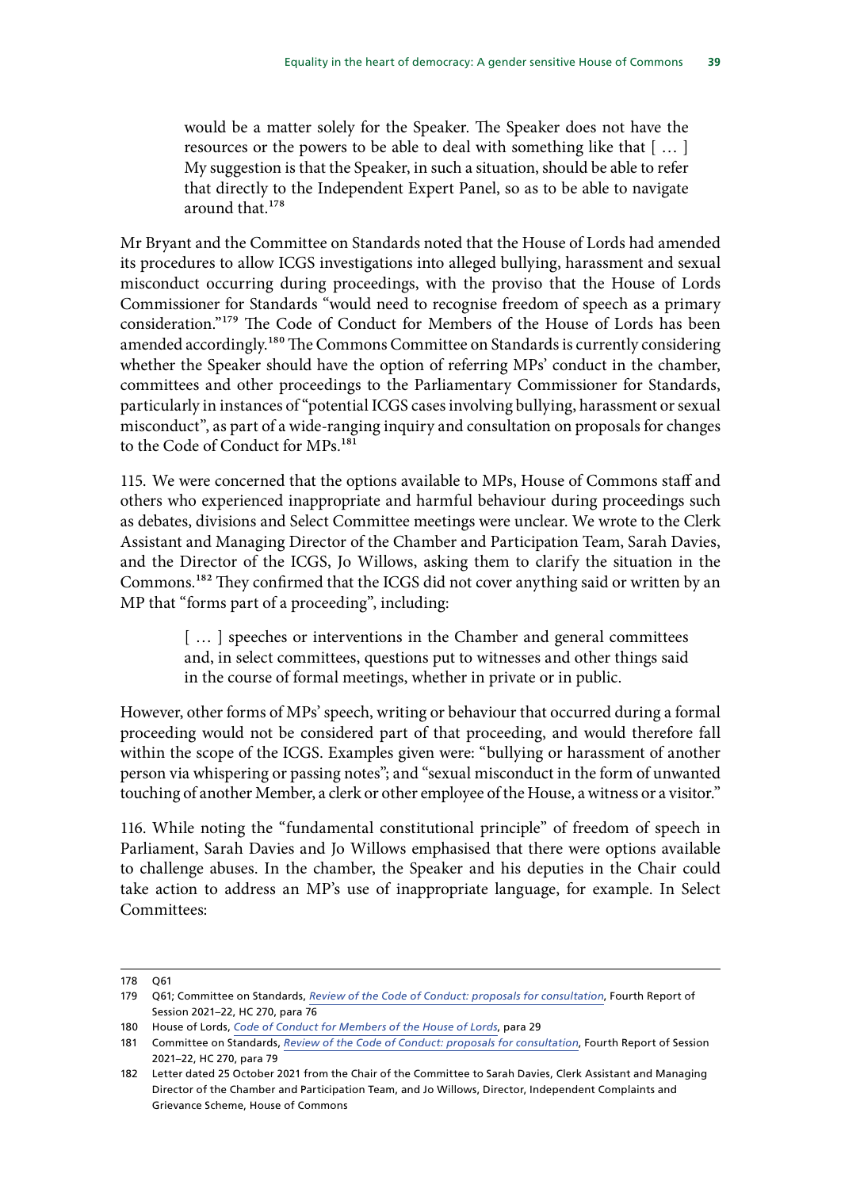> would be a matter solely for the Speaker. The Speaker does not have the resources or the powers to be able to deal with something like that [ … ] My suggestion is that the Speaker, in such a situation, should be able to refer that directly to the Independent Expert Panel, so as to be able to navigate around that.[178]

Mr Bryant and the Committee on Standards noted that the House of Lords had amended its procedures to allow ICGS investigations into alleged bullying, harassment and sexual misconduct occurring during proceedings, with the proviso that the House of Lords Commissioner for Standards "would need to recognise freedom of speech as a primary consideration."[179] The Code of Conduct for Members of the House of Lords has been amended accordingly.[180] The Commons Committee on Standards is currently considering whether the Speaker should have the option of referring MPs' conduct in the chamber, committees and other proceedings to the Parliamentary Commissioner for Standards, particularly in instances of "potential ICGS cases involving bullying, harassment or sexual misconduct", as part of a wide-ranging inquiry and consultation on proposals for changes to the Code of Conduct for MPs.[181]

115. We were concerned that the options available to MPs, House of Commons staff and others who experienced inappropriate and harmful behaviour during proceedings such as debates, divisions and Select Committee meetings were unclear. We wrote to the Clerk Assistant and Managing Director of the Chamber and Participation Team, Sarah Davies, and the Director of the ICGS, Jo Willows, asking them to clarify the situation in the Commons.[182] They confirmed that the ICGS did not cover anything said or written by an MP that "forms part of a proceeding", including:

> [ … ] speeches or interventions in the Chamber and general committees and, in select committees, questions put to witnesses and other things said in the course of formal meetings, whether in private or in public.

However, other forms of MPs' speech, writing or behaviour that occurred during a formal proceeding would not be considered part of that proceeding, and would therefore fall within the scope of the ICGS. Examples given were: "bullying or harassment of another person via whispering or passing notes"; and "sexual misconduct in the form of unwanted touching of another Member, a clerk or other employee of the House, a witness or a visitor."

116. While noting the "fundamental constitutional principle" of freedom of speech in Parliament, Sarah Davies and Jo Willows emphasised that there were options available to challenge abuses. In the chamber, the Speaker and his deputies in the Chair could take action to address an MP's use of inappropriate language, for example. In Select Committees:

---

178 Q61

179 Q61; Committee on Standards, *Review of the Code of Conduct: proposals for consultation*, Fourth Report of Session 2021–22, HC 270, para 76

180 House of Lords, *Code of Conduct for Members of the House of Lords*, para 29

181 Committee on Standards, *Review of the Code of Conduct: proposals for consultation*, Fourth Report of Session 2021–22, HC 270, para 79

182 Letter dated 25 October 2021 from the Chair of the Committee to Sarah Davies, Clerk Assistant and Managing Director of the Chamber and Participation Team, and Jo Willows, Director, Independent Complaints and Grievance Scheme, House of Commons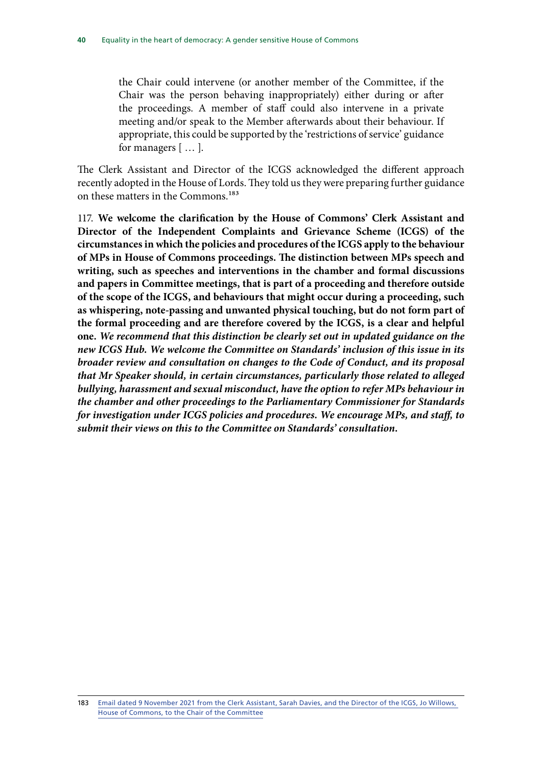> the Chair could intervene (or another member of the Committee, if the Chair was the person behaving inappropriately) either during or after the proceedings. A member of staff could also intervene in a private meeting and/or speak to the Member afterwards about their behaviour. If appropriate, this could be supported by the 'restrictions of service' guidance for managers [ … ].

The Clerk Assistant and Director of the ICGS acknowledged the different approach recently adopted in the House of Lords. They told us they were preparing further guidance on these matters in the Commons.[183]

117. **We welcome the clarification by the House of Commons' Clerk Assistant and Director of the Independent Complaints and Grievance Scheme (ICGS) of the circumstances in which the policies and procedures of the ICGS apply to the behaviour of MPs in House of Commons proceedings. The distinction between MPs speech and writing, such as speeches and interventions in the chamber and formal discussions and papers in Committee meetings, that is part of a proceeding and therefore outside of the scope of the ICGS, and behaviours that might occur during a proceeding, such as whispering, note-passing and unwanted physical touching, but do not form part of the formal proceeding and are therefore covered by the ICGS, is a clear and helpful one.** ***We recommend that this distinction be clearly set out in updated guidance on the new ICGS Hub. We welcome the Committee on Standards' inclusion of this issue in its broader review and consultation on changes to the Code of Conduct, and its proposal that Mr Speaker should, in certain circumstances, particularly those related to alleged bullying, harassment and sexual misconduct, have the option to refer MPs behaviour in the chamber and other proceedings to the Parliamentary Commissioner for Standards for investigation under ICGS policies and procedures. We encourage MPs, and staff, to submit their views on this to the Committee on Standards' consultation.***

---

183 Email dated 9 November 2021 from the Clerk Assistant, Sarah Davies, and the Director of the ICGS, Jo Willows, House of Commons, to the Chair of the Committee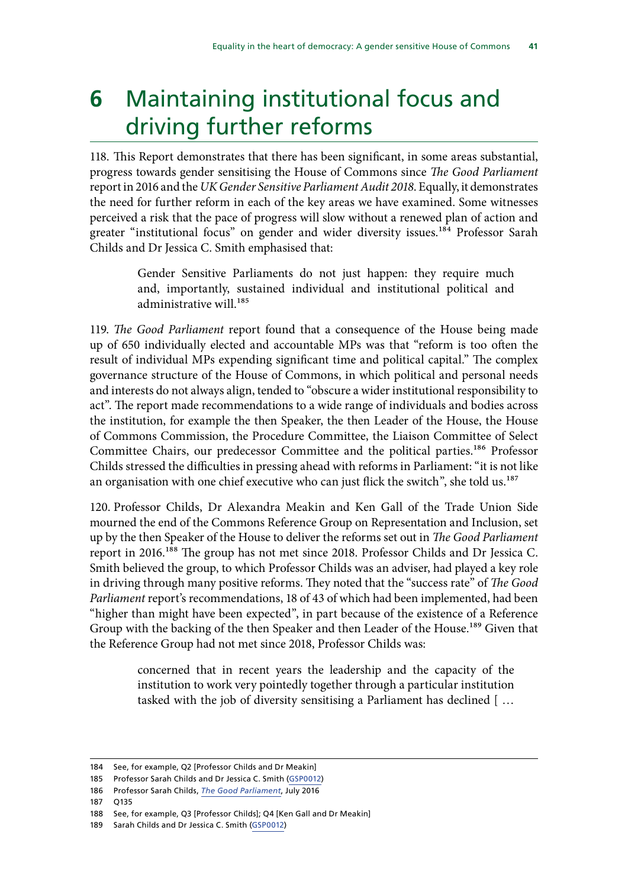# 6 Maintaining institutional focus and driving further reforms

118. This Report demonstrates that there has been significant, in some areas substantial, progress towards gender sensitising the House of Commons since *The Good Parliament* report in 2016 and the *UK Gender Sensitive Parliament Audit 2018*. Equally, it demonstrates the need for further reform in each of the key areas we have examined. Some witnesses perceived a risk that the pace of progress will slow without a renewed plan of action and greater "institutional focus" on gender and wider diversity issues.[184] Professor Sarah Childs and Dr Jessica C. Smith emphasised that:

> Gender Sensitive Parliaments do not just happen: they require much and, importantly, sustained individual and institutional political and administrative will.[185]

119. *The Good Parliament* report found that a consequence of the House being made up of 650 individually elected and accountable MPs was that "reform is too often the result of individual MPs expending significant time and political capital." The complex governance structure of the House of Commons, in which political and personal needs and interests do not always align, tended to "obscure a wider institutional responsibility to act". The report made recommendations to a wide range of individuals and bodies across the institution, for example the then Speaker, the then Leader of the House, the House of Commons Commission, the Procedure Committee, the Liaison Committee of Select Committee Chairs, our predecessor Committee and the political parties.[186] Professor Childs stressed the difficulties in pressing ahead with reforms in Parliament: "it is not like an organisation with one chief executive who can just flick the switch", she told us.[187]

120. Professor Childs, Dr Alexandra Meakin and Ken Gall of the Trade Union Side mourned the end of the Commons Reference Group on Representation and Inclusion, set up by the then Speaker of the House to deliver the reforms set out in *The Good Parliament* report in 2016.[188] The group has not met since 2018. Professor Childs and Dr Jessica C. Smith believed the group, to which Professor Childs was an adviser, had played a key role in driving through many positive reforms. They noted that the "success rate" of *The Good Parliament* report's recommendations, 18 of 43 of which had been implemented, had been "higher than might have been expected", in part because of the existence of a Reference Group with the backing of the then Speaker and then Leader of the House.[189] Given that the Reference Group had not met since 2018, Professor Childs was:

> concerned that in recent years the leadership and the capacity of the institution to work very pointedly together through a particular institution tasked with the job of diversity sensitising a Parliament has declined [ …

184 See, for example, Q2 [Professor Childs and Dr Meakin]

185 Professor Sarah Childs and Dr Jessica C. Smith (GSP0012)

186 Professor Sarah Childs, *The Good Parliament*, July 2016

187 Q135

188 See, for example, Q3 [Professor Childs]; Q4 [Ken Gall and Dr Meakin]

189 Sarah Childs and Dr Jessica C. Smith (GSP0012)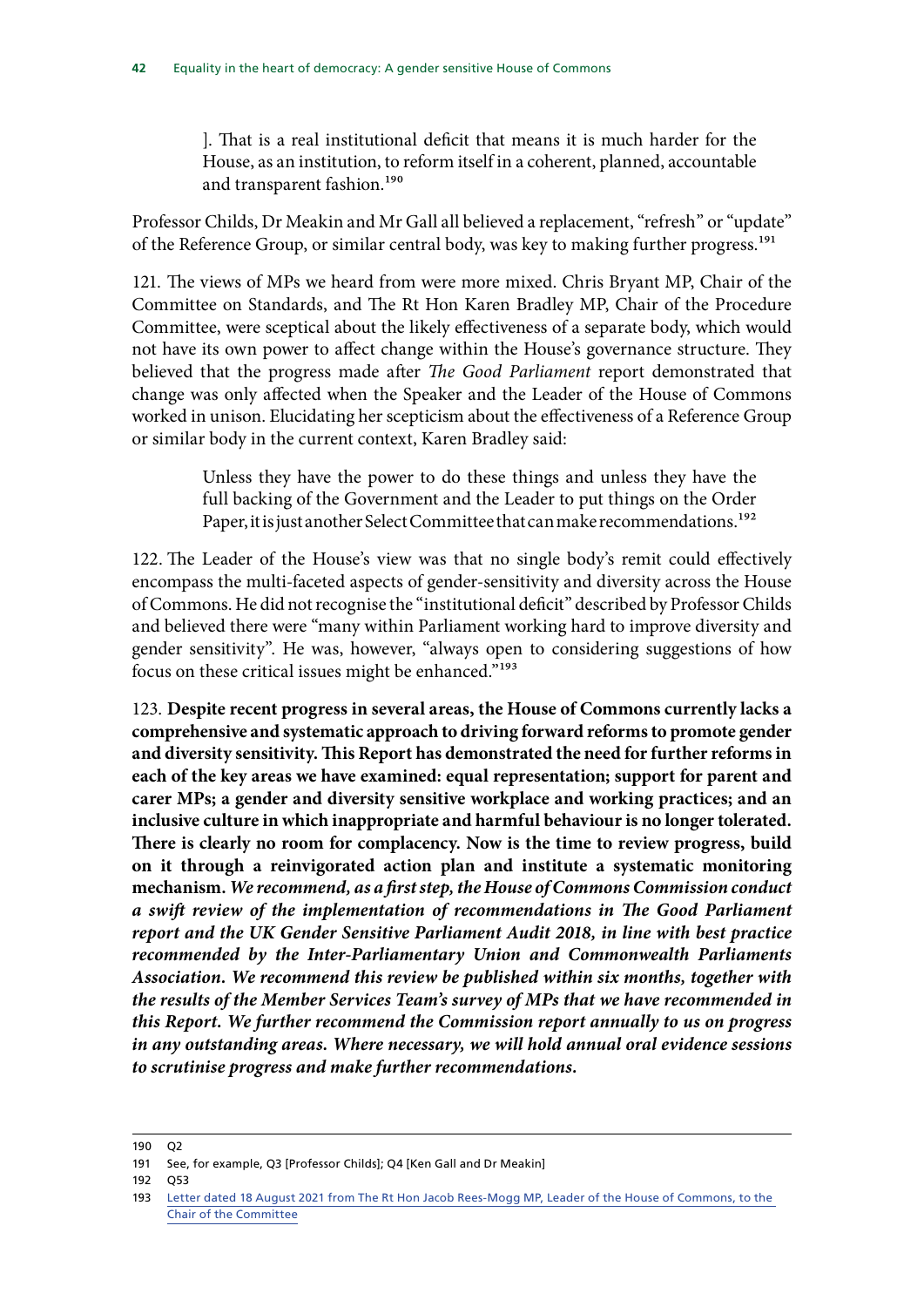> ]. That is a real institutional deficit that means it is much harder for the House, as an institution, to reform itself in a coherent, planned, accountable and transparent fashion.[190]

Professor Childs, Dr Meakin and Mr Gall all believed a replacement, "refresh" or "update" of the Reference Group, or similar central body, was key to making further progress.[191]

121. The views of MPs we heard from were more mixed. Chris Bryant MP, Chair of the Committee on Standards, and The Rt Hon Karen Bradley MP, Chair of the Procedure Committee, were sceptical about the likely effectiveness of a separate body, which would not have its own power to affect change within the House's governance structure. They believed that the progress made after *The Good Parliament* report demonstrated that change was only affected when the Speaker and the Leader of the House of Commons worked in unison. Elucidating her scepticism about the effectiveness of a Reference Group or similar body in the current context, Karen Bradley said:

> Unless they have the power to do these things and unless they have the full backing of the Government and the Leader to put things on the Order Paper, it is just another Select Committee that can make recommendations.[192]

122. The Leader of the House's view was that no single body's remit could effectively encompass the multi-faceted aspects of gender-sensitivity and diversity across the House of Commons. He did not recognise the "institutional deficit" described by Professor Childs and believed there were "many within Parliament working hard to improve diversity and gender sensitivity". He was, however, "always open to considering suggestions of how focus on these critical issues might be enhanced."[193]

123. **Despite recent progress in several areas, the House of Commons currently lacks a comprehensive and systematic approach to driving forward reforms to promote gender and diversity sensitivity. This Report has demonstrated the need for further reforms in each of the key areas we have examined: equal representation; support for parent and carer MPs; a gender and diversity sensitive workplace and working practices; and an inclusive culture in which inappropriate and harmful behaviour is no longer tolerated. There is clearly no room for complacency. Now is the time to review progress, build on it through a reinvigorated action plan and institute a systematic monitoring mechanism.** ***We recommend, as a first step, the House of Commons Commission conduct a swift review of the implementation of recommendations in The Good Parliament report and the UK Gender Sensitive Parliament Audit 2018, in line with best practice recommended by the Inter-Parliamentary Union and Commonwealth Parliaments Association. We recommend this review be published within six months, together with the results of the Member Services Team's survey of MPs that we have recommended in this Report. We further recommend the Commission report annually to us on progress in any outstanding areas. Where necessary, we will hold annual oral evidence sessions to scrutinise progress and make further recommendations.***

---

190 Q2

191 See, for example, Q3 [Professor Childs]; Q4 [Ken Gall and Dr Meakin]

192 Q53

193 Letter dated 18 August 2021 from The Rt Hon Jacob Rees-Mogg MP, Leader of the House of Commons, to the Chair of the Committee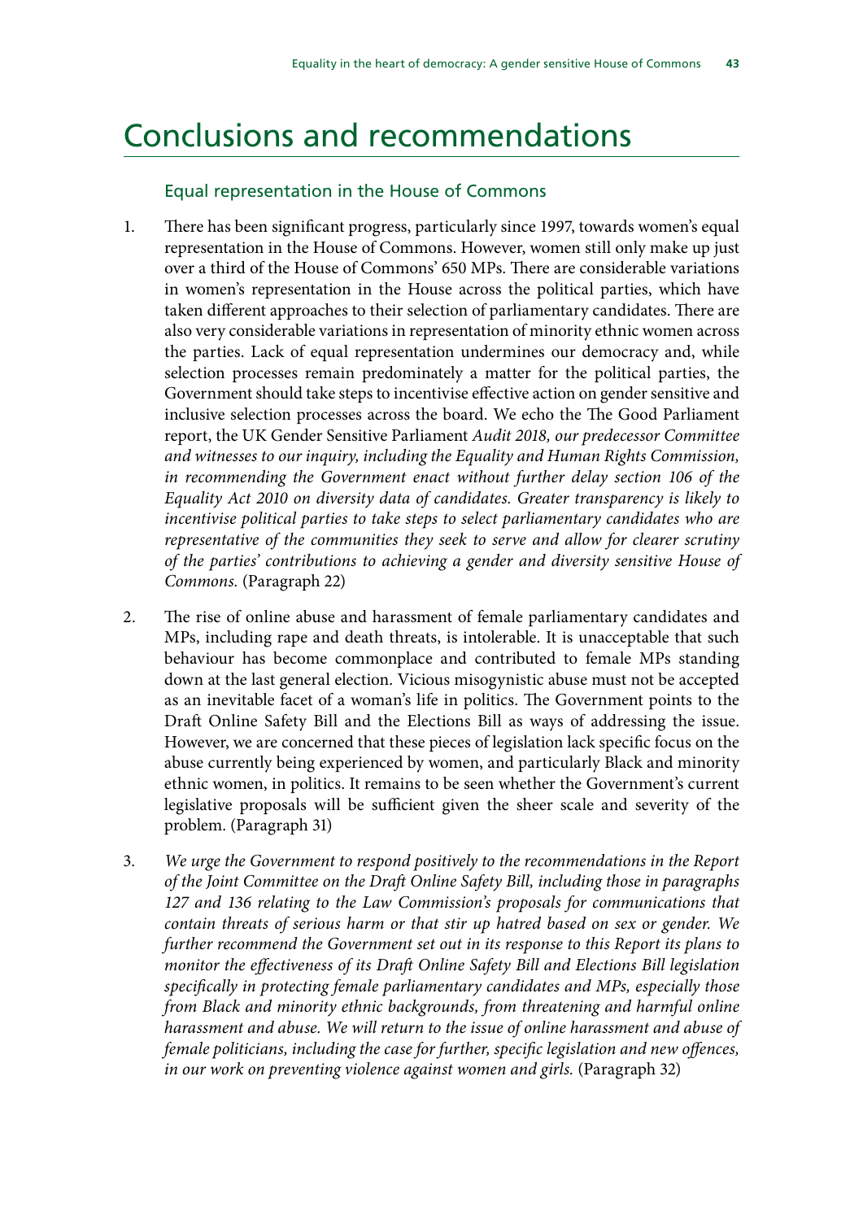# Conclusions and recommendations

## Equal representation in the House of Commons

1. There has been significant progress, particularly since 1997, towards women's equal representation in the House of Commons. However, women still only make up just over a third of the House of Commons' 650 MPs. There are considerable variations in women's representation in the House across the political parties, which have taken different approaches to their selection of parliamentary candidates. There are also very considerable variations in representation of minority ethnic women across the parties. Lack of equal representation undermines our democracy and, while selection processes remain predominately a matter for the political parties, the Government should take steps to incentivise effective action on gender sensitive and inclusive selection processes across the board. We echo the The Good Parliament report, the UK Gender Sensitive Parliament *Audit 2018, our predecessor Committee and witnesses to our inquiry, including the Equality and Human Rights Commission, in recommending the Government enact without further delay section 106 of the Equality Act 2010 on diversity data of candidates. Greater transparency is likely to incentivise political parties to take steps to select parliamentary candidates who are representative of the communities they seek to serve and allow for clearer scrutiny of the parties' contributions to achieving a gender and diversity sensitive House of Commons.* (Paragraph 22)

2. The rise of online abuse and harassment of female parliamentary candidates and MPs, including rape and death threats, is intolerable. It is unacceptable that such behaviour has become commonplace and contributed to female MPs standing down at the last general election. Vicious misogynistic abuse must not be accepted as an inevitable facet of a woman's life in politics. The Government points to the Draft Online Safety Bill and the Elections Bill as ways of addressing the issue. However, we are concerned that these pieces of legislation lack specific focus on the abuse currently being experienced by women, and particularly Black and minority ethnic women, in politics. It remains to be seen whether the Government's current legislative proposals will be sufficient given the sheer scale and severity of the problem. (Paragraph 31)

3. *We urge the Government to respond positively to the recommendations in the Report of the Joint Committee on the Draft Online Safety Bill, including those in paragraphs 127 and 136 relating to the Law Commission's proposals for communications that contain threats of serious harm or that stir up hatred based on sex or gender. We further recommend the Government set out in its response to this Report its plans to monitor the effectiveness of its Draft Online Safety Bill and Elections Bill legislation specifically in protecting female parliamentary candidates and MPs, especially those from Black and minority ethnic backgrounds, from threatening and harmful online harassment and abuse. We will return to the issue of online harassment and abuse of female politicians, including the case for further, specific legislation and new offences, in our work on preventing violence against women and girls.* (Paragraph 32)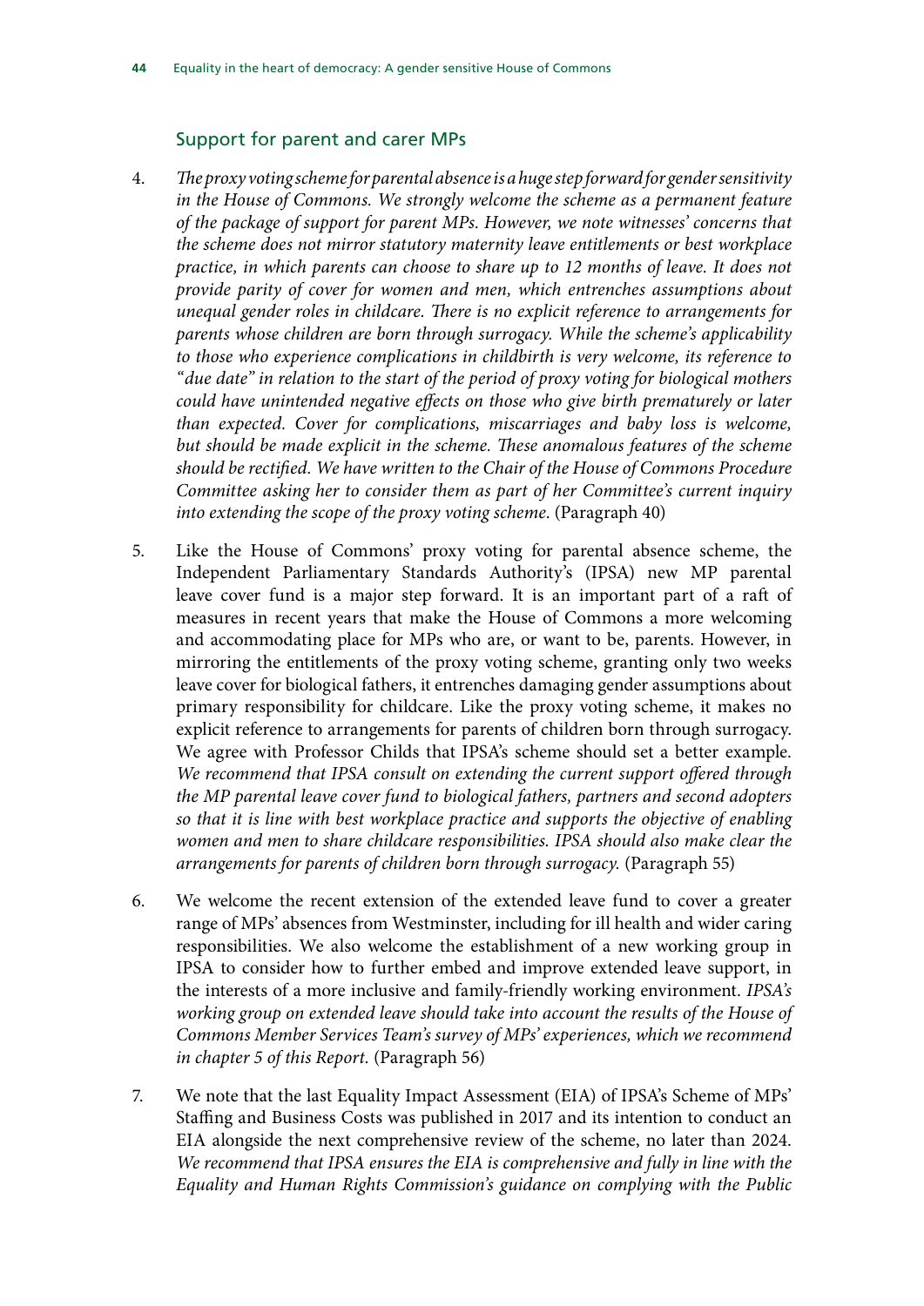## Support for parent and carer MPs

4. *The proxy voting scheme for parental absence is a huge step forward for gender sensitivity in the House of Commons. We strongly welcome the scheme as a permanent feature of the package of support for parent MPs. However, we note witnesses' concerns that the scheme does not mirror statutory maternity leave entitlements or best workplace practice, in which parents can choose to share up to 12 months of leave. It does not provide parity of cover for women and men, which entrenches assumptions about unequal gender roles in childcare. There is no explicit reference to arrangements for parents whose children are born through surrogacy. While the scheme's applicability to those who experience complications in childbirth is very welcome, its reference to "due date" in relation to the start of the period of proxy voting for biological mothers could have unintended negative effects on those who give birth prematurely or later than expected. Cover for complications, miscarriages and baby loss is welcome, but should be made explicit in the scheme. These anomalous features of the scheme should be rectified. We have written to the Chair of the House of Commons Procedure Committee asking her to consider them as part of her Committee's current inquiry into extending the scope of the proxy voting scheme.* (Paragraph 40)

5. Like the House of Commons' proxy voting for parental absence scheme, the Independent Parliamentary Standards Authority's (IPSA) new MP parental leave cover fund is a major step forward. It is an important part of a raft of measures in recent years that make the House of Commons a more welcoming and accommodating place for MPs who are, or want to be, parents. However, in mirroring the entitlements of the proxy voting scheme, granting only two weeks leave cover for biological fathers, it entrenches damaging gender assumptions about primary responsibility for childcare. Like the proxy voting scheme, it makes no explicit reference to arrangements for parents of children born through surrogacy. We agree with Professor Childs that IPSA's scheme should set a better example. *We recommend that IPSA consult on extending the current support offered through the MP parental leave cover fund to biological fathers, partners and second adopters so that it is line with best workplace practice and supports the objective of enabling women and men to share childcare responsibilities. IPSA should also make clear the arrangements for parents of children born through surrogacy.* (Paragraph 55)

6. We welcome the recent extension of the extended leave fund to cover a greater range of MPs' absences from Westminster, including for ill health and wider caring responsibilities. We also welcome the establishment of a new working group in IPSA to consider how to further embed and improve extended leave support, in the interests of a more inclusive and family-friendly working environment. *IPSA's working group on extended leave should take into account the results of the House of Commons Member Services Team's survey of MPs' experiences, which we recommend in chapter 5 of this Report.* (Paragraph 56)

7. We note that the last Equality Impact Assessment (EIA) of IPSA's Scheme of MPs' Staffing and Business Costs was published in 2017 and its intention to conduct an EIA alongside the next comprehensive review of the scheme, no later than 2024. *We recommend that IPSA ensures the EIA is comprehensive and fully in line with the Equality and Human Rights Commission's guidance on complying with the Public*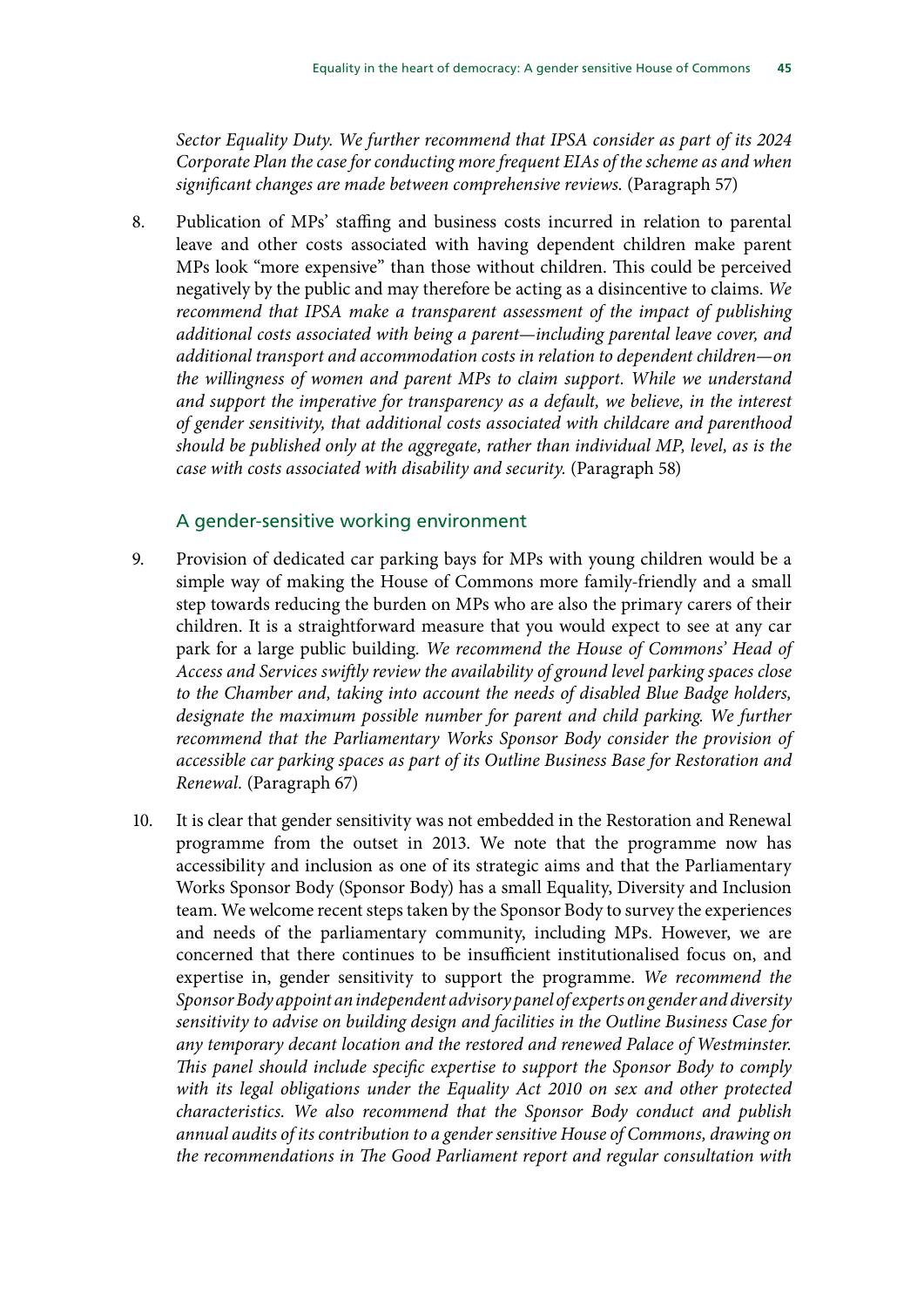*Sector Equality Duty. We further recommend that IPSA consider as part of its 2024 Corporate Plan the case for conducting more frequent EIAs of the scheme as and when significant changes are made between comprehensive reviews.* (Paragraph 57)

8. Publication of MPs' staffing and business costs incurred in relation to parental leave and other costs associated with having dependent children make parent MPs look "more expensive" than those without children. This could be perceived negatively by the public and may therefore be acting as a disincentive to claims. *We recommend that IPSA make a transparent assessment of the impact of publishing additional costs associated with being a parent—including parental leave cover, and additional transport and accommodation costs in relation to dependent children—on the willingness of women and parent MPs to claim support. While we understand and support the imperative for transparency as a default, we believe, in the interest of gender sensitivity, that additional costs associated with childcare and parenthood should be published only at the aggregate, rather than individual MP, level, as is the case with costs associated with disability and security.* (Paragraph 58)

### A gender-sensitive working environment

9. Provision of dedicated car parking bays for MPs with young children would be a simple way of making the House of Commons more family-friendly and a small step towards reducing the burden on MPs who are also the primary carers of their children. It is a straightforward measure that you would expect to see at any car park for a large public building. *We recommend the House of Commons' Head of Access and Services swiftly review the availability of ground level parking spaces close to the Chamber and, taking into account the needs of disabled Blue Badge holders, designate the maximum possible number for parent and child parking. We further recommend that the Parliamentary Works Sponsor Body consider the provision of accessible car parking spaces as part of its Outline Business Base for Restoration and Renewal.* (Paragraph 67)

10. It is clear that gender sensitivity was not embedded in the Restoration and Renewal programme from the outset in 2013. We note that the programme now has accessibility and inclusion as one of its strategic aims and that the Parliamentary Works Sponsor Body (Sponsor Body) has a small Equality, Diversity and Inclusion team. We welcome recent steps taken by the Sponsor Body to survey the experiences and needs of the parliamentary community, including MPs. However, we are concerned that there continues to be insufficient institutionalised focus on, and expertise in, gender sensitivity to support the programme. *We recommend the Sponsor Body appoint an independent advisory panel of experts on gender and diversity sensitivity to advise on building design and facilities in the Outline Business Case for any temporary decant location and the restored and renewed Palace of Westminster. This panel should include specific expertise to support the Sponsor Body to comply with its legal obligations under the Equality Act 2010 on sex and other protected characteristics. We also recommend that the Sponsor Body conduct and publish annual audits of its contribution to a gender sensitive House of Commons, drawing on the recommendations in The Good Parliament report and regular consultation with*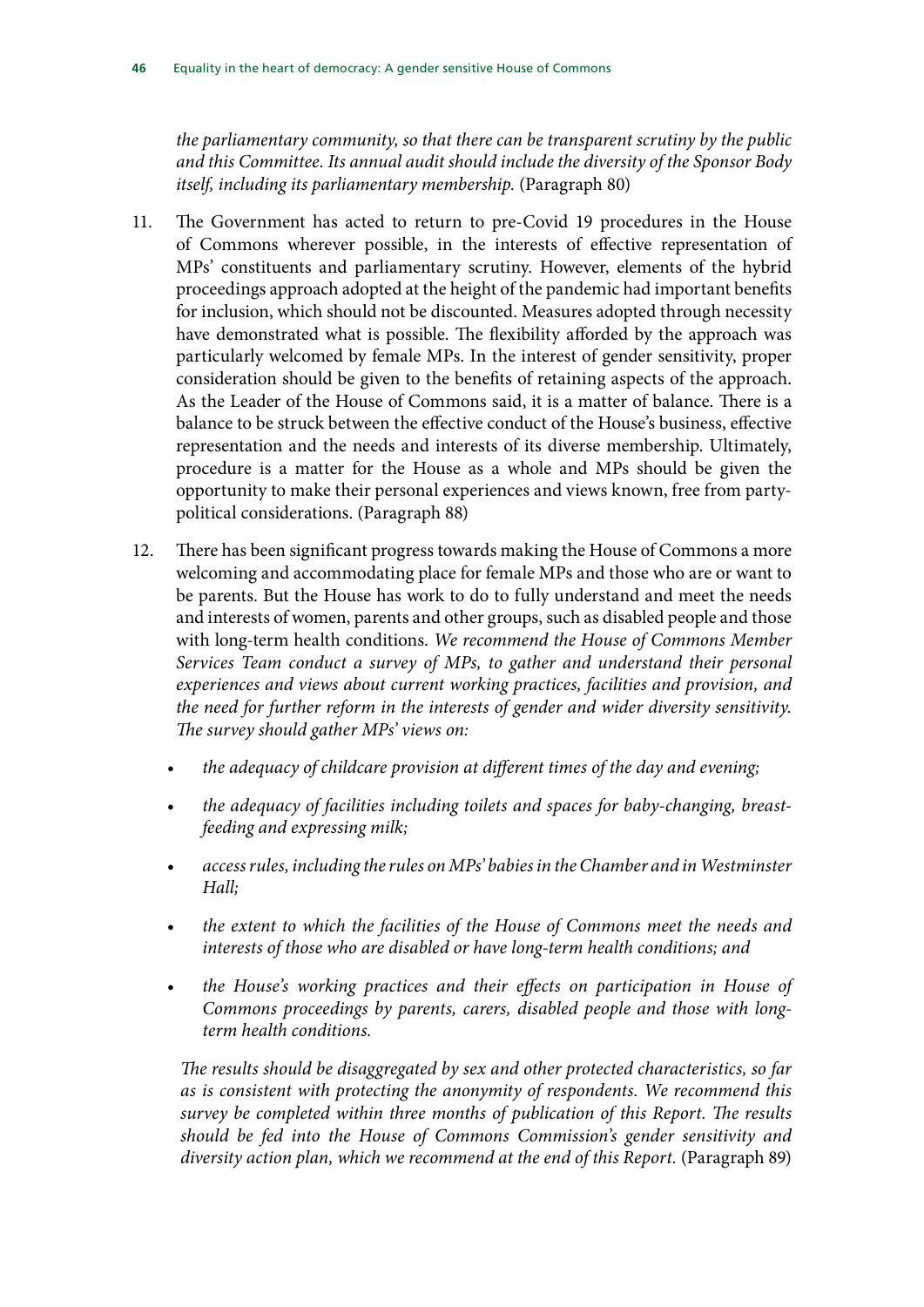*the parliamentary community, so that there can be transparent scrutiny by the public and this Committee. Its annual audit should include the diversity of the Sponsor Body itself, including its parliamentary membership.* (Paragraph 80)

11. The Government has acted to return to pre-Covid 19 procedures in the House of Commons wherever possible, in the interests of effective representation of MPs' constituents and parliamentary scrutiny. However, elements of the hybrid proceedings approach adopted at the height of the pandemic had important benefits for inclusion, which should not be discounted. Measures adopted through necessity have demonstrated what is possible. The flexibility afforded by the approach was particularly welcomed by female MPs. In the interest of gender sensitivity, proper consideration should be given to the benefits of retaining aspects of the approach. As the Leader of the House of Commons said, it is a matter of balance. There is a balance to be struck between the effective conduct of the House's business, effective representation and the needs and interests of its diverse membership. Ultimately, procedure is a matter for the House as a whole and MPs should be given the opportunity to make their personal experiences and views known, free from party-political considerations. (Paragraph 88)

12. There has been significant progress towards making the House of Commons a more welcoming and accommodating place for female MPs and those who are or want to be parents. But the House has work to do to fully understand and meet the needs and interests of women, parents and other groups, such as disabled people and those with long-term health conditions. *We recommend the House of Commons Member Services Team conduct a survey of MPs, to gather and understand their personal experiences and views about current working practices, facilities and provision, and the need for further reform in the interests of gender and wider diversity sensitivity. The survey should gather MPs' views on:*

    - *the adequacy of childcare provision at different times of the day and evening;*
    - *the adequacy of facilities including toilets and spaces for baby-changing, breast-feeding and expressing milk;*
    - *access rules, including the rules on MPs' babies in the Chamber and in Westminster Hall;*
    - *the extent to which the facilities of the House of Commons meet the needs and interests of those who are disabled or have long-term health conditions; and*
    - *the House's working practices and their effects on participation in House of Commons proceedings by parents, carers, disabled people and those with long-term health conditions.*

    *The results should be disaggregated by sex and other protected characteristics, so far as is consistent with protecting the anonymity of respondents. We recommend this survey be completed within three months of publication of this Report. The results should be fed into the House of Commons Commission's gender sensitivity and diversity action plan, which we recommend at the end of this Report.* (Paragraph 89)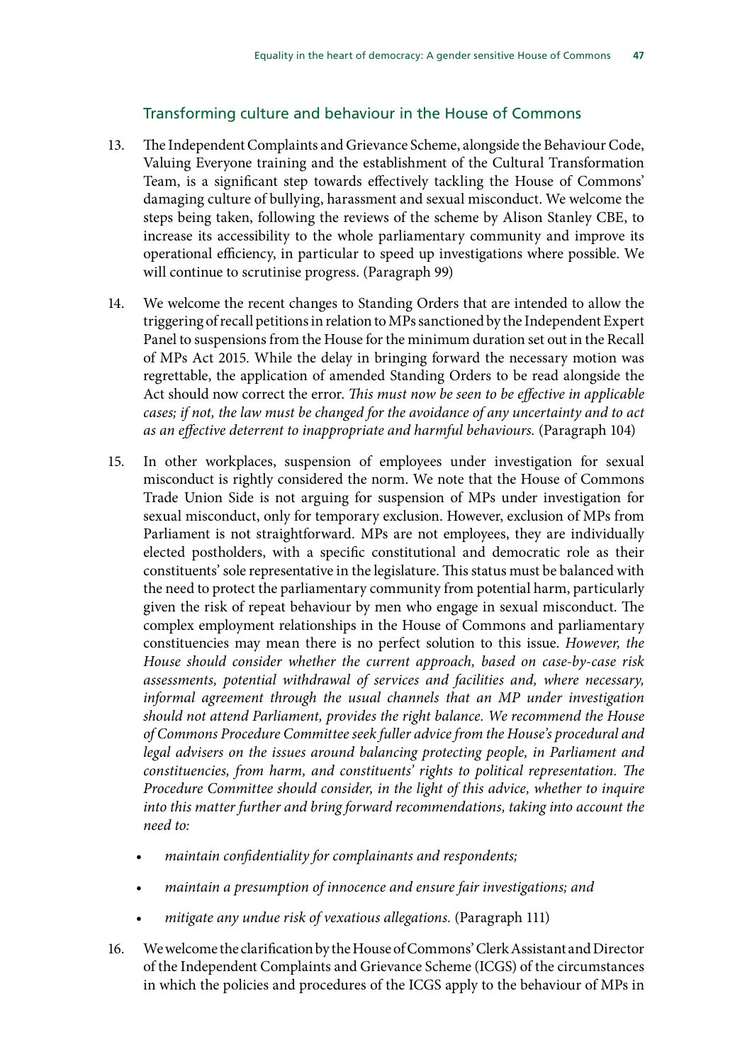### Transforming culture and behaviour in the House of Commons

13. The Independent Complaints and Grievance Scheme, alongside the Behaviour Code, Valuing Everyone training and the establishment of the Cultural Transformation Team, is a significant step towards effectively tackling the House of Commons' damaging culture of bullying, harassment and sexual misconduct. We welcome the steps being taken, following the reviews of the scheme by Alison Stanley CBE, to increase its accessibility to the whole parliamentary community and improve its operational efficiency, in particular to speed up investigations where possible. We will continue to scrutinise progress. (Paragraph 99)

14. We welcome the recent changes to Standing Orders that are intended to allow the triggering of recall petitions in relation to MPs sanctioned by the Independent Expert Panel to suspensions from the House for the minimum duration set out in the Recall of MPs Act 2015. While the delay in bringing forward the necessary motion was regrettable, the application of amended Standing Orders to be read alongside the Act should now correct the error. *This must now be seen to be effective in applicable cases; if not, the law must be changed for the avoidance of any uncertainty and to act as an effective deterrent to inappropriate and harmful behaviours.* (Paragraph 104)

15. In other workplaces, suspension of employees under investigation for sexual misconduct is rightly considered the norm. We note that the House of Commons Trade Union Side is not arguing for suspension of MPs under investigation for sexual misconduct, only for temporary exclusion. However, exclusion of MPs from Parliament is not straightforward. MPs are not employees, they are individually elected postholders, with a specific constitutional and democratic role as their constituents' sole representative in the legislature. This status must be balanced with the need to protect the parliamentary community from potential harm, particularly given the risk of repeat behaviour by men who engage in sexual misconduct. The complex employment relationships in the House of Commons and parliamentary constituencies may mean there is no perfect solution to this issue. *However, the House should consider whether the current approach, based on case-by-case risk assessments, potential withdrawal of services and facilities and, where necessary, informal agreement through the usual channels that an MP under investigation should not attend Parliament, provides the right balance. We recommend the House of Commons Procedure Committee seek fuller advice from the House's procedural and legal advisers on the issues around balancing protecting people, in Parliament and constituencies, from harm, and constituents' rights to political representation. The Procedure Committee should consider, in the light of this advice, whether to inquire into this matter further and bring forward recommendations, taking into account the need to:*

    - *maintain confidentiality for complainants and respondents;*
    - *maintain a presumption of innocence and ensure fair investigations; and*
    - *mitigate any undue risk of vexatious allegations.* (Paragraph 111)

16. We welcome the clarification by the House of Commons' Clerk Assistant and Director of the Independent Complaints and Grievance Scheme (ICGS) of the circumstances in which the policies and procedures of the ICGS apply to the behaviour of MPs in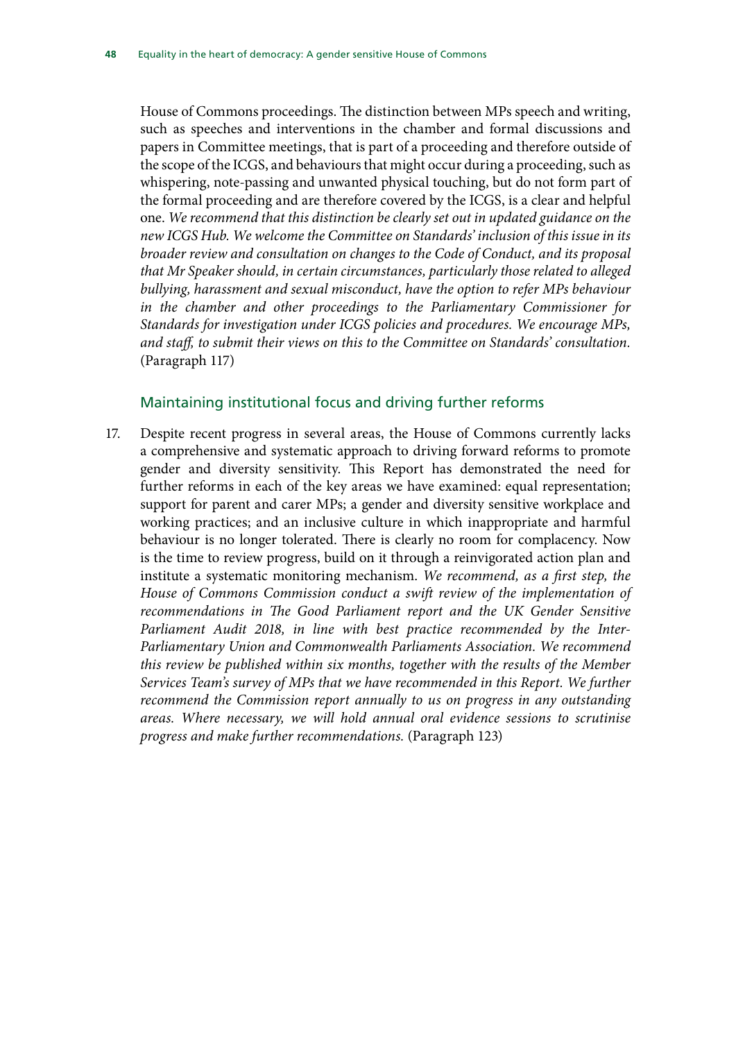House of Commons proceedings. The distinction between MPs speech and writing, such as speeches and interventions in the chamber and formal discussions and papers in Committee meetings, that is part of a proceeding and therefore outside of the scope of the ICGS, and behaviours that might occur during a proceeding, such as whispering, note-passing and unwanted physical touching, but do not form part of the formal proceeding and are therefore covered by the ICGS, is a clear and helpful one. *We recommend that this distinction be clearly set out in updated guidance on the new ICGS Hub. We welcome the Committee on Standards' inclusion of this issue in its broader review and consultation on changes to the Code of Conduct, and its proposal that Mr Speaker should, in certain circumstances, particularly those related to alleged bullying, harassment and sexual misconduct, have the option to refer MPs behaviour in the chamber and other proceedings to the Parliamentary Commissioner for Standards for investigation under ICGS policies and procedures. We encourage MPs, and staff, to submit their views on this to the Committee on Standards' consultation.* (Paragraph 117)

## Maintaining institutional focus and driving further reforms

17. Despite recent progress in several areas, the House of Commons currently lacks a comprehensive and systematic approach to driving forward reforms to promote gender and diversity sensitivity. This Report has demonstrated the need for further reforms in each of the key areas we have examined: equal representation; support for parent and carer MPs; a gender and diversity sensitive workplace and working practices; and an inclusive culture in which inappropriate and harmful behaviour is no longer tolerated. There is clearly no room for complacency. Now is the time to review progress, build on it through a reinvigorated action plan and institute a systematic monitoring mechanism. *We recommend, as a first step, the House of Commons Commission conduct a swift review of the implementation of recommendations in The Good Parliament report and the UK Gender Sensitive Parliament Audit 2018, in line with best practice recommended by the Inter-Parliamentary Union and Commonwealth Parliaments Association. We recommend this review be published within six months, together with the results of the Member Services Team's survey of MPs that we have recommended in this Report. We further recommend the Commission report annually to us on progress in any outstanding areas. Where necessary, we will hold annual oral evidence sessions to scrutinise progress and make further recommendations.* (Paragraph 123)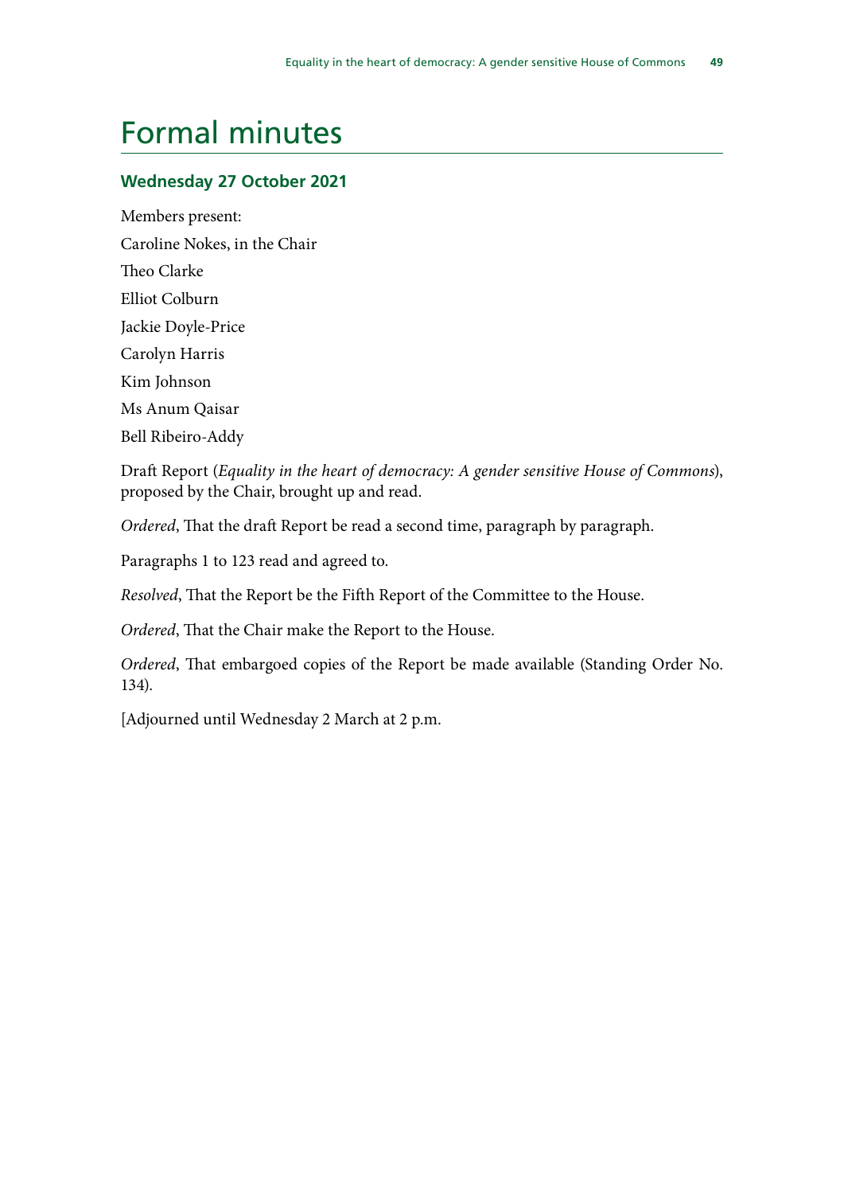# Formal minutes

## Wednesday 27 October 2021

Members present:

Caroline Nokes, in the Chair

Theo Clarke

Elliot Colburn

Jackie Doyle-Price

Carolyn Harris

Kim Johnson

Ms Anum Qaisar

Bell Ribeiro-Addy

Draft Report (*Equality in the heart of democracy: A gender sensitive House of Commons*), proposed by the Chair, brought up and read.

*Ordered*, That the draft Report be read a second time, paragraph by paragraph.

Paragraphs 1 to 123 read and agreed to.

*Resolved*, That the Report be the Fifth Report of the Committee to the House.

*Ordered*, That the Chair make the Report to the House.

*Ordered*, That embargoed copies of the Report be made available (Standing Order No. 134).

[Adjourned until Wednesday 2 March at 2 p.m.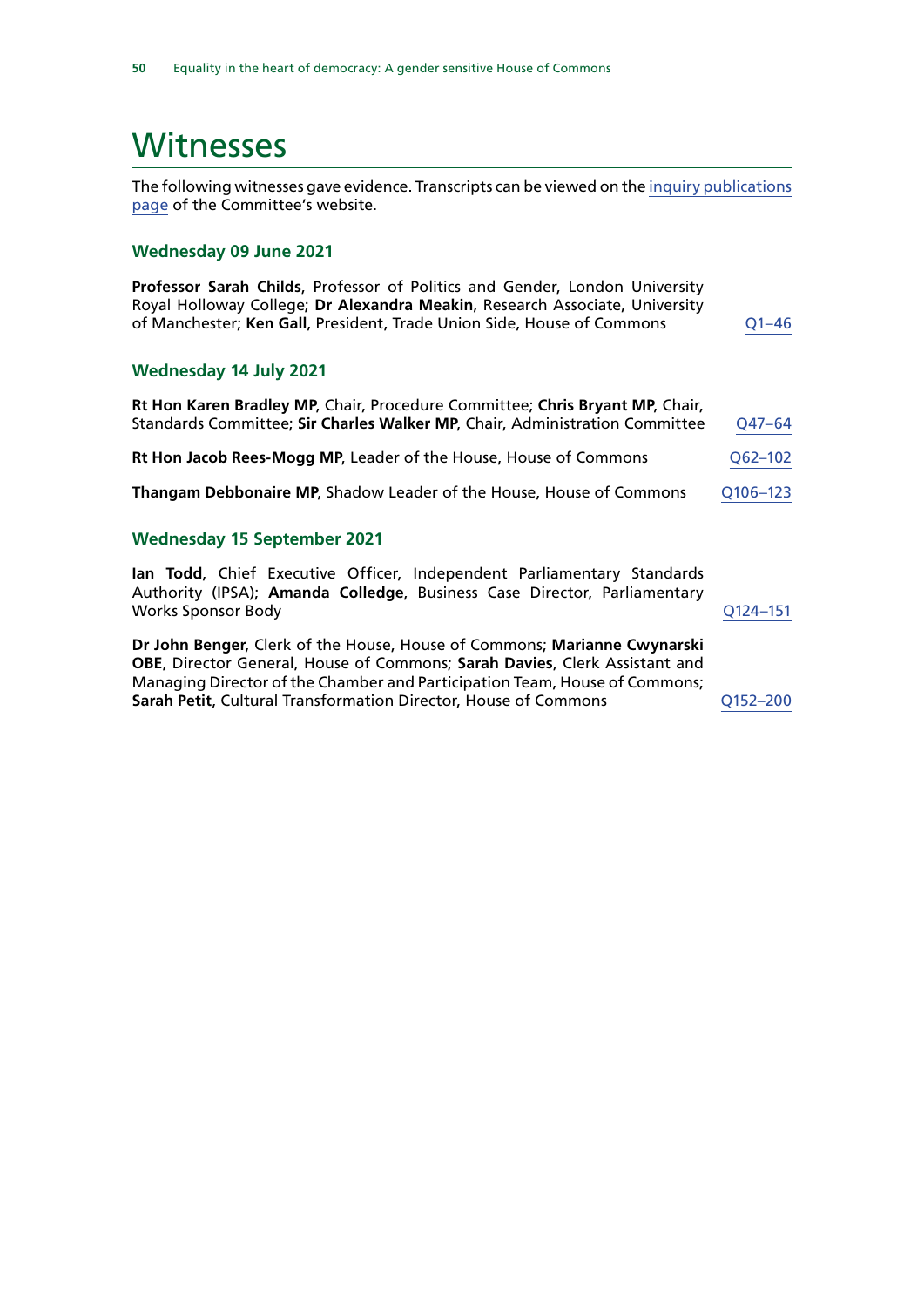# Witnesses

The following witnesses gave evidence. Transcripts can be viewed on the inquiry publications page of the Committee's website.

### Wednesday 09 June 2021

**Professor Sarah Childs**, Professor of Politics and Gender, London University Royal Holloway College; **Dr Alexandra Meakin**, Research Associate, University of Manchester; **Ken Gall**, President, Trade Union Side, House of Commons — Q1–46

### Wednesday 14 July 2021

**Rt Hon Karen Bradley MP**, Chair, Procedure Committee; **Chris Bryant MP**, Chair, Standards Committee; **Sir Charles Walker MP**, Chair, Administration Committee — Q47–64

**Rt Hon Jacob Rees-Mogg MP**, Leader of the House, House of Commons — Q62–102

**Thangam Debbonaire MP**, Shadow Leader of the House, House of Commons — Q106–123

### Wednesday 15 September 2021

**Ian Todd**, Chief Executive Officer, Independent Parliamentary Standards Authority (IPSA); **Amanda Colledge**, Business Case Director, Parliamentary Works Sponsor Body — Q124–151

**Dr John Benger**, Clerk of the House, House of Commons; **Marianne Cwynarski OBE**, Director General, House of Commons; **Sarah Davies**, Clerk Assistant and Managing Director of the Chamber and Participation Team, House of Commons; **Sarah Petit**, Cultural Transformation Director, House of Commons — Q152–200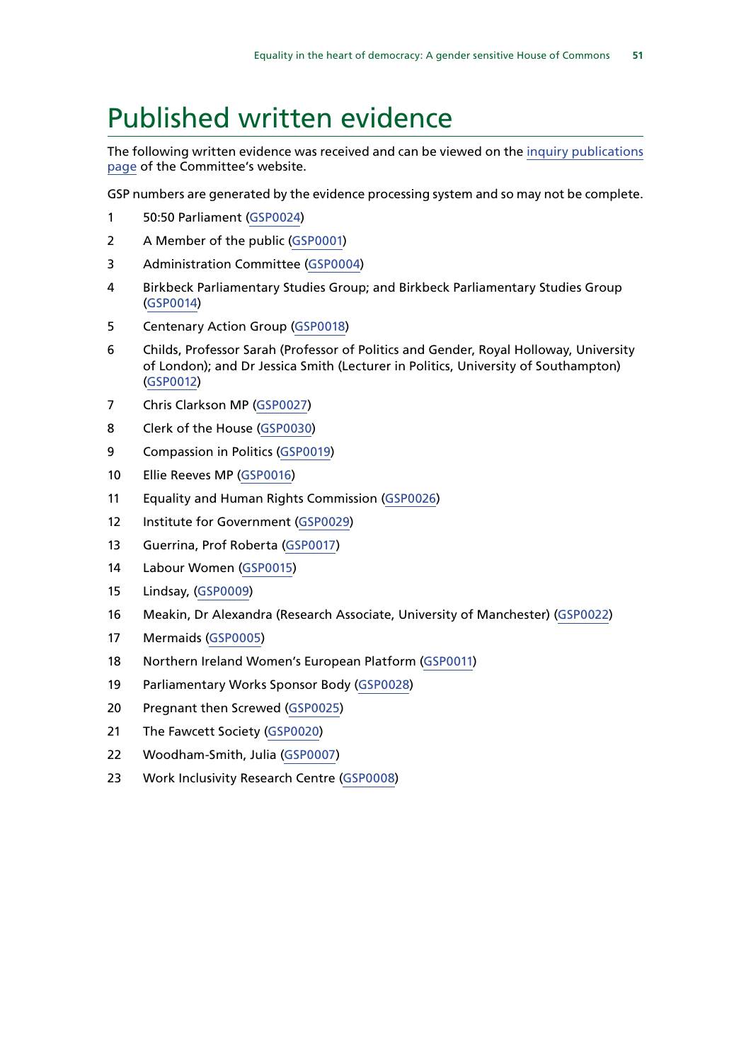# Published written evidence

The following written evidence was received and can be viewed on the inquiry publications page of the Committee's website.

GSP numbers are generated by the evidence processing system and so may not be complete.

1 50:50 Parliament (GSP0024)

2 A Member of the public (GSP0001)

3 Administration Committee (GSP0004)

4 Birkbeck Parliamentary Studies Group; and Birkbeck Parliamentary Studies Group (GSP0014)

5 Centenary Action Group (GSP0018)

6 Childs, Professor Sarah (Professor of Politics and Gender, Royal Holloway, University of London); and Dr Jessica Smith (Lecturer in Politics, University of Southampton) (GSP0012)

7 Chris Clarkson MP (GSP0027)

8 Clerk of the House (GSP0030)

9 Compassion in Politics (GSP0019)

10 Ellie Reeves MP (GSP0016)

11 Equality and Human Rights Commission (GSP0026)

12 Institute for Government (GSP0029)

13 Guerrina, Prof Roberta (GSP0017)

14 Labour Women (GSP0015)

15 Lindsay, (GSP0009)

16 Meakin, Dr Alexandra (Research Associate, University of Manchester) (GSP0022)

17 Mermaids (GSP0005)

18 Northern Ireland Women's European Platform (GSP0011)

19 Parliamentary Works Sponsor Body (GSP0028)

20 Pregnant then Screwed (GSP0025)

21 The Fawcett Society (GSP0020)

22 Woodham-Smith, Julia (GSP0007)

23 Work Inclusivity Research Centre (GSP0008)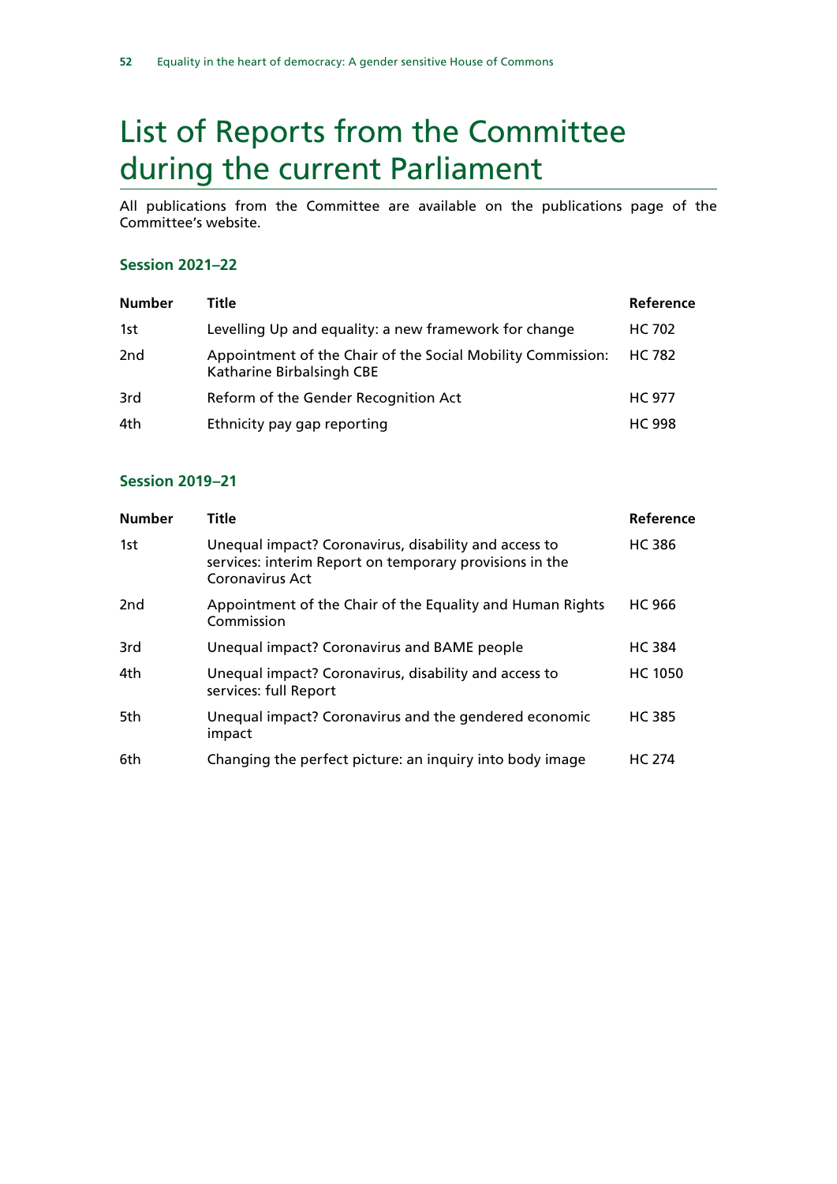# List of Reports from the Committee during the current Parliament

All publications from the Committee are available on the publications page of the Committee's website.

### Session 2021–22

| Number | Title | Reference |
|---|---|---|
| 1st | Levelling Up and equality: a new framework for change | HC 702 |
| 2nd | Appointment of the Chair of the Social Mobility Commission: Katharine Birbalsingh CBE | HC 782 |
| 3rd | Reform of the Gender Recognition Act | HC 977 |
| 4th | Ethnicity pay gap reporting | HC 998 |

### Session 2019–21

| Number | Title | Reference |
|---|---|---|
| 1st | Unequal impact? Coronavirus, disability and access to services: interim Report on temporary provisions in the Coronavirus Act | HC 386 |
| 2nd | Appointment of the Chair of the Equality and Human Rights Commission | HC 966 |
| 3rd | Unequal impact? Coronavirus and BAME people | HC 384 |
| 4th | Unequal impact? Coronavirus, disability and access to services: full Report | HC 1050 |
| 5th | Unequal impact? Coronavirus and the gendered economic impact | HC 385 |
| 6th | Changing the perfect picture: an inquiry into body image | HC 274 |